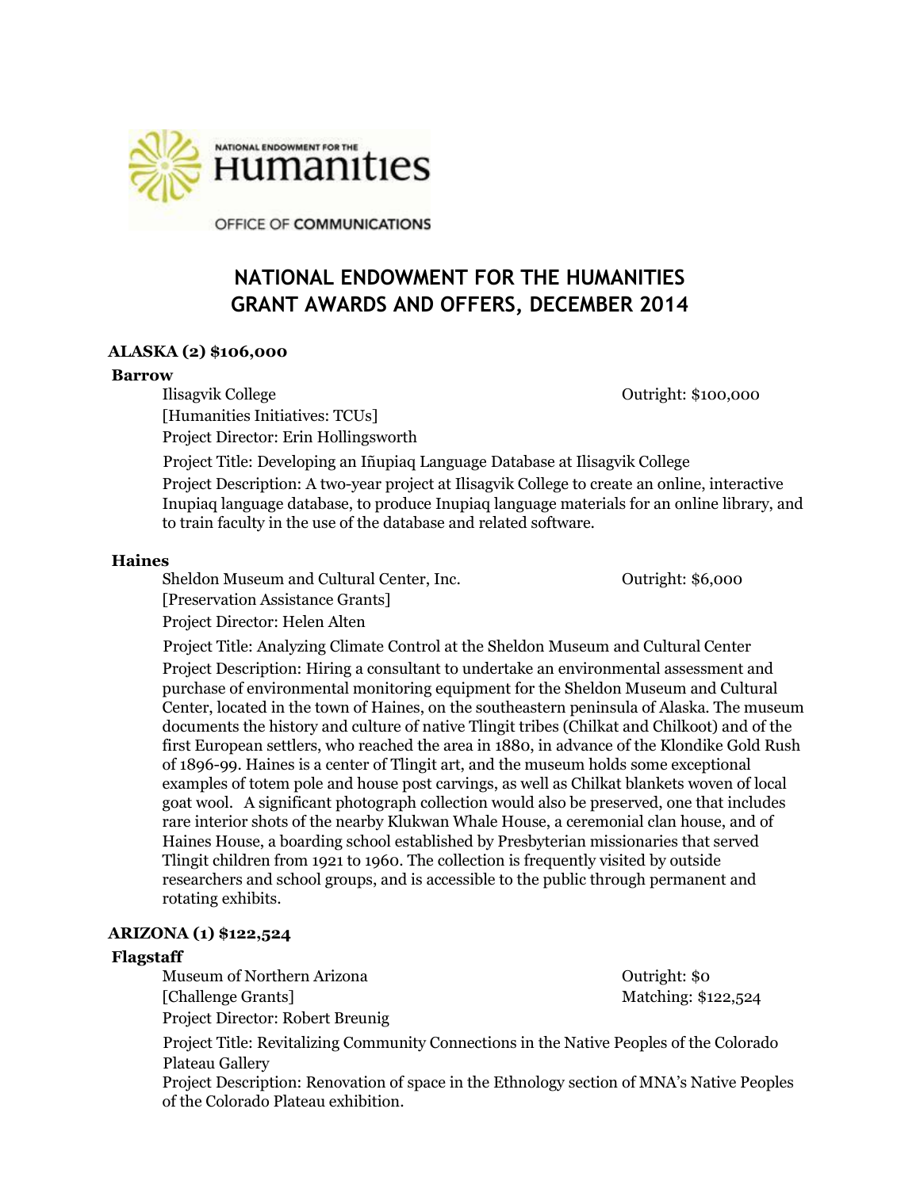NATIONAL ENDOWMENT FOR THE Humanities

OFFICE OF COMMUNICATIONS

# NATIONAL ENDOWMENT FOR THE HUMANITIES GRANT AWARDS AND OFFERS, DECEMBER 2014

## ALASKA (2) $106,000

### Barrow

Ilisagvik College — Outright: $100,000
[Humanities Initiatives: TCUs]
Project Director: Erin Hollingsworth

Project Title: Developing an Iñupiaq Language Database at Ilisagvik College
Project Description: A two-year project at Ilisagvik College to create an online, interactive Inupiaq language database, to produce Inupiaq language materials for an online library, and to train faculty in the use of the database and related software.

### Haines

Sheldon Museum and Cultural Center, Inc. — Outright: $6,000
[Preservation Assistance Grants]
Project Director: Helen Alten

Project Title: Analyzing Climate Control at the Sheldon Museum and Cultural Center
Project Description: Hiring a consultant to undertake an environmental assessment and purchase of environmental monitoring equipment for the Sheldon Museum and Cultural Center, located in the town of Haines, on the southeastern peninsula of Alaska. The museum documents the history and culture of native Tlingit tribes (Chilkat and Chilkoot) and of the first European settlers, who reached the area in 1880, in advance of the Klondike Gold Rush of 1896-99. Haines is a center of Tlingit art, and the museum holds some exceptional examples of totem pole and house post carvings, as well as Chilkat blankets woven of local goat wool. A significant photograph collection would also be preserved, one that includes rare interior shots of the nearby Klukwan Whale House, a ceremonial clan house, and of Haines House, a boarding school established by Presbyterian missionaries that served Tlingit children from 1921 to 1960. The collection is frequently visited by outside researchers and school groups, and is accessible to the public through permanent and rotating exhibits.

## ARIZONA (1) $122,524

### Flagstaff

Museum of Northern Arizona — Outright: $0
[Challenge Grants] — Matching: $122,524
Project Director: Robert Breunig

Project Title: Revitalizing Community Connections in the Native Peoples of the Colorado Plateau Gallery
Project Description: Renovation of space in the Ethnology section of MNA's Native Peoples of the Colorado Plateau exhibition.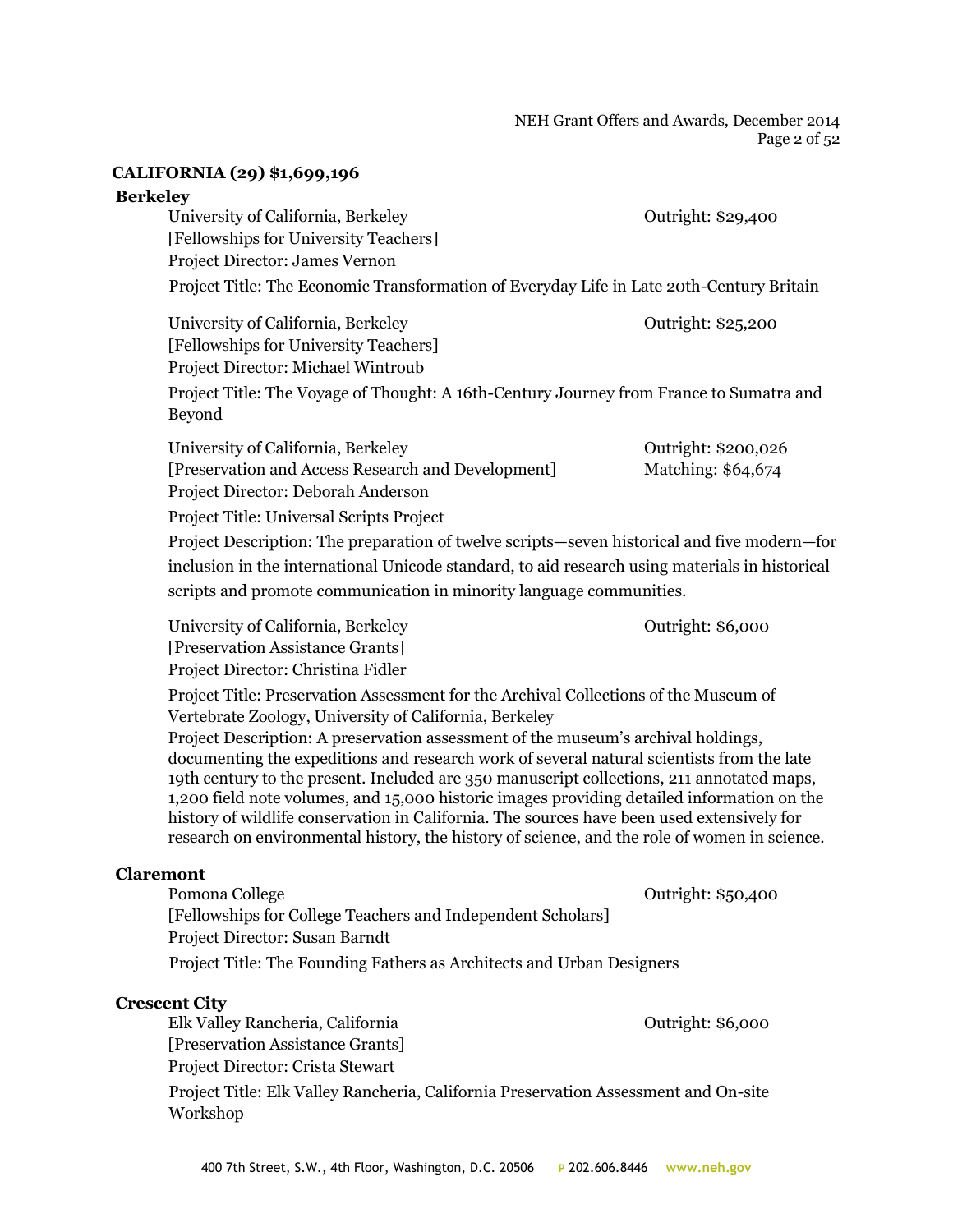## CALIFORNIA (29) $1,699,196

### Berkeley

University of California, Berkeley — Outright: $29,400
[Fellowships for University Teachers]
Project Director: James Vernon

Project Title: The Economic Transformation of Everyday Life in Late 20th-Century Britain

University of California, Berkeley — Outright: $25,200
[Fellowships for University Teachers]
Project Director: Michael Wintroub

Project Title: The Voyage of Thought: A 16th-Century Journey from France to Sumatra and Beyond

University of California, Berkeley — Outright: $200,026; Matching: $64,674
[Preservation and Access Research and Development]
Project Director: Deborah Anderson

Project Title: Universal Scripts Project

Project Description: The preparation of twelve scripts—seven historical and five modern—for inclusion in the international Unicode standard, to aid research using materials in historical scripts and promote communication in minority language communities.

University of California, Berkeley — Outright: $6,000
[Preservation Assistance Grants]
Project Director: Christina Fidler

Project Title: Preservation Assessment for the Archival Collections of the Museum of Vertebrate Zoology, University of California, Berkeley

Project Description: A preservation assessment of the museum's archival holdings, documenting the expeditions and research work of several natural scientists from the late 19th century to the present. Included are 350 manuscript collections, 211 annotated maps, 1,200 field note volumes, and 15,000 historic images providing detailed information on the history of wildlife conservation in California. The sources have been used extensively for research on environmental history, the history of science, and the role of women in science.

### Claremont

Pomona College — Outright: $50,400
[Fellowships for College Teachers and Independent Scholars]
Project Director: Susan Barndt

Project Title: The Founding Fathers as Architects and Urban Designers

### Crescent City

Elk Valley Rancheria, California — Outright: $6,000
[Preservation Assistance Grants]
Project Director: Crista Stewart

Project Title: Elk Valley Rancheria, California Preservation Assessment and On-site Workshop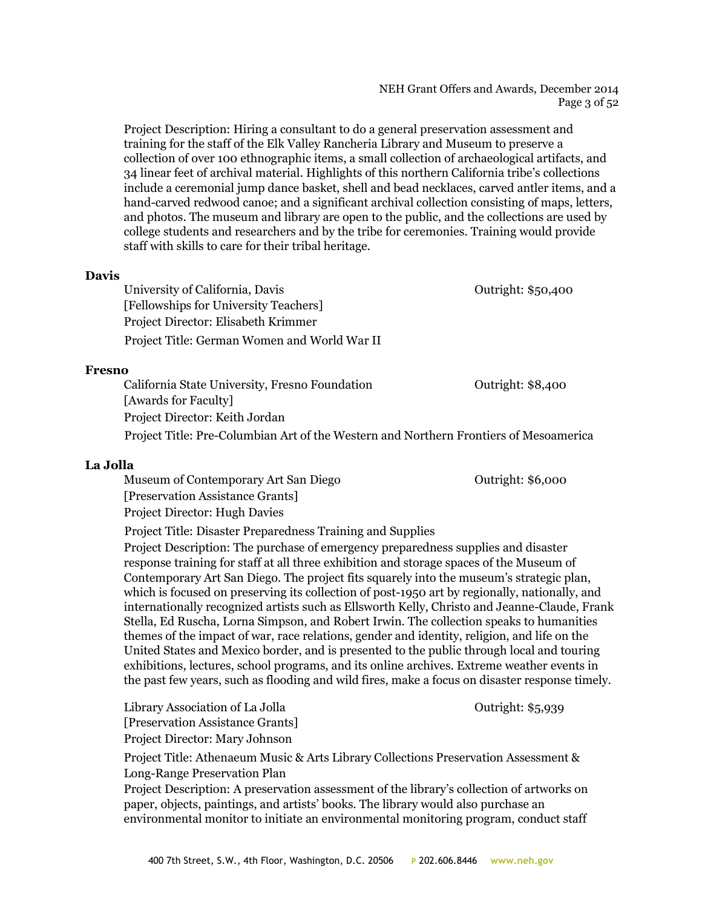Project Description: Hiring a consultant to do a general preservation assessment and training for the staff of the Elk Valley Rancheria Library and Museum to preserve a collection of over 100 ethnographic items, a small collection of archaeological artifacts, and 34 linear feet of archival material. Highlights of this northern California tribe's collections include a ceremonial jump dance basket, shell and bead necklaces, carved antler items, and a hand-carved redwood canoe; and a significant archival collection consisting of maps, letters, and photos. The museum and library are open to the public, and the collections are used by college students and researchers and by the tribe for ceremonies. Training would provide staff with skills to care for their tribal heritage.

**Davis**

University of California, Davis — Outright: $50,400
[Fellowships for University Teachers]
Project Director: Elisabeth Krimmer
Project Title: German Women and World War II

**Fresno**

California State University, Fresno Foundation — Outright: $8,400
[Awards for Faculty]
Project Director: Keith Jordan
Project Title: Pre-Columbian Art of the Western and Northern Frontiers of Mesoamerica

**La Jolla**

Museum of Contemporary Art San Diego — Outright: $6,000
[Preservation Assistance Grants]
Project Director: Hugh Davies
Project Title: Disaster Preparedness Training and Supplies
Project Description: The purchase of emergency preparedness supplies and disaster response training for staff at all three exhibition and storage spaces of the Museum of Contemporary Art San Diego. The project fits squarely into the museum's strategic plan, which is focused on preserving its collection of post-1950 art by regionally, nationally, and internationally recognized artists such as Ellsworth Kelly, Christo and Jeanne-Claude, Frank Stella, Ed Ruscha, Lorna Simpson, and Robert Irwin. The collection speaks to humanities themes of the impact of war, race relations, gender and identity, religion, and life on the United States and Mexico border, and is presented to the public through local and touring exhibitions, lectures, school programs, and its online archives. Extreme weather events in the past few years, such as flooding and wild fires, make a focus on disaster response timely.

Library Association of La Jolla — Outright: $5,939
[Preservation Assistance Grants]
Project Director: Mary Johnson
Project Title: Athenaeum Music & Arts Library Collections Preservation Assessment & Long-Range Preservation Plan
Project Description: A preservation assessment of the library's collection of artworks on paper, objects, paintings, and artists' books. The library would also purchase an environmental monitor to initiate an environmental monitoring program, conduct staff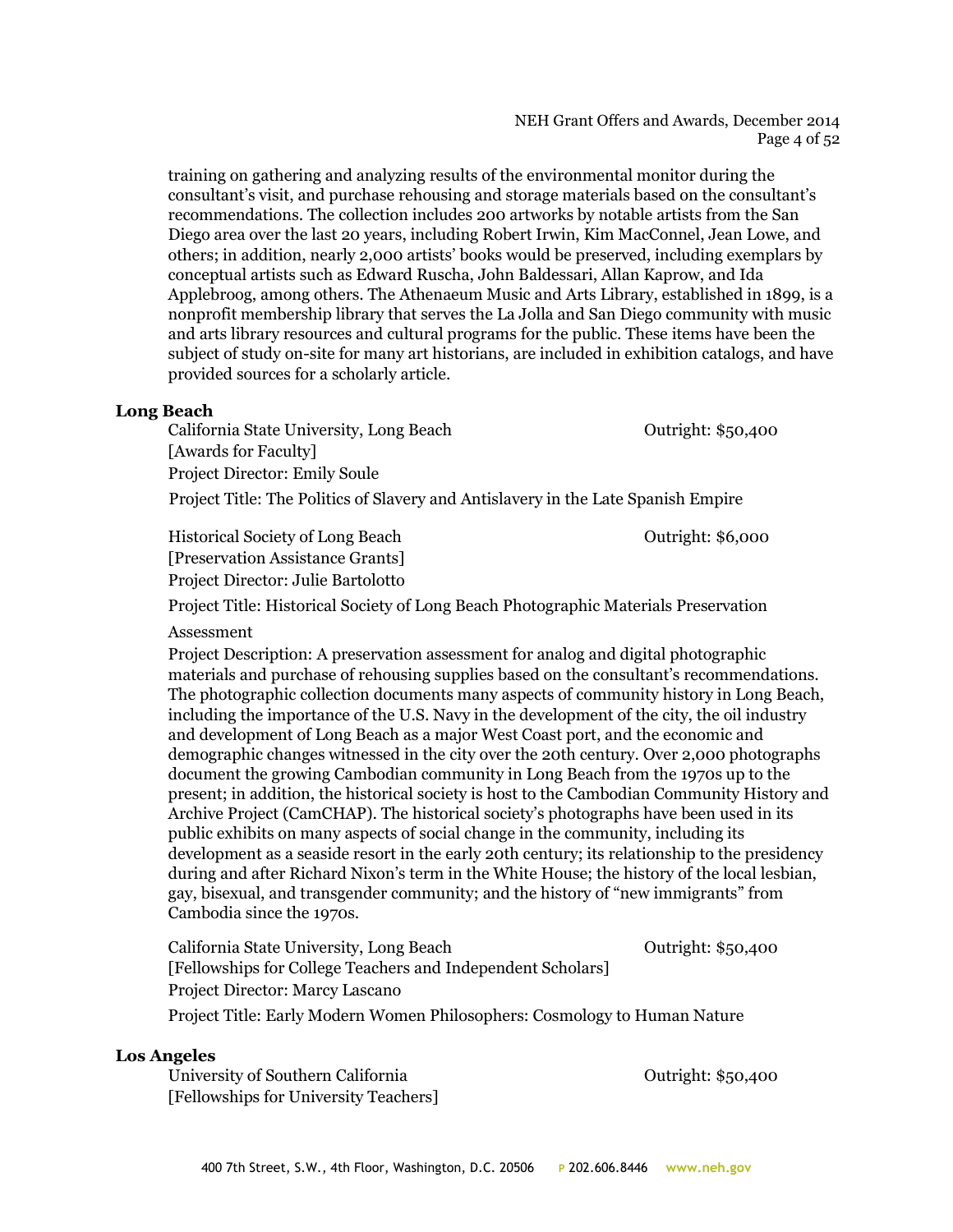training on gathering and analyzing results of the environmental monitor during the consultant's visit, and purchase rehousing and storage materials based on the consultant's recommendations. The collection includes 200 artworks by notable artists from the San Diego area over the last 20 years, including Robert Irwin, Kim MacConnel, Jean Lowe, and others; in addition, nearly 2,000 artists' books would be preserved, including exemplars by conceptual artists such as Edward Ruscha, John Baldessari, Allan Kaprow, and Ida Applebroog, among others. The Athenaeum Music and Arts Library, established in 1899, is a nonprofit membership library that serves the La Jolla and San Diego community with music and arts library resources and cultural programs for the public. These items have been the subject of study on-site for many art historians, are included in exhibition catalogs, and have provided sources for a scholarly article.

**Long Beach**

California State University, Long Beach — Outright: $50,400
[Awards for Faculty]
Project Director: Emily Soule
Project Title: The Politics of Slavery and Antislavery in the Late Spanish Empire

Historical Society of Long Beach — Outright: $6,000
[Preservation Assistance Grants]
Project Director: Julie Bartolotto
Project Title: Historical Society of Long Beach Photographic Materials Preservation Assessment
Project Description: A preservation assessment for analog and digital photographic materials and purchase of rehousing supplies based on the consultant's recommendations. The photographic collection documents many aspects of community history in Long Beach, including the importance of the U.S. Navy in the development of the city, the oil industry and development of Long Beach as a major West Coast port, and the economic and demographic changes witnessed in the city over the 20th century. Over 2,000 photographs document the growing Cambodian community in Long Beach from the 1970s up to the present; in addition, the historical society is host to the Cambodian Community History and Archive Project (CamCHAP). The historical society's photographs have been used in its public exhibits on many aspects of social change in the community, including its development as a seaside resort in the early 20th century; its relationship to the presidency during and after Richard Nixon's term in the White House; the history of the local lesbian, gay, bisexual, and transgender community; and the history of "new immigrants" from Cambodia since the 1970s.

California State University, Long Beach — Outright: $50,400
[Fellowships for College Teachers and Independent Scholars]
Project Director: Marcy Lascano
Project Title: Early Modern Women Philosophers: Cosmology to Human Nature

**Los Angeles**

University of Southern California — Outright: $50,400
[Fellowships for University Teachers]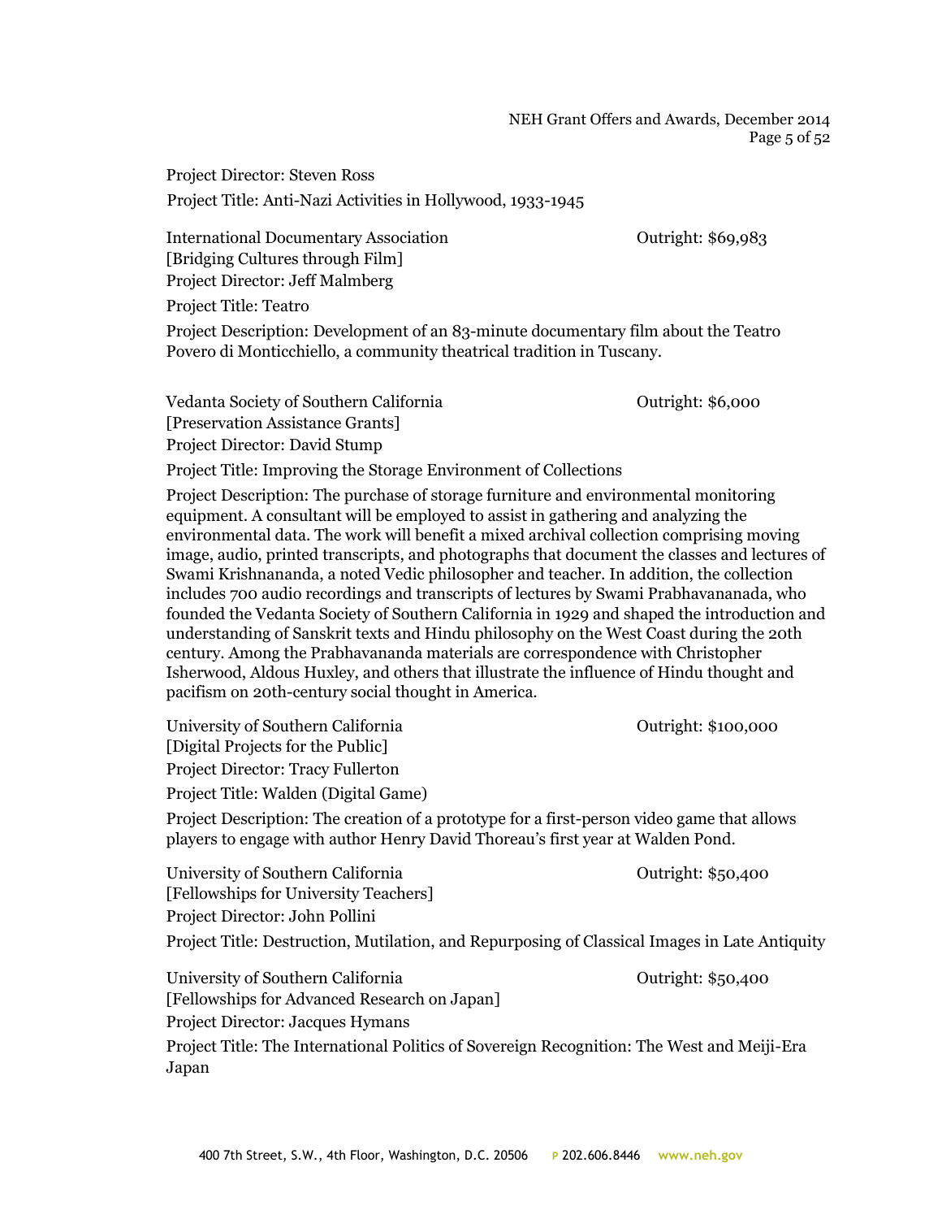Project Director: Steven Ross

Project Title: Anti-Nazi Activities in Hollywood, 1933-1945

International Documentary Association — Outright: $69,983

[Bridging Cultures through Film]

Project Director: Jeff Malmberg

Project Title: Teatro

Project Description: Development of an 83-minute documentary film about the Teatro Povero di Monticchiello, a community theatrical tradition in Tuscany.

Vedanta Society of Southern California — Outright: $6,000

[Preservation Assistance Grants]

Project Director: David Stump

Project Title: Improving the Storage Environment of Collections

Project Description: The purchase of storage furniture and environmental monitoring equipment. A consultant will be employed to assist in gathering and analyzing the environmental data. The work will benefit a mixed archival collection comprising moving image, audio, printed transcripts, and photographs that document the classes and lectures of Swami Krishnananda, a noted Vedic philosopher and teacher. In addition, the collection includes 700 audio recordings and transcripts of lectures by Swami Prabhavananada, who founded the Vedanta Society of Southern California in 1929 and shaped the introduction and understanding of Sanskrit texts and Hindu philosophy on the West Coast during the 20th century. Among the Prabhavananda materials are correspondence with Christopher Isherwood, Aldous Huxley, and others that illustrate the influence of Hindu thought and pacifism on 20th-century social thought in America.

University of Southern California — Outright: $100,000

[Digital Projects for the Public]

Project Director: Tracy Fullerton

Project Title: Walden (Digital Game)

Project Description: The creation of a prototype for a first-person video game that allows players to engage with author Henry David Thoreau's first year at Walden Pond.

University of Southern California — Outright: $50,400

[Fellowships for University Teachers]

Project Director: John Pollini

Project Title: Destruction, Mutilation, and Repurposing of Classical Images in Late Antiquity

University of Southern California — Outright: $50,400

[Fellowships for Advanced Research on Japan]

Project Director: Jacques Hymans

Project Title: The International Politics of Sovereign Recognition: The West and Meiji-Era Japan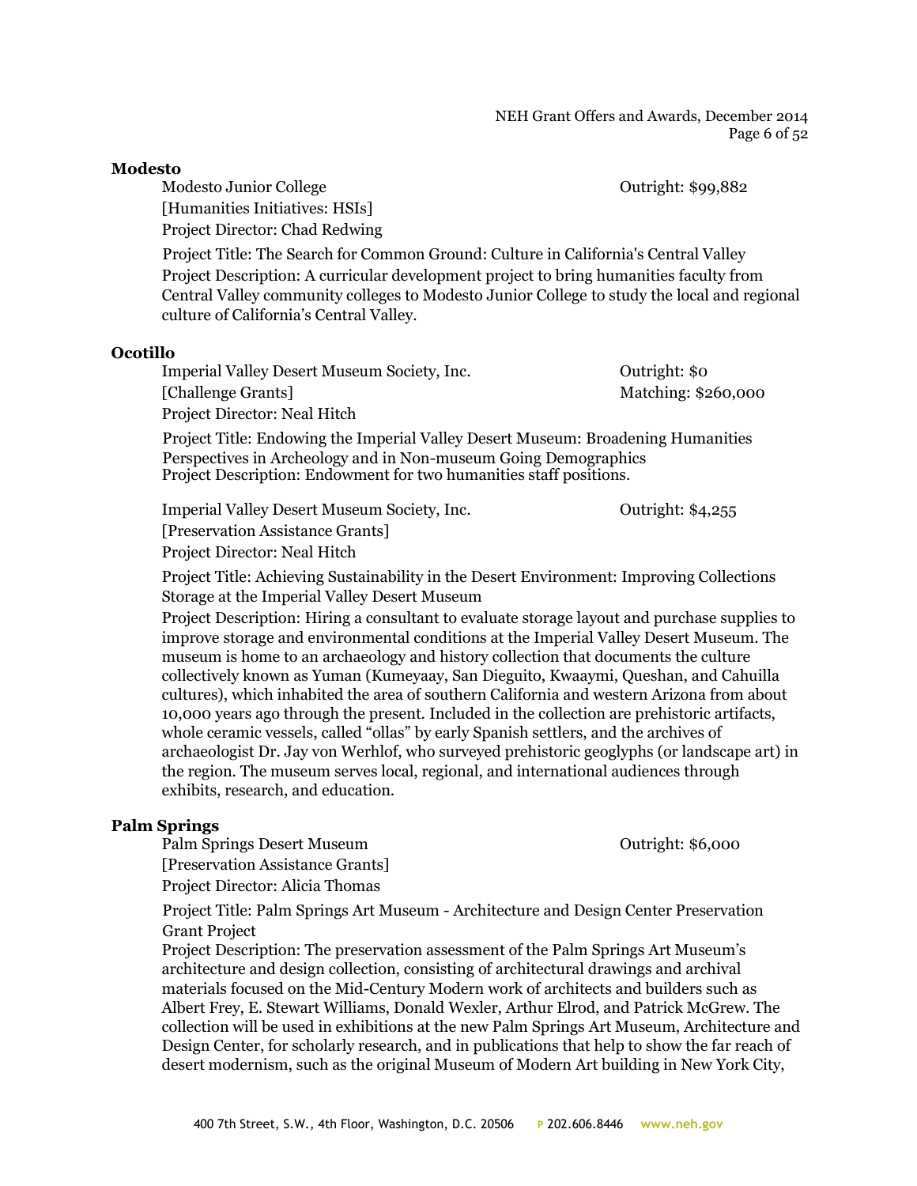**Modesto**

Modesto Junior College — Outright: $99,882
[Humanities Initiatives: HSIs]
Project Director: Chad Redwing

Project Title: The Search for Common Ground: Culture in California's Central Valley
Project Description: A curricular development project to bring humanities faculty from Central Valley community colleges to Modesto Junior College to study the local and regional culture of California's Central Valley.

**Ocotillo**

Imperial Valley Desert Museum Society, Inc. — Outright: $0
[Challenge Grants] — Matching: $260,000
Project Director: Neal Hitch

Project Title: Endowing the Imperial Valley Desert Museum: Broadening Humanities Perspectives in Archeology and in Non-museum Going Demographics
Project Description: Endowment for two humanities staff positions.

Imperial Valley Desert Museum Society, Inc. — Outright: $4,255
[Preservation Assistance Grants]
Project Director: Neal Hitch

Project Title: Achieving Sustainability in the Desert Environment: Improving Collections Storage at the Imperial Valley Desert Museum
Project Description: Hiring a consultant to evaluate storage layout and purchase supplies to improve storage and environmental conditions at the Imperial Valley Desert Museum. The museum is home to an archaeology and history collection that documents the culture collectively known as Yuman (Kumeyaay, San Dieguito, Kwaaymi, Queshan, and Cahuilla cultures), which inhabited the area of southern California and western Arizona from about 10,000 years ago through the present. Included in the collection are prehistoric artifacts, whole ceramic vessels, called "ollas" by early Spanish settlers, and the archives of archaeologist Dr. Jay von Werhlof, who surveyed prehistoric geoglyphs (or landscape art) in the region. The museum serves local, regional, and international audiences through exhibits, research, and education.

**Palm Springs**

Palm Springs Desert Museum — Outright: $6,000
[Preservation Assistance Grants]
Project Director: Alicia Thomas

Project Title: Palm Springs Art Museum - Architecture and Design Center Preservation Grant Project
Project Description: The preservation assessment of the Palm Springs Art Museum's architecture and design collection, consisting of architectural drawings and archival materials focused on the Mid-Century Modern work of architects and builders such as Albert Frey, E. Stewart Williams, Donald Wexler, Arthur Elrod, and Patrick McGrew. The collection will be used in exhibitions at the new Palm Springs Art Museum, Architecture and Design Center, for scholarly research, and in publications that help to show the far reach of desert modernism, such as the original Museum of Modern Art building in New York City,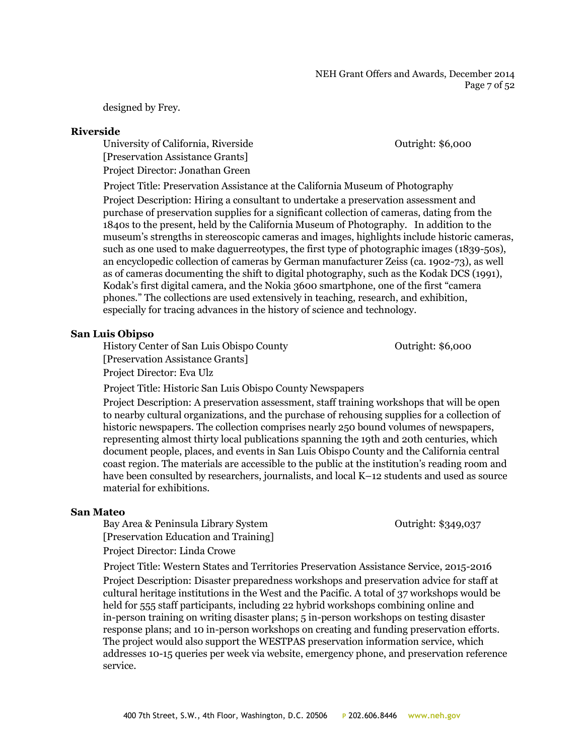designed by Frey.

**Riverside**

University of California, Riverside — Outright: $6,000
[Preservation Assistance Grants]
Project Director: Jonathan Green

Project Title: Preservation Assistance at the California Museum of Photography

Project Description: Hiring a consultant to undertake a preservation assessment and purchase of preservation supplies for a significant collection of cameras, dating from the 1840s to the present, held by the California Museum of Photography. In addition to the museum's strengths in stereoscopic cameras and images, highlights include historic cameras, such as one used to make daguerreotypes, the first type of photographic images (1839-50s), an encyclopedic collection of cameras by German manufacturer Zeiss (ca. 1902-73), as well as of cameras documenting the shift to digital photography, such as the Kodak DCS (1991), Kodak's first digital camera, and the Nokia 3600 smartphone, one of the first "camera phones." The collections are used extensively in teaching, research, and exhibition, especially for tracing advances in the history of science and technology.

**San Luis Obipso**

History Center of San Luis Obispo County — Outright: $6,000
[Preservation Assistance Grants]
Project Director: Eva Ulz

Project Title: Historic San Luis Obispo County Newspapers

Project Description: A preservation assessment, staff training workshops that will be open to nearby cultural organizations, and the purchase of rehousing supplies for a collection of historic newspapers. The collection comprises nearly 250 bound volumes of newspapers, representing almost thirty local publications spanning the 19th and 20th centuries, which document people, places, and events in San Luis Obispo County and the California central coast region. The materials are accessible to the public at the institution's reading room and have been consulted by researchers, journalists, and local K–12 students and used as source material for exhibitions.

**San Mateo**

Bay Area & Peninsula Library System — Outright: $349,037
[Preservation Education and Training]
Project Director: Linda Crowe

Project Title: Western States and Territories Preservation Assistance Service, 2015-2016

Project Description: Disaster preparedness workshops and preservation advice for staff at cultural heritage institutions in the West and the Pacific. A total of 37 workshops would be held for 555 staff participants, including 22 hybrid workshops combining online and in-person training on writing disaster plans; 5 in-person workshops on testing disaster response plans; and 10 in-person workshops on creating and funding preservation efforts. The project would also support the WESTPAS preservation information service, which addresses 10-15 queries per week via website, emergency phone, and preservation reference service.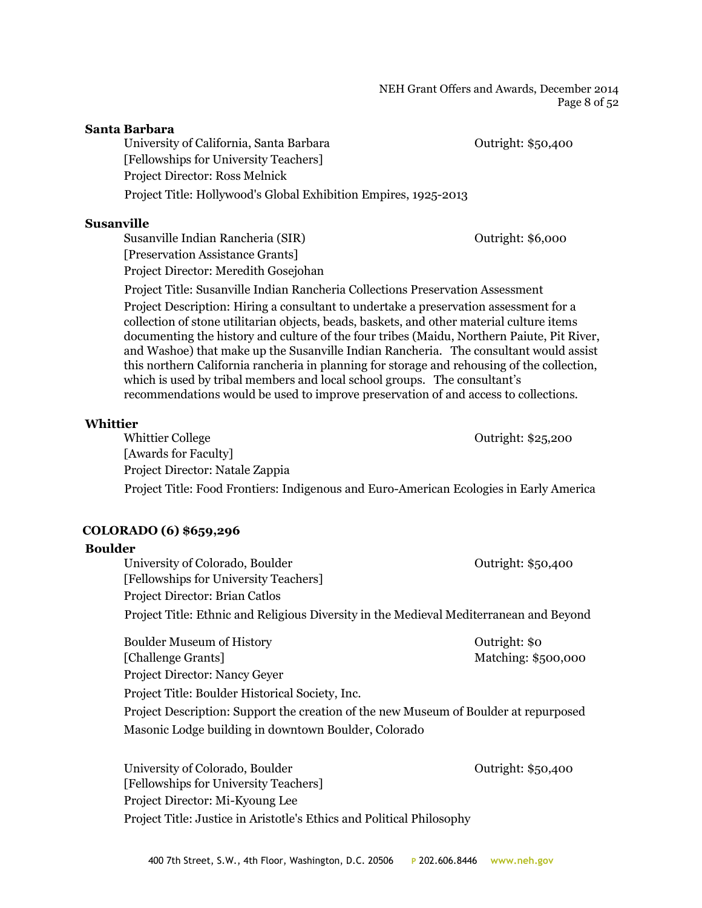**Santa Barbara**

University of California, Santa Barbara — Outright: $50,400
[Fellowships for University Teachers]
Project Director: Ross Melnick
Project Title: Hollywood's Global Exhibition Empires, 1925-2013

**Susanville**

Susanville Indian Rancheria (SIR) — Outright: $6,000
[Preservation Assistance Grants]
Project Director: Meredith Gosejohan
Project Title: Susanville Indian Rancheria Collections Preservation Assessment
Project Description: Hiring a consultant to undertake a preservation assessment for a collection of stone utilitarian objects, beads, baskets, and other material culture items documenting the history and culture of the four tribes (Maidu, Northern Paiute, Pit River, and Washoe) that make up the Susanville Indian Rancheria. The consultant would assist this northern California rancheria in planning for storage and rehousing of the collection, which is used by tribal members and local school groups. The consultant's recommendations would be used to improve preservation of and access to collections.

**Whittier**

Whittier College — Outright: $25,200
[Awards for Faculty]
Project Director: Natale Zappia
Project Title: Food Frontiers: Indigenous and Euro-American Ecologies in Early America

## COLORADO (6) $659,296

**Boulder**

University of Colorado, Boulder — Outright: $50,400
[Fellowships for University Teachers]
Project Director: Brian Catlos
Project Title: Ethnic and Religious Diversity in the Medieval Mediterranean and Beyond

Boulder Museum of History — Outright: $0, Matching: $500,000
[Challenge Grants]
Project Director: Nancy Geyer
Project Title: Boulder Historical Society, Inc.
Project Description: Support the creation of the new Museum of Boulder at repurposed Masonic Lodge building in downtown Boulder, Colorado

University of Colorado, Boulder — Outright: $50,400
[Fellowships for University Teachers]
Project Director: Mi-Kyoung Lee
Project Title: Justice in Aristotle's Ethics and Political Philosophy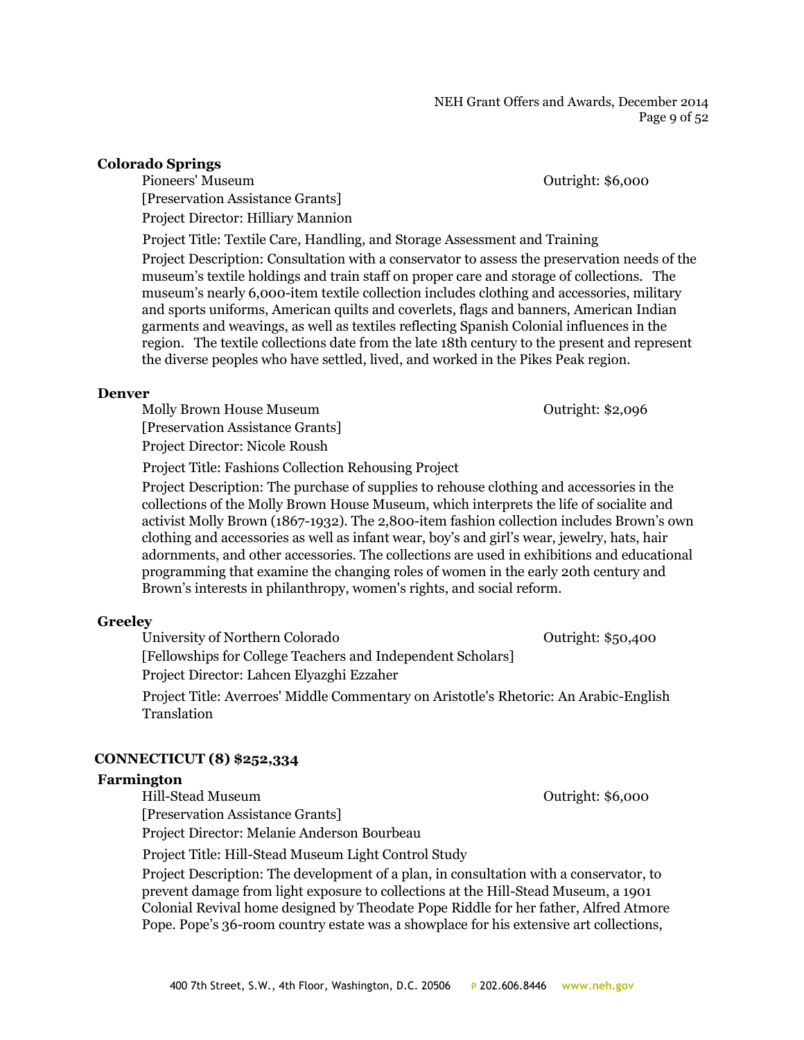**Colorado Springs**

Pioneers' Museum — Outright: $6,000

[Preservation Assistance Grants]

Project Director: Hilliary Mannion

Project Title: Textile Care, Handling, and Storage Assessment and Training

Project Description: Consultation with a conservator to assess the preservation needs of the museum's textile holdings and train staff on proper care and storage of collections. The museum's nearly 6,000-item textile collection includes clothing and accessories, military and sports uniforms, American quilts and coverlets, flags and banners, American Indian garments and weavings, as well as textiles reflecting Spanish Colonial influences in the region. The textile collections date from the late 18th century to the present and represent the diverse peoples who have settled, lived, and worked in the Pikes Peak region.

**Denver**

Molly Brown House Museum — Outright: $2,096

[Preservation Assistance Grants]

Project Director: Nicole Roush

Project Title: Fashions Collection Rehousing Project

Project Description: The purchase of supplies to rehouse clothing and accessories in the collections of the Molly Brown House Museum, which interprets the life of socialite and activist Molly Brown (1867-1932). The 2,800-item fashion collection includes Brown's own clothing and accessories as well as infant wear, boy's and girl's wear, jewelry, hats, hair adornments, and other accessories. The collections are used in exhibitions and educational programming that examine the changing roles of women in the early 20th century and Brown's interests in philanthropy, women's rights, and social reform.

**Greeley**

University of Northern Colorado — Outright: $50,400

[Fellowships for College Teachers and Independent Scholars]

Project Director: Lahcen Elyazghi Ezzaher

Project Title: Averroes' Middle Commentary on Aristotle's Rhetoric: An Arabic-English Translation

## CONNECTICUT (8) $252,334

**Farmington**

Hill-Stead Museum — Outright: $6,000

[Preservation Assistance Grants]

Project Director: Melanie Anderson Bourbeau

Project Title: Hill-Stead Museum Light Control Study

Project Description: The development of a plan, in consultation with a conservator, to prevent damage from light exposure to collections at the Hill-Stead Museum, a 1901 Colonial Revival home designed by Theodate Pope Riddle for her father, Alfred Atmore Pope. Pope's 36-room country estate was a showplace for his extensive art collections,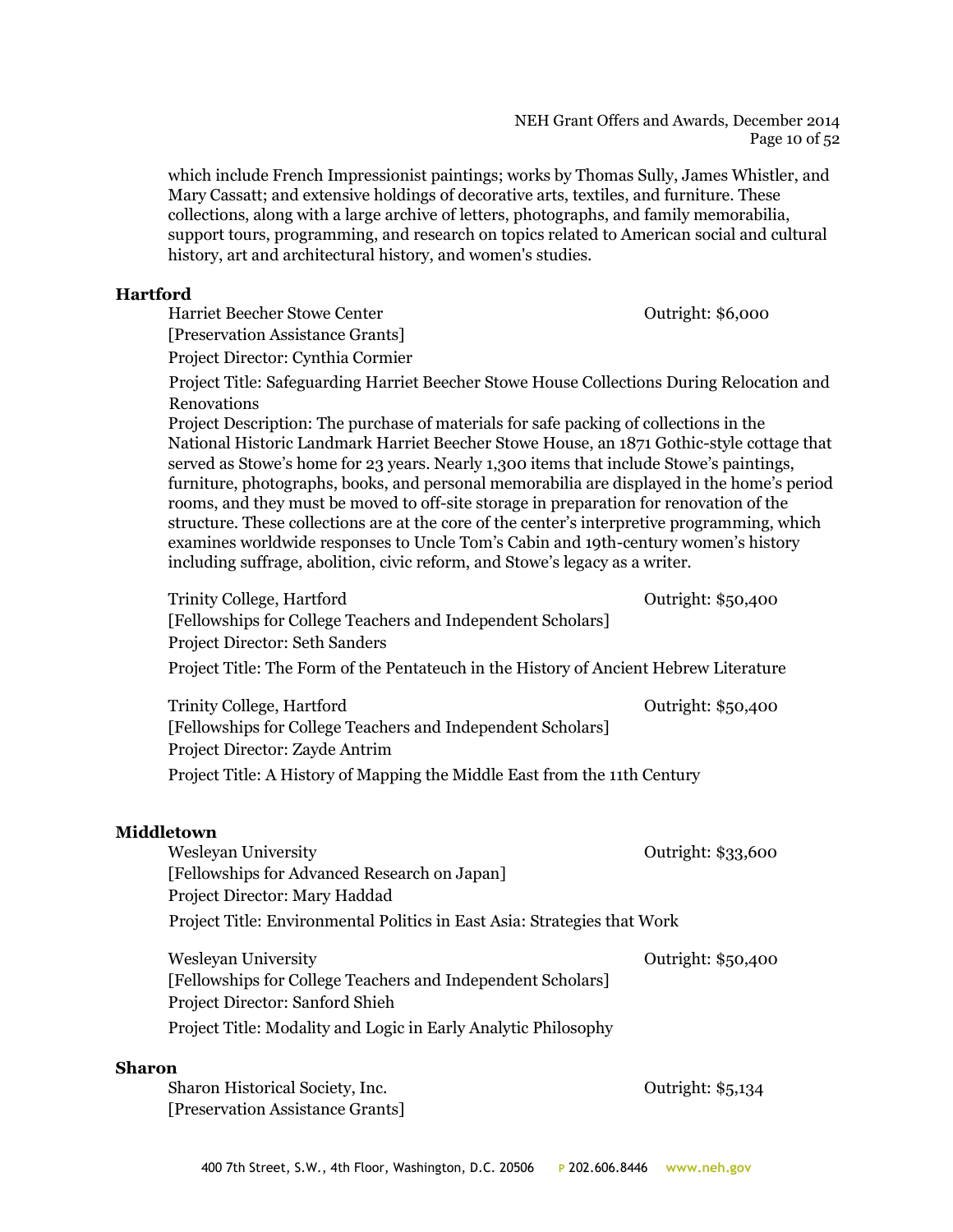which include French Impressionist paintings; works by Thomas Sully, James Whistler, and Mary Cassatt; and extensive holdings of decorative arts, textiles, and furniture. These collections, along with a large archive of letters, photographs, and family memorabilia, support tours, programming, and research on topics related to American social and cultural history, art and architectural history, and women's studies.

**Hartford**

Harriet Beecher Stowe Center — Outright: $6,000
[Preservation Assistance Grants]
Project Director: Cynthia Cormier
Project Title: Safeguarding Harriet Beecher Stowe House Collections During Relocation and Renovations
Project Description: The purchase of materials for safe packing of collections in the National Historic Landmark Harriet Beecher Stowe House, an 1871 Gothic-style cottage that served as Stowe's home for 23 years. Nearly 1,300 items that include Stowe's paintings, furniture, photographs, books, and personal memorabilia are displayed in the home's period rooms, and they must be moved to off-site storage in preparation for renovation of the structure. These collections are at the core of the center's interpretive programming, which examines worldwide responses to Uncle Tom's Cabin and 19th-century women's history including suffrage, abolition, civic reform, and Stowe's legacy as a writer.

Trinity College, Hartford — Outright: $50,400
[Fellowships for College Teachers and Independent Scholars]
Project Director: Seth Sanders
Project Title: The Form of the Pentateuch in the History of Ancient Hebrew Literature

Trinity College, Hartford — Outright: $50,400
[Fellowships for College Teachers and Independent Scholars]
Project Director: Zayde Antrim
Project Title: A History of Mapping the Middle East from the 11th Century

**Middletown**

Wesleyan University — Outright: $33,600
[Fellowships for Advanced Research on Japan]
Project Director: Mary Haddad
Project Title: Environmental Politics in East Asia: Strategies that Work

Wesleyan University — Outright: $50,400
[Fellowships for College Teachers and Independent Scholars]
Project Director: Sanford Shieh
Project Title: Modality and Logic in Early Analytic Philosophy

**Sharon**

Sharon Historical Society, Inc. — Outright: $5,134
[Preservation Assistance Grants]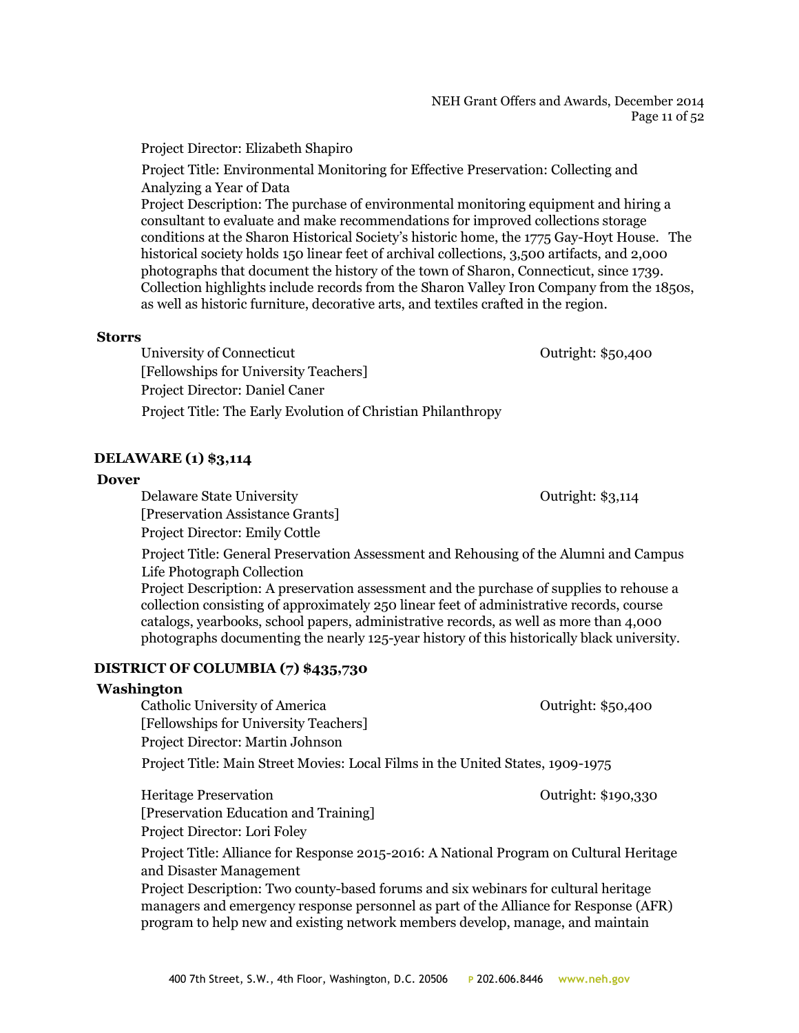Project Director: Elizabeth Shapiro

Project Title: Environmental Monitoring for Effective Preservation: Collecting and Analyzing a Year of Data

Project Description: The purchase of environmental monitoring equipment and hiring a consultant to evaluate and make recommendations for improved collections storage conditions at the Sharon Historical Society's historic home, the 1775 Gay-Hoyt House. The historical society holds 150 linear feet of archival collections, 3,500 artifacts, and 2,000 photographs that document the history of the town of Sharon, Connecticut, since 1739. Collection highlights include records from the Sharon Valley Iron Company from the 1850s, as well as historic furniture, decorative arts, and textiles crafted in the region.

**Storrs**

University of Connecticut — Outright: $50,400

[Fellowships for University Teachers]

Project Director: Daniel Caner

Project Title: The Early Evolution of Christian Philanthropy

## DELAWARE (1) $3,114

**Dover**

Delaware State University — Outright: $3,114

[Preservation Assistance Grants]

Project Director: Emily Cottle

Project Title: General Preservation Assessment and Rehousing of the Alumni and Campus Life Photograph Collection

Project Description: A preservation assessment and the purchase of supplies to rehouse a collection consisting of approximately 250 linear feet of administrative records, course catalogs, yearbooks, school papers, administrative records, as well as more than 4,000 photographs documenting the nearly 125-year history of this historically black university.

## DISTRICT OF COLUMBIA (7) $435,730

**Washington**

Catholic University of America — Outright: $50,400

[Fellowships for University Teachers]

Project Director: Martin Johnson

Project Title: Main Street Movies: Local Films in the United States, 1909-1975

Heritage Preservation — Outright: $190,330

[Preservation Education and Training]

Project Director: Lori Foley

Project Title: Alliance for Response 2015-2016: A National Program on Cultural Heritage and Disaster Management

Project Description: Two county-based forums and six webinars for cultural heritage managers and emergency response personnel as part of the Alliance for Response (AFR) program to help new and existing network members develop, manage, and maintain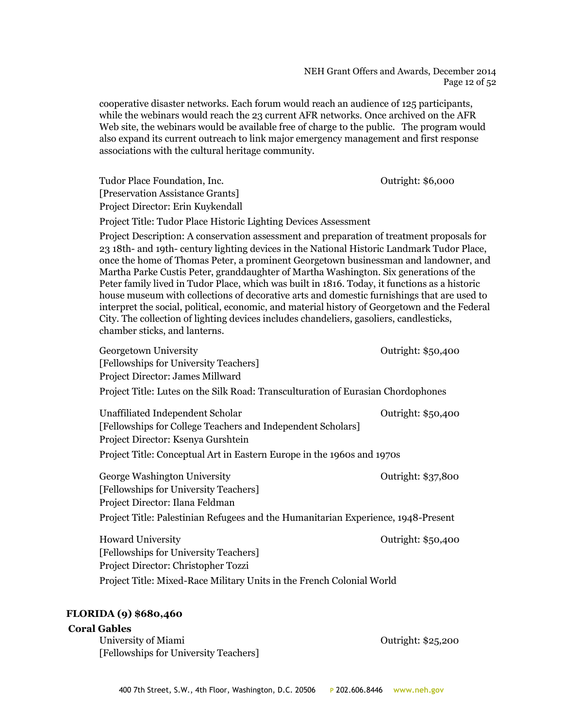cooperative disaster networks. Each forum would reach an audience of 125 participants, while the webinars would reach the 23 current AFR networks. Once archived on the AFR Web site, the webinars would be available free of charge to the public. The program would also expand its current outreach to link major emergency management and first response associations with the cultural heritage community.

Tudor Place Foundation, Inc. — Outright: $6,000
[Preservation Assistance Grants]
Project Director: Erin Kuykendall

Project Title: Tudor Place Historic Lighting Devices Assessment

Project Description: A conservation assessment and preparation of treatment proposals for 23 18th- and 19th- century lighting devices in the National Historic Landmark Tudor Place, once the home of Thomas Peter, a prominent Georgetown businessman and landowner, and Martha Parke Custis Peter, granddaughter of Martha Washington. Six generations of the Peter family lived in Tudor Place, which was built in 1816. Today, it functions as a historic house museum with collections of decorative arts and domestic furnishings that are used to interpret the social, political, economic, and material history of Georgetown and the Federal City. The collection of lighting devices includes chandeliers, gasoliers, candlesticks, chamber sticks, and lanterns.

Georgetown University — Outright: $50,400
[Fellowships for University Teachers]
Project Director: James Millward

Project Title: Lutes on the Silk Road: Transculturation of Eurasian Chordophones

Unaffiliated Independent Scholar — Outright: $50,400
[Fellowships for College Teachers and Independent Scholars]
Project Director: Ksenya Gurshtein

Project Title: Conceptual Art in Eastern Europe in the 1960s and 1970s

George Washington University — Outright: $37,800
[Fellowships for University Teachers]
Project Director: Ilana Feldman

Project Title: Palestinian Refugees and the Humanitarian Experience, 1948-Present

Howard University — Outright: $50,400
[Fellowships for University Teachers]
Project Director: Christopher Tozzi

Project Title: Mixed-Race Military Units in the French Colonial World

## FLORIDA (9) $680,460

### Coral Gables

University of Miami — Outright: $25,200
[Fellowships for University Teachers]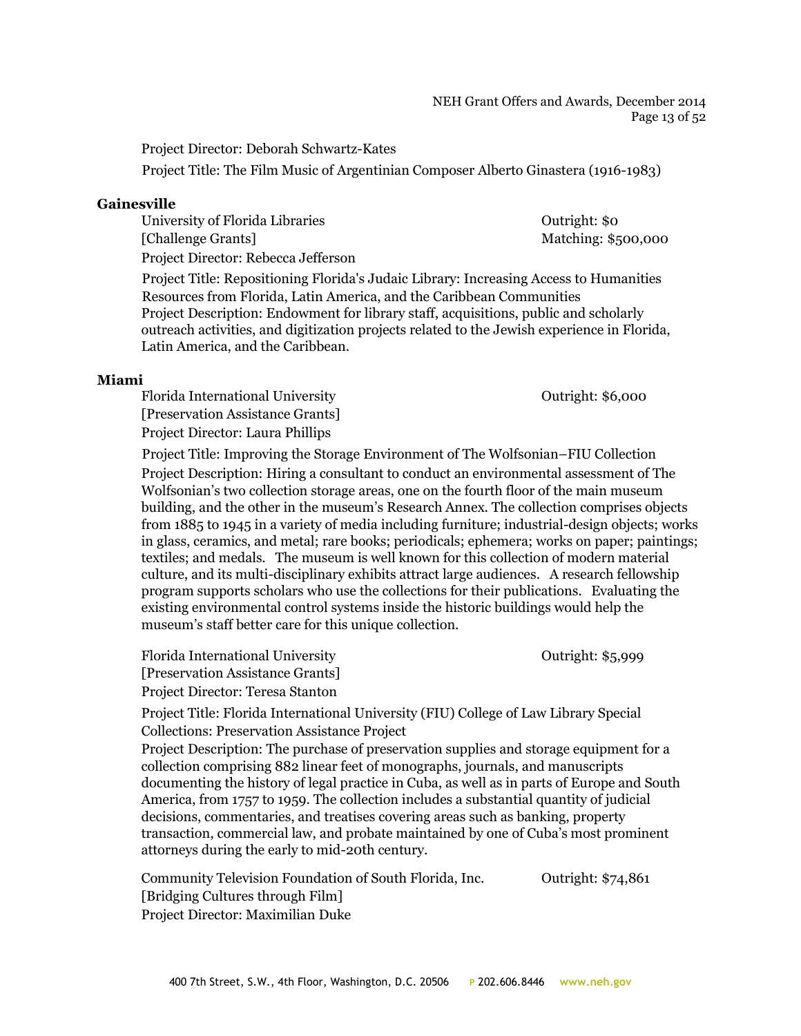Project Director: Deborah Schwartz-Kates

Project Title: The Film Music of Argentinian Composer Alberto Ginastera (1916-1983)

**Gainesville**

University of Florida Libraries — Outright: $0
[Challenge Grants] — Matching: $500,000
Project Director: Rebecca Jefferson

Project Title: Repositioning Florida's Judaic Library: Increasing Access to Humanities Resources from Florida, Latin America, and the Caribbean Communities
Project Description: Endowment for library staff, acquisitions, public and scholarly outreach activities, and digitization projects related to the Jewish experience in Florida, Latin America, and the Caribbean.

**Miami**

Florida International University — Outright: $6,000
[Preservation Assistance Grants]
Project Director: Laura Phillips

Project Title: Improving the Storage Environment of The Wolfsonian–FIU Collection
Project Description: Hiring a consultant to conduct an environmental assessment of The Wolfsonian's two collection storage areas, one on the fourth floor of the main museum building, and the other in the museum's Research Annex. The collection comprises objects from 1885 to 1945 in a variety of media including furniture; industrial-design objects; works in glass, ceramics, and metal; rare books; periodicals; ephemera; works on paper; paintings; textiles; and medals. The museum is well known for this collection of modern material culture, and its multi-disciplinary exhibits attract large audiences. A research fellowship program supports scholars who use the collections for their publications. Evaluating the existing environmental control systems inside the historic buildings would help the museum's staff better care for this unique collection.

Florida International University — Outright: $5,999
[Preservation Assistance Grants]
Project Director: Teresa Stanton

Project Title: Florida International University (FIU) College of Law Library Special Collections: Preservation Assistance Project
Project Description: The purchase of preservation supplies and storage equipment for a collection comprising 882 linear feet of monographs, journals, and manuscripts documenting the history of legal practice in Cuba, as well as in parts of Europe and South America, from 1757 to 1959. The collection includes a substantial quantity of judicial decisions, commentaries, and treatises covering areas such as banking, property transaction, commercial law, and probate maintained by one of Cuba's most prominent attorneys during the early to mid-20th century.

Community Television Foundation of South Florida, Inc. — Outright: $74,861
[Bridging Cultures through Film]
Project Director: Maximilian Duke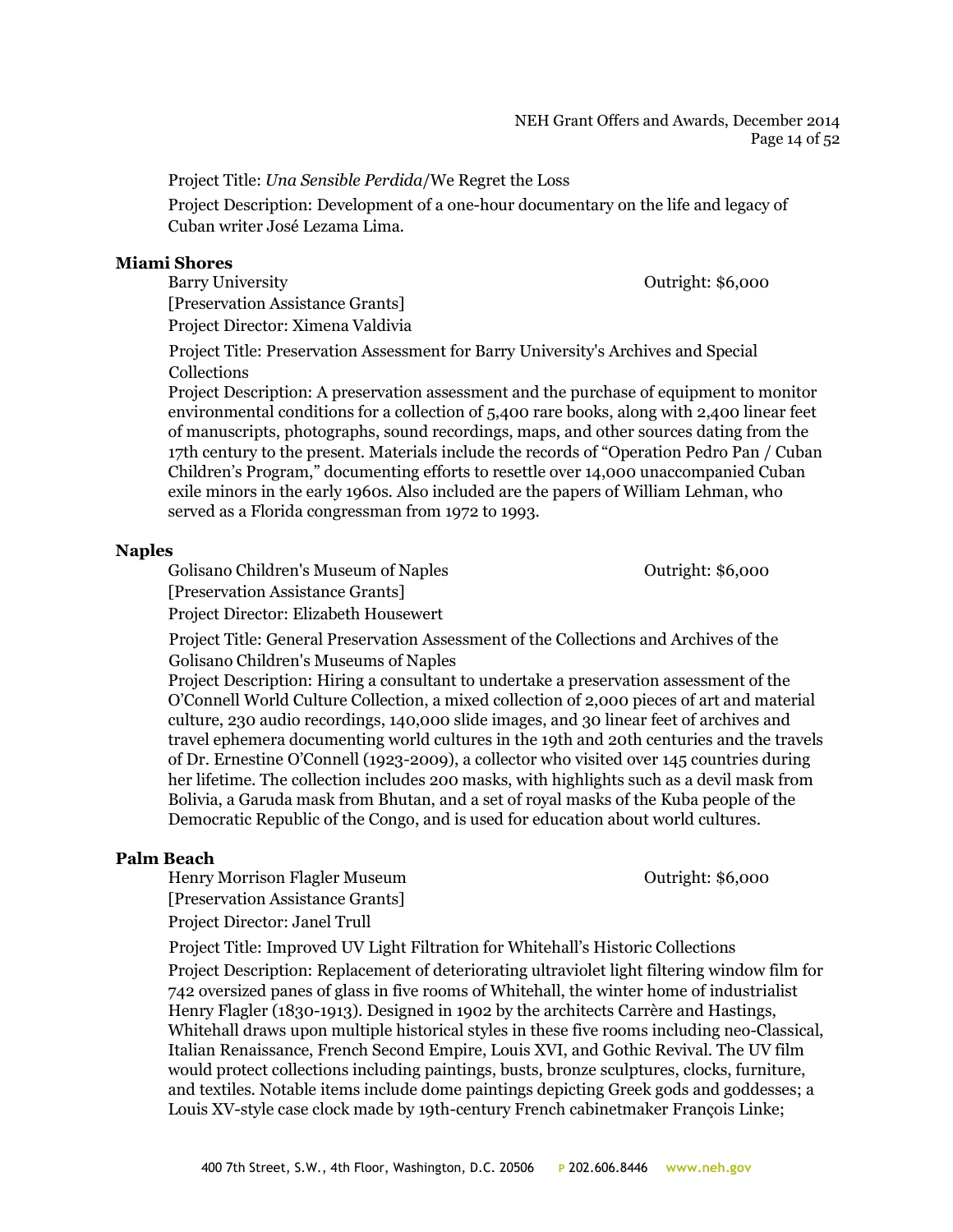Project Title: *Una Sensible Perdida*/We Regret the Loss

Project Description: Development of a one-hour documentary on the life and legacy of Cuban writer José Lezama Lima.

**Miami Shores**

Barry University — Outright: $6,000

[Preservation Assistance Grants]

Project Director: Ximena Valdivia

Project Title: Preservation Assessment for Barry University's Archives and Special Collections

Project Description: A preservation assessment and the purchase of equipment to monitor environmental conditions for a collection of 5,400 rare books, along with 2,400 linear feet of manuscripts, photographs, sound recordings, maps, and other sources dating from the 17th century to the present. Materials include the records of "Operation Pedro Pan / Cuban Children's Program," documenting efforts to resettle over 14,000 unaccompanied Cuban exile minors in the early 1960s. Also included are the papers of William Lehman, who served as a Florida congressman from 1972 to 1993.

**Naples**

Golisano Children's Museum of Naples — Outright: $6,000

[Preservation Assistance Grants]

Project Director: Elizabeth Housewert

Project Title: General Preservation Assessment of the Collections and Archives of the Golisano Children's Museums of Naples

Project Description: Hiring a consultant to undertake a preservation assessment of the O'Connell World Culture Collection, a mixed collection of 2,000 pieces of art and material culture, 230 audio recordings, 140,000 slide images, and 30 linear feet of archives and travel ephemera documenting world cultures in the 19th and 20th centuries and the travels of Dr. Ernestine O'Connell (1923-2009), a collector who visited over 145 countries during her lifetime. The collection includes 200 masks, with highlights such as a devil mask from Bolivia, a Garuda mask from Bhutan, and a set of royal masks of the Kuba people of the Democratic Republic of the Congo, and is used for education about world cultures.

**Palm Beach**

Henry Morrison Flagler Museum — Outright: $6,000

[Preservation Assistance Grants]

Project Director: Janel Trull

Project Title: Improved UV Light Filtration for Whitehall's Historic Collections

Project Description: Replacement of deteriorating ultraviolet light filtering window film for 742 oversized panes of glass in five rooms of Whitehall, the winter home of industrialist Henry Flagler (1830-1913). Designed in 1902 by the architects Carrère and Hastings, Whitehall draws upon multiple historical styles in these five rooms including neo-Classical, Italian Renaissance, French Second Empire, Louis XVI, and Gothic Revival. The UV film would protect collections including paintings, busts, bronze sculptures, clocks, furniture, and textiles. Notable items include dome paintings depicting Greek gods and goddesses; a Louis XV-style case clock made by 19th-century French cabinetmaker François Linke;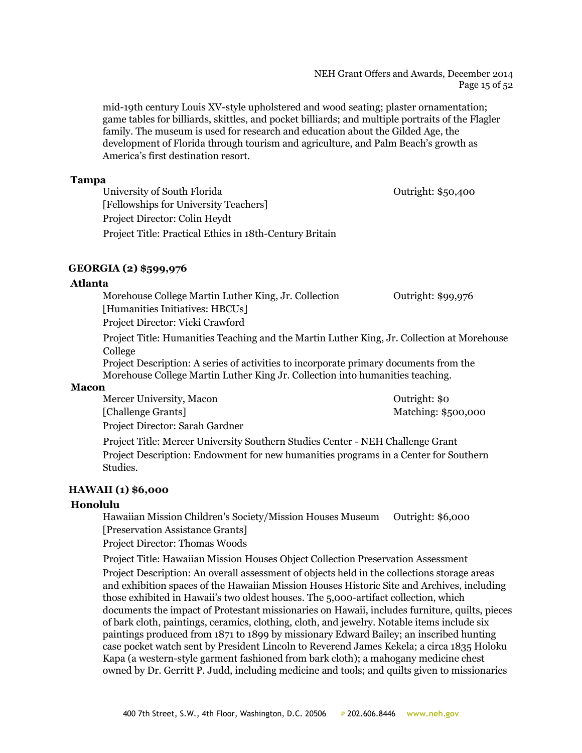mid-19th century Louis XV-style upholstered and wood seating; plaster ornamentation; game tables for billiards, skittles, and pocket billiards; and multiple portraits of the Flagler family. The museum is used for research and education about the Gilded Age, the development of Florida through tourism and agriculture, and Palm Beach's growth as America's first destination resort.

**Tampa**

University of South Florida — Outright: $50,400
[Fellowships for University Teachers]
Project Director: Colin Heydt
Project Title: Practical Ethics in 18th-Century Britain

## GEORGIA (2) $599,976

**Atlanta**

Morehouse College Martin Luther King, Jr. Collection — Outright: $99,976
[Humanities Initiatives: HBCUs]
Project Director: Vicki Crawford
Project Title: Humanities Teaching and the Martin Luther King, Jr. Collection at Morehouse College
Project Description: A series of activities to incorporate primary documents from the Morehouse College Martin Luther King Jr. Collection into humanities teaching.

**Macon**

Mercer University, Macon — Outright: $0
[Challenge Grants] — Matching: $500,000
Project Director: Sarah Gardner
Project Title: Mercer University Southern Studies Center - NEH Challenge Grant
Project Description: Endowment for new humanities programs in a Center for Southern Studies.

## HAWAII (1) $6,000

**Honolulu**

Hawaiian Mission Children's Society/Mission Houses Museum — Outright: $6,000
[Preservation Assistance Grants]
Project Director: Thomas Woods
Project Title: Hawaiian Mission Houses Object Collection Preservation Assessment
Project Description: An overall assessment of objects held in the collections storage areas and exhibition spaces of the Hawaiian Mission Houses Historic Site and Archives, including those exhibited in Hawaii's two oldest houses. The 5,000-artifact collection, which documents the impact of Protestant missionaries on Hawaii, includes furniture, quilts, pieces of bark cloth, paintings, ceramics, clothing, cloth, and jewelry. Notable items include six paintings produced from 1871 to 1899 by missionary Edward Bailey; an inscribed hunting case pocket watch sent by President Lincoln to Reverend James Kekela; a circa 1835 Holoku Kapa (a western-style garment fashioned from bark cloth); a mahogany medicine chest owned by Dr. Gerritt P. Judd, including medicine and tools; and quilts given to missionaries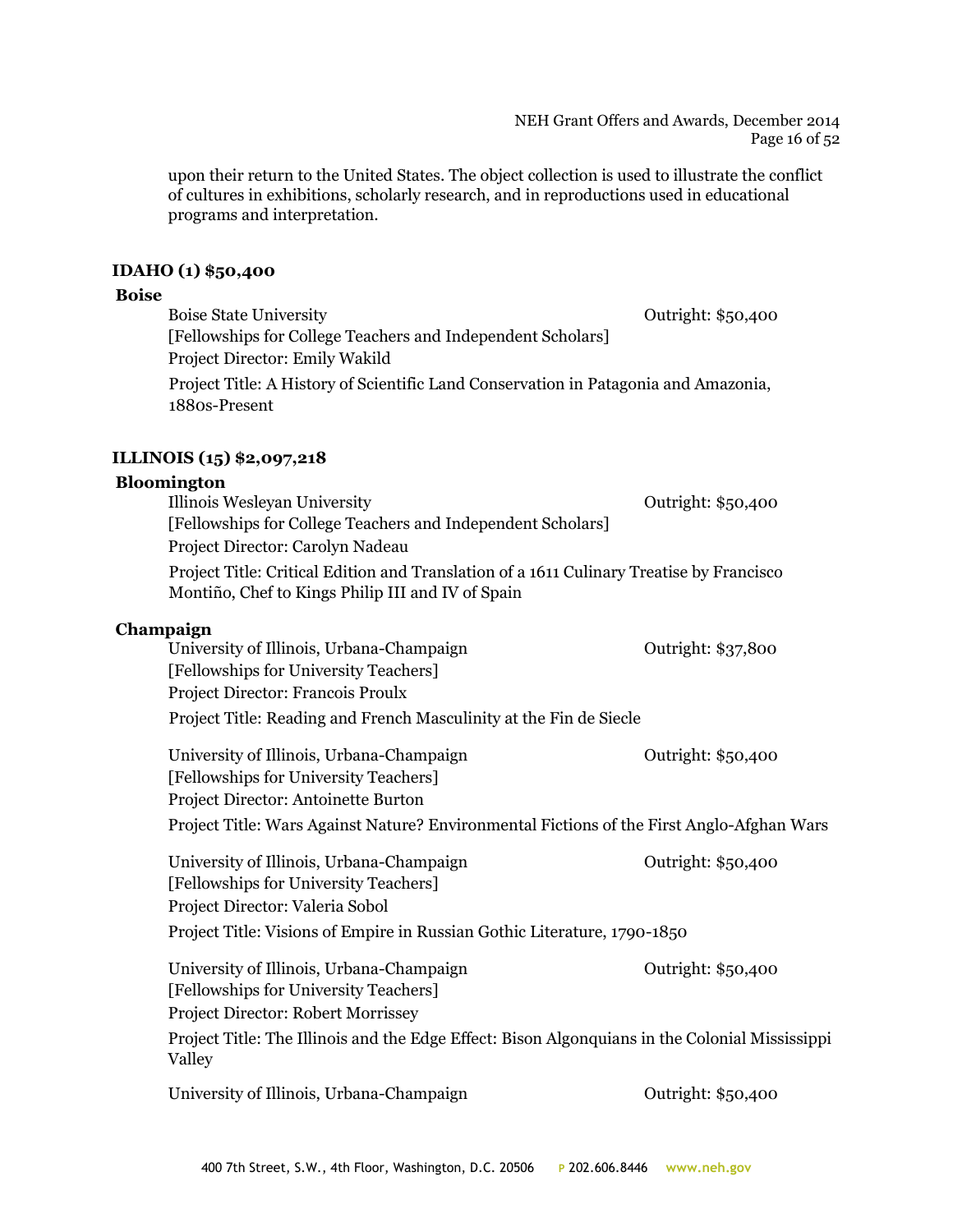upon their return to the United States. The object collection is used to illustrate the conflict of cultures in exhibitions, scholarly research, and in reproductions used in educational programs and interpretation.

## IDAHO (1) $50,400

### Boise

Boise State University — Outright: $50,400
[Fellowships for College Teachers and Independent Scholars]
Project Director: Emily Wakild
Project Title: A History of Scientific Land Conservation in Patagonia and Amazonia, 1880s-Present

## ILLINOIS (15) $2,097,218

### Bloomington

Illinois Wesleyan University — Outright: $50,400
[Fellowships for College Teachers and Independent Scholars]
Project Director: Carolyn Nadeau
Project Title: Critical Edition and Translation of a 1611 Culinary Treatise by Francisco Montiño, Chef to Kings Philip III and IV of Spain

### Champaign

University of Illinois, Urbana-Champaign — Outright: $37,800
[Fellowships for University Teachers]
Project Director: Francois Proulx
Project Title: Reading and French Masculinity at the Fin de Siecle

University of Illinois, Urbana-Champaign — Outright: $50,400
[Fellowships for University Teachers]
Project Director: Antoinette Burton
Project Title: Wars Against Nature? Environmental Fictions of the First Anglo-Afghan Wars

University of Illinois, Urbana-Champaign — Outright: $50,400
[Fellowships for University Teachers]
Project Director: Valeria Sobol
Project Title: Visions of Empire in Russian Gothic Literature, 1790-1850

University of Illinois, Urbana-Champaign — Outright: $50,400
[Fellowships for University Teachers]
Project Director: Robert Morrissey
Project Title: The Illinois and the Edge Effect: Bison Algonquians in the Colonial Mississippi Valley

University of Illinois, Urbana-Champaign — Outright: $50,400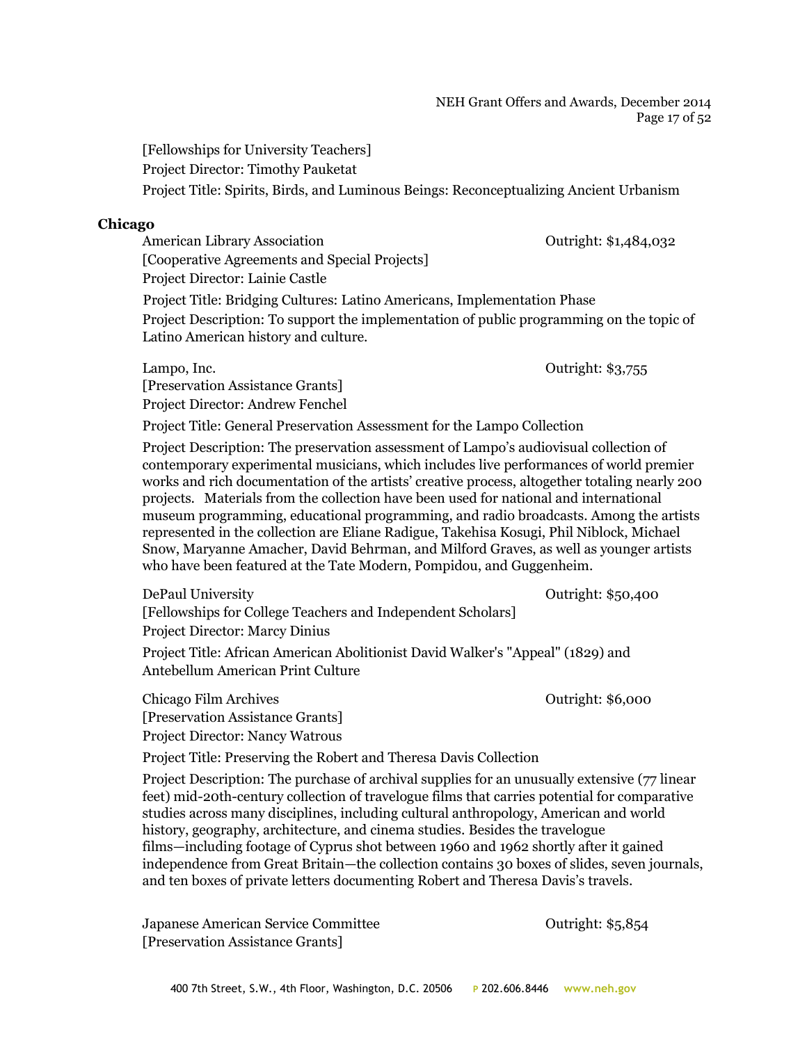[Fellowships for University Teachers]

Project Director: Timothy Pauketat

Project Title: Spirits, Birds, and Luminous Beings: Reconceptualizing Ancient Urbanism

**Chicago**

American Library Association — Outright: $1,484,032

[Cooperative Agreements and Special Projects]

Project Director: Lainie Castle

Project Title: Bridging Cultures: Latino Americans, Implementation Phase

Project Description: To support the implementation of public programming on the topic of Latino American history and culture.

Lampo, Inc. — Outright: $3,755

[Preservation Assistance Grants]

Project Director: Andrew Fenchel

Project Title: General Preservation Assessment for the Lampo Collection

Project Description: The preservation assessment of Lampo's audiovisual collection of contemporary experimental musicians, which includes live performances of world premier works and rich documentation of the artists' creative process, altogether totaling nearly 200 projects. Materials from the collection have been used for national and international museum programming, educational programming, and radio broadcasts. Among the artists represented in the collection are Eliane Radigue, Takehisa Kosugi, Phil Niblock, Michael Snow, Maryanne Amacher, David Behrman, and Milford Graves, as well as younger artists who have been featured at the Tate Modern, Pompidou, and Guggenheim.

DePaul University — Outright: $50,400

[Fellowships for College Teachers and Independent Scholars]

Project Director: Marcy Dinius

Project Title: African American Abolitionist David Walker's "Appeal" (1829) and Antebellum American Print Culture

Chicago Film Archives — Outright: $6,000

[Preservation Assistance Grants]

Project Director: Nancy Watrous

Project Title: Preserving the Robert and Theresa Davis Collection

Project Description: The purchase of archival supplies for an unusually extensive (77 linear feet) mid-20th-century collection of travelogue films that carries potential for comparative studies across many disciplines, including cultural anthropology, American and world history, geography, architecture, and cinema studies. Besides the travelogue films—including footage of Cyprus shot between 1960 and 1962 shortly after it gained independence from Great Britain—the collection contains 30 boxes of slides, seven journals, and ten boxes of private letters documenting Robert and Theresa Davis's travels.

Japanese American Service Committee — Outright: $5,854

[Preservation Assistance Grants]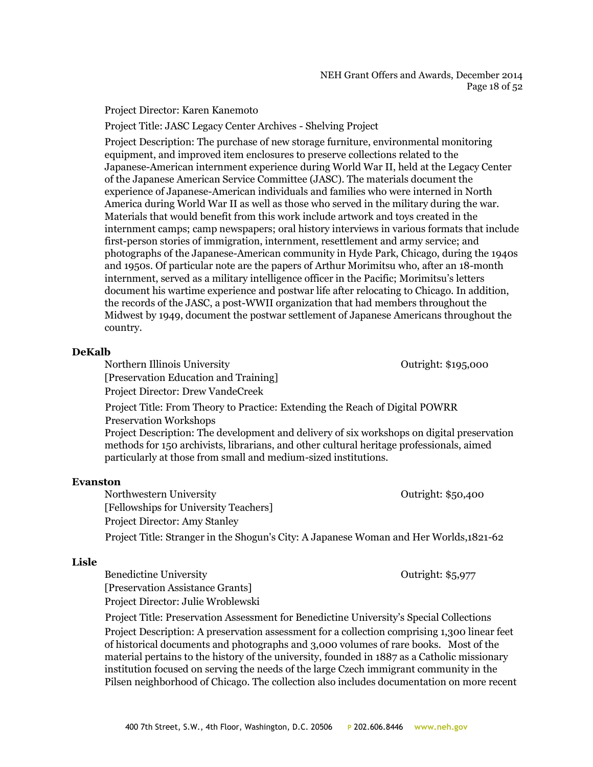Project Director: Karen Kanemoto

Project Title: JASC Legacy Center Archives - Shelving Project

Project Description: The purchase of new storage furniture, environmental monitoring equipment, and improved item enclosures to preserve collections related to the Japanese-American internment experience during World War II, held at the Legacy Center of the Japanese American Service Committee (JASC). The materials document the experience of Japanese-American individuals and families who were interned in North America during World War II as well as those who served in the military during the war. Materials that would benefit from this work include artwork and toys created in the internment camps; camp newspapers; oral history interviews in various formats that include first-person stories of immigration, internment, resettlement and army service; and photographs of the Japanese-American community in Hyde Park, Chicago, during the 1940s and 1950s. Of particular note are the papers of Arthur Morimitsu who, after an 18-month internment, served as a military intelligence officer in the Pacific; Morimitsu's letters document his wartime experience and postwar life after relocating to Chicago. In addition, the records of the JASC, a post-WWII organization that had members throughout the Midwest by 1949, document the postwar settlement of Japanese Americans throughout the country.

**DeKalb**

Northern Illinois University — Outright: $195,000

[Preservation Education and Training]

Project Director: Drew VandeCreek

Project Title: From Theory to Practice: Extending the Reach of Digital POWRR Preservation Workshops

Project Description: The development and delivery of six workshops on digital preservation methods for 150 archivists, librarians, and other cultural heritage professionals, aimed particularly at those from small and medium-sized institutions.

**Evanston**

Northwestern University — Outright: $50,400

[Fellowships for University Teachers]

Project Director: Amy Stanley

Project Title: Stranger in the Shogun's City: A Japanese Woman and Her Worlds,1821-62

**Lisle**

Benedictine University — Outright: $5,977

[Preservation Assistance Grants]

Project Director: Julie Wroblewski

Project Title: Preservation Assessment for Benedictine University's Special Collections

Project Description: A preservation assessment for a collection comprising 1,300 linear feet of historical documents and photographs and 3,000 volumes of rare books. Most of the material pertains to the history of the university, founded in 1887 as a Catholic missionary institution focused on serving the needs of the large Czech immigrant community in the Pilsen neighborhood of Chicago. The collection also includes documentation on more recent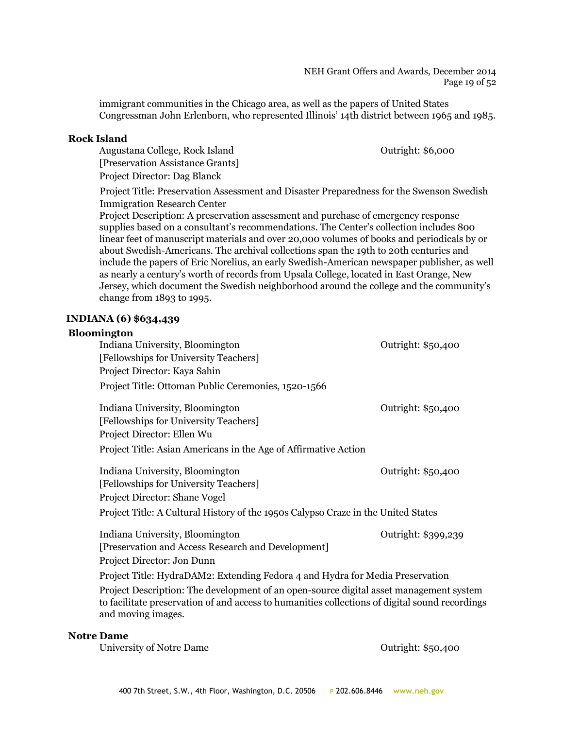immigrant communities in the Chicago area, as well as the papers of United States Congressman John Erlenborn, who represented Illinois' 14th district between 1965 and 1985.

**Rock Island**

Augustana College, Rock Island — Outright: $6,000
[Preservation Assistance Grants]
Project Director: Dag Blanck

Project Title: Preservation Assessment and Disaster Preparedness for the Swenson Swedish Immigration Research Center
Project Description: A preservation assessment and purchase of emergency response supplies based on a consultant's recommendations. The Center's collection includes 800 linear feet of manuscript materials and over 20,000 volumes of books and periodicals by or about Swedish-Americans. The archival collections span the 19th to 20th centuries and include the papers of Eric Norelius, an early Swedish-American newspaper publisher, as well as nearly a century's worth of records from Upsala College, located in East Orange, New Jersey, which document the Swedish neighborhood around the college and the community's change from 1893 to 1995.

## INDIANA (6) $634,439

**Bloomington**

Indiana University, Bloomington — Outright: $50,400
[Fellowships for University Teachers]
Project Director: Kaya Sahin

Project Title: Ottoman Public Ceremonies, 1520-1566

Indiana University, Bloomington — Outright: $50,400
[Fellowships for University Teachers]
Project Director: Ellen Wu

Project Title: Asian Americans in the Age of Affirmative Action

Indiana University, Bloomington — Outright: $50,400
[Fellowships for University Teachers]
Project Director: Shane Vogel

Project Title: A Cultural History of the 1950s Calypso Craze in the United States

Indiana University, Bloomington — Outright: $399,239
[Preservation and Access Research and Development]
Project Director: Jon Dunn

Project Title: HydraDAM2: Extending Fedora 4 and Hydra for Media Preservation

Project Description: The development of an open-source digital asset management system to facilitate preservation of and access to humanities collections of digital sound recordings and moving images.

**Notre Dame**

University of Notre Dame — Outright: $50,400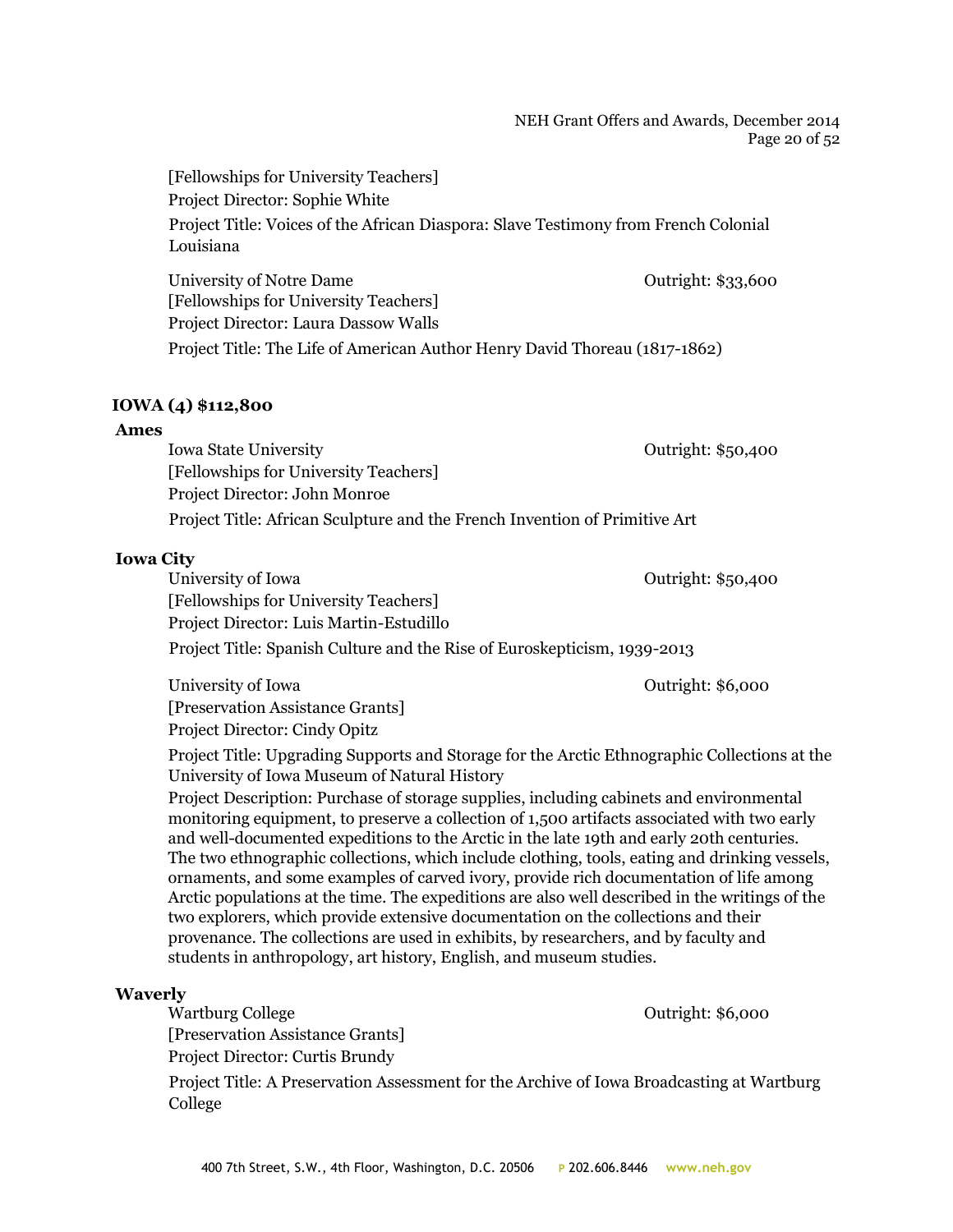[Fellowships for University Teachers]
Project Director: Sophie White
Project Title: Voices of the African Diaspora: Slave Testimony from French Colonial Louisiana

University of Notre Dame — Outright: $33,600
[Fellowships for University Teachers]
Project Director: Laura Dassow Walls
Project Title: The Life of American Author Henry David Thoreau (1817-1862)

## IOWA (4) $112,800

### Ames

Iowa State University — Outright: $50,400
[Fellowships for University Teachers]
Project Director: John Monroe
Project Title: African Sculpture and the French Invention of Primitive Art

### Iowa City

University of Iowa — Outright: $50,400
[Fellowships for University Teachers]
Project Director: Luis Martin-Estudillo
Project Title: Spanish Culture and the Rise of Euroskepticism, 1939-2013

University of Iowa — Outright: $6,000
[Preservation Assistance Grants]
Project Director: Cindy Opitz
Project Title: Upgrading Supports and Storage for the Arctic Ethnographic Collections at the University of Iowa Museum of Natural History
Project Description: Purchase of storage supplies, including cabinets and environmental monitoring equipment, to preserve a collection of 1,500 artifacts associated with two early and well-documented expeditions to the Arctic in the late 19th and early 20th centuries. The two ethnographic collections, which include clothing, tools, eating and drinking vessels, ornaments, and some examples of carved ivory, provide rich documentation of life among Arctic populations at the time. The expeditions are also well described in the writings of the two explorers, which provide extensive documentation on the collections and their provenance. The collections are used in exhibits, by researchers, and by faculty and students in anthropology, art history, English, and museum studies.

### Waverly

Wartburg College — Outright: $6,000
[Preservation Assistance Grants]
Project Director: Curtis Brundy
Project Title: A Preservation Assessment for the Archive of Iowa Broadcasting at Wartburg College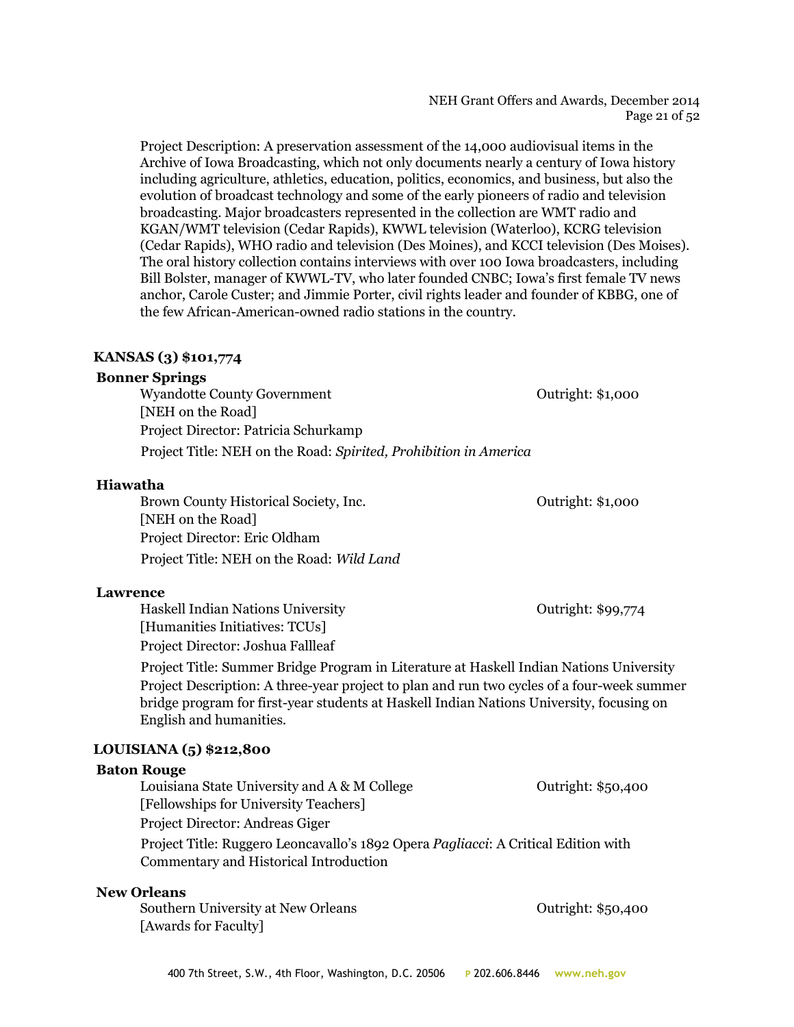Project Description: A preservation assessment of the 14,000 audiovisual items in the Archive of Iowa Broadcasting, which not only documents nearly a century of Iowa history including agriculture, athletics, education, politics, economics, and business, but also the evolution of broadcast technology and some of the early pioneers of radio and television broadcasting. Major broadcasters represented in the collection are WMT radio and KGAN/WMT television (Cedar Rapids), KWWL television (Waterloo), KCRG television (Cedar Rapids), WHO radio and television (Des Moines), and KCCI television (Des Moises). The oral history collection contains interviews with over 100 Iowa broadcasters, including Bill Bolster, manager of KWWL-TV, who later founded CNBC; Iowa's first female TV news anchor, Carole Custer; and Jimmie Porter, civil rights leader and founder of KBBG, one of the few African-American-owned radio stations in the country.

## KANSAS (3) $101,774

### Bonner Springs

Wyandotte County Government — Outright: $1,000
[NEH on the Road]
Project Director: Patricia Schurkamp
Project Title: NEH on the Road: *Spirited, Prohibition in America*

### Hiawatha

Brown County Historical Society, Inc. — Outright: $1,000
[NEH on the Road]
Project Director: Eric Oldham
Project Title: NEH on the Road: *Wild Land*

### Lawrence

Haskell Indian Nations University — Outright: $99,774
[Humanities Initiatives: TCUs]
Project Director: Joshua Fallleaf
Project Title: Summer Bridge Program in Literature at Haskell Indian Nations University
Project Description: A three-year project to plan and run two cycles of a four-week summer bridge program for first-year students at Haskell Indian Nations University, focusing on English and humanities.

## LOUISIANA (5) $212,800

### Baton Rouge

Louisiana State University and A & M College — Outright: $50,400
[Fellowships for University Teachers]
Project Director: Andreas Giger
Project Title: Ruggero Leoncavallo's 1892 Opera *Pagliacci*: A Critical Edition with Commentary and Historical Introduction

### New Orleans

Southern University at New Orleans — Outright: $50,400
[Awards for Faculty]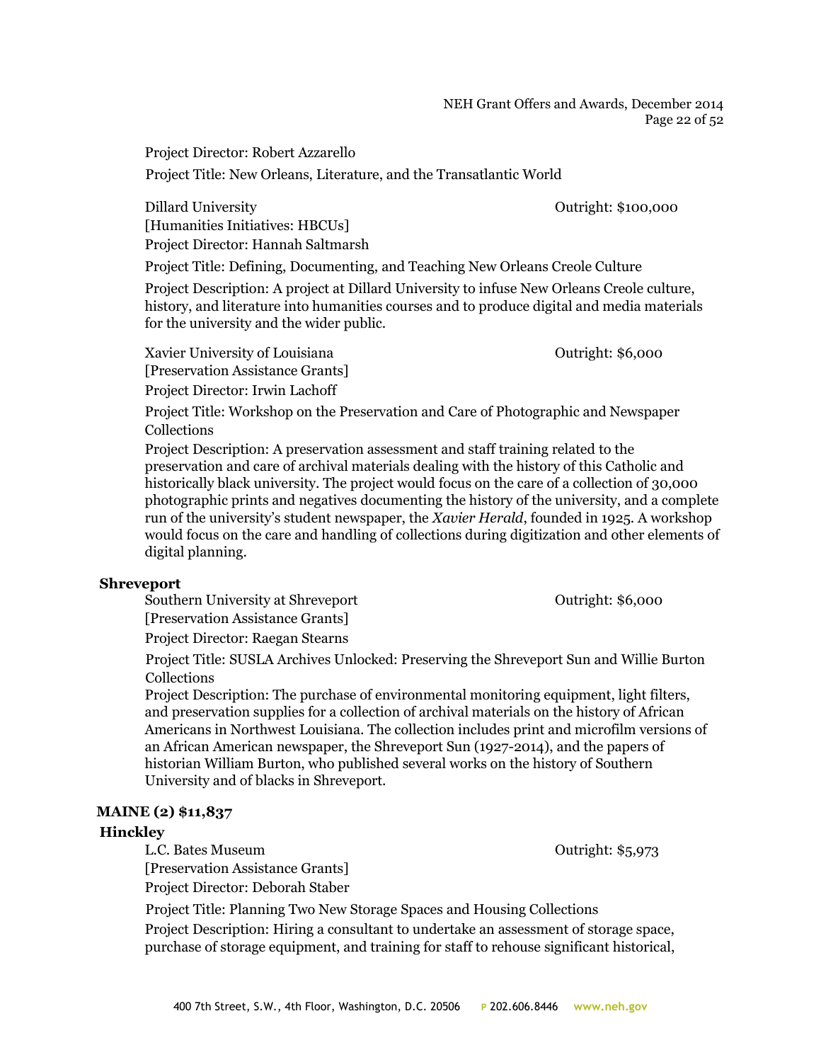Project Director: Robert Azzarello

Project Title: New Orleans, Literature, and the Transatlantic World

Dillard University Outright: $100,000

[Humanities Initiatives: HBCUs]

Project Director: Hannah Saltmarsh

Project Title: Defining, Documenting, and Teaching New Orleans Creole Culture

Project Description: A project at Dillard University to infuse New Orleans Creole culture, history, and literature into humanities courses and to produce digital and media materials for the university and the wider public.

Xavier University of Louisiana Outright: $6,000

[Preservation Assistance Grants]

Project Director: Irwin Lachoff

Project Title: Workshop on the Preservation and Care of Photographic and Newspaper Collections

Project Description: A preservation assessment and staff training related to the preservation and care of archival materials dealing with the history of this Catholic and historically black university. The project would focus on the care of a collection of 30,000 photographic prints and negatives documenting the history of the university, and a complete run of the university's student newspaper, the *Xavier Herald*, founded in 1925. A workshop would focus on the care and handling of collections during digitization and other elements of digital planning.

**Shreveport**

Southern University at Shreveport Outright: $6,000

[Preservation Assistance Grants]

Project Director: Raegan Stearns

Project Title: SUSLA Archives Unlocked: Preserving the Shreveport Sun and Willie Burton Collections

Project Description: The purchase of environmental monitoring equipment, light filters, and preservation supplies for a collection of archival materials on the history of African Americans in Northwest Louisiana. The collection includes print and microfilm versions of an African American newspaper, the Shreveport Sun (1927-2014), and the papers of historian William Burton, who published several works on the history of Southern University and of blacks in Shreveport.

**MAINE (2) $11,837**

**Hinckley**

L.C. Bates Museum Outright: $5,973

[Preservation Assistance Grants]

Project Director: Deborah Staber

Project Title: Planning Two New Storage Spaces and Housing Collections

Project Description: Hiring a consultant to undertake an assessment of storage space, purchase of storage equipment, and training for staff to rehouse significant historical,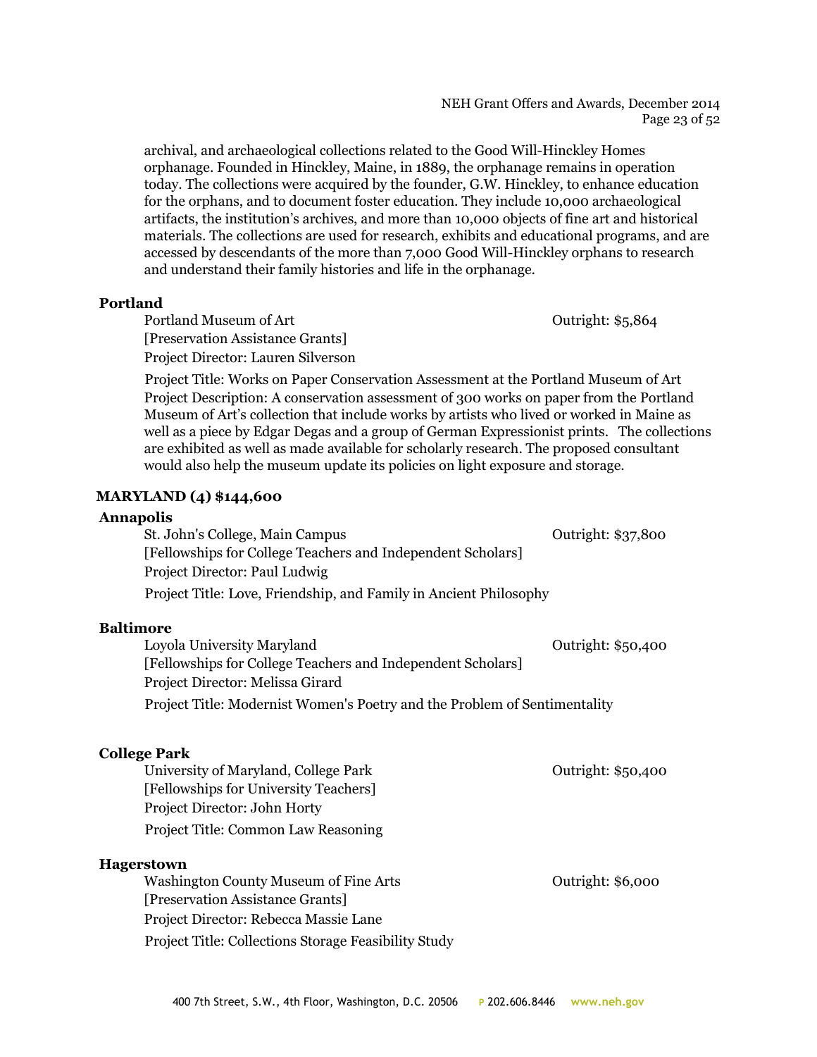archival, and archaeological collections related to the Good Will-Hinckley Homes orphanage. Founded in Hinckley, Maine, in 1889, the orphanage remains in operation today. The collections were acquired by the founder, G.W. Hinckley, to enhance education for the orphans, and to document foster education. They include 10,000 archaeological artifacts, the institution's archives, and more than 10,000 objects of fine art and historical materials. The collections are used for research, exhibits and educational programs, and are accessed by descendants of the more than 7,000 Good Will-Hinckley orphans to research and understand their family histories and life in the orphanage.

**Portland**

Portland Museum of Art — Outright: $5,864
[Preservation Assistance Grants]
Project Director: Lauren Silverson

Project Title: Works on Paper Conservation Assessment at the Portland Museum of Art
Project Description: A conservation assessment of 300 works on paper from the Portland Museum of Art's collection that include works by artists who lived or worked in Maine as well as a piece by Edgar Degas and a group of German Expressionist prints. The collections are exhibited as well as made available for scholarly research. The proposed consultant would also help the museum update its policies on light exposure and storage.

## MARYLAND (4) $144,600

**Annapolis**

St. John's College, Main Campus — Outright: $37,800
[Fellowships for College Teachers and Independent Scholars]
Project Director: Paul Ludwig

Project Title: Love, Friendship, and Family in Ancient Philosophy

**Baltimore**

Loyola University Maryland — Outright: $50,400
[Fellowships for College Teachers and Independent Scholars]
Project Director: Melissa Girard

Project Title: Modernist Women's Poetry and the Problem of Sentimentality

**College Park**

University of Maryland, College Park — Outright: $50,400
[Fellowships for University Teachers]
Project Director: John Horty

Project Title: Common Law Reasoning

**Hagerstown**

Washington County Museum of Fine Arts — Outright: $6,000
[Preservation Assistance Grants]
Project Director: Rebecca Massie Lane

Project Title: Collections Storage Feasibility Study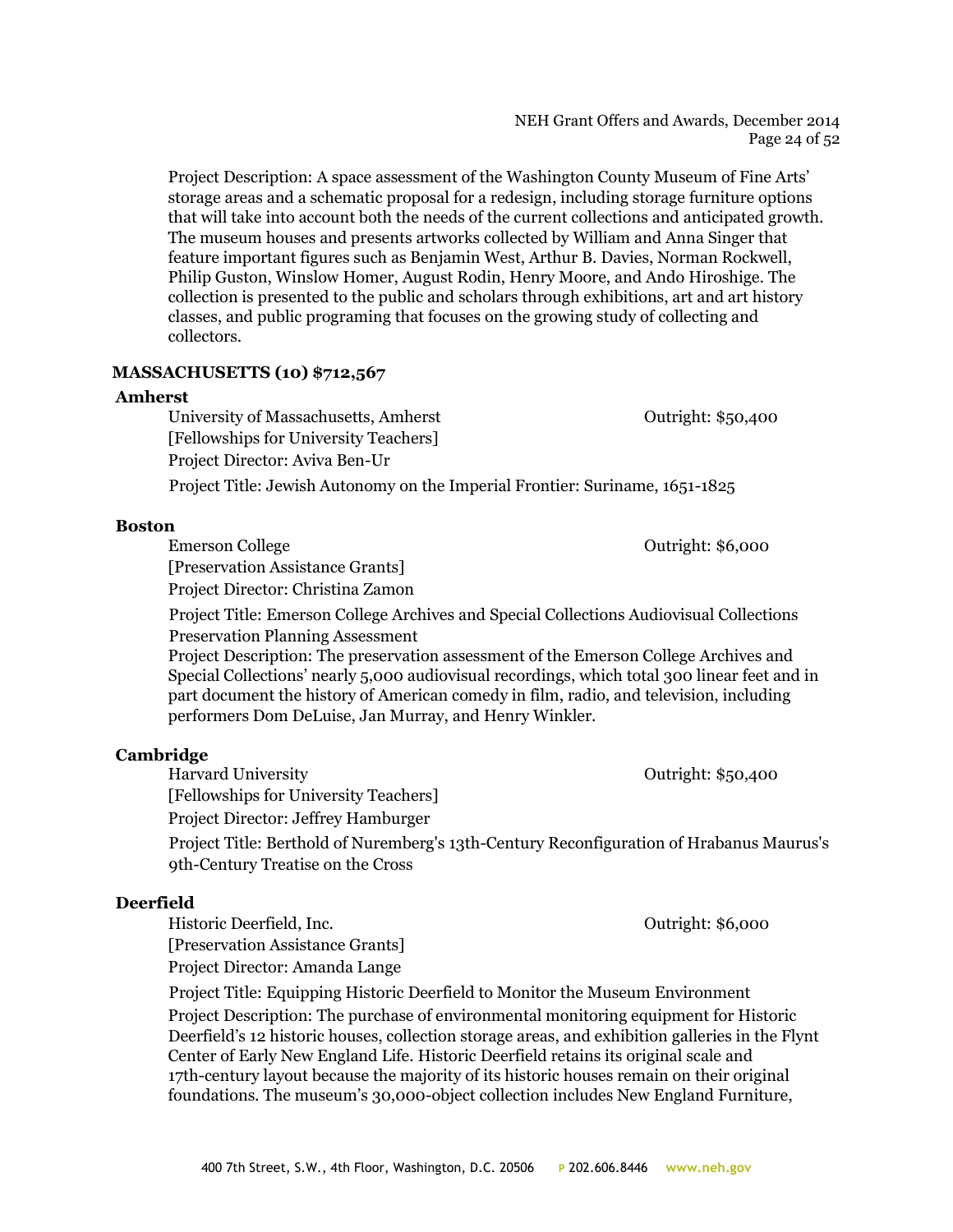Project Description: A space assessment of the Washington County Museum of Fine Arts' storage areas and a schematic proposal for a redesign, including storage furniture options that will take into account both the needs of the current collections and anticipated growth. The museum houses and presents artworks collected by William and Anna Singer that feature important figures such as Benjamin West, Arthur B. Davies, Norman Rockwell, Philip Guston, Winslow Homer, August Rodin, Henry Moore, and Ando Hiroshige. The collection is presented to the public and scholars through exhibitions, art and art history classes, and public programing that focuses on the growing study of collecting and collectors.

## MASSACHUSETTS (10) $712,567

### Amherst

University of Massachusetts, Amherst — Outright: $50,400
[Fellowships for University Teachers]
Project Director: Aviva Ben-Ur
Project Title: Jewish Autonomy on the Imperial Frontier: Suriname, 1651-1825

### Boston

Emerson College — Outright: $6,000
[Preservation Assistance Grants]
Project Director: Christina Zamon
Project Title: Emerson College Archives and Special Collections Audiovisual Collections Preservation Planning Assessment
Project Description: The preservation assessment of the Emerson College Archives and Special Collections' nearly 5,000 audiovisual recordings, which total 300 linear feet and in part document the history of American comedy in film, radio, and television, including performers Dom DeLuise, Jan Murray, and Henry Winkler.

### Cambridge

Harvard University — Outright: $50,400
[Fellowships for University Teachers]
Project Director: Jeffrey Hamburger
Project Title: Berthold of Nuremberg's 13th-Century Reconfiguration of Hrabanus Maurus's 9th-Century Treatise on the Cross

### Deerfield

Historic Deerfield, Inc. — Outright: $6,000
[Preservation Assistance Grants]
Project Director: Amanda Lange
Project Title: Equipping Historic Deerfield to Monitor the Museum Environment
Project Description: The purchase of environmental monitoring equipment for Historic Deerfield's 12 historic houses, collection storage areas, and exhibition galleries in the Flynt Center of Early New England Life. Historic Deerfield retains its original scale and 17th-century layout because the majority of its historic houses remain on their original foundations. The museum's 30,000-object collection includes New England Furniture,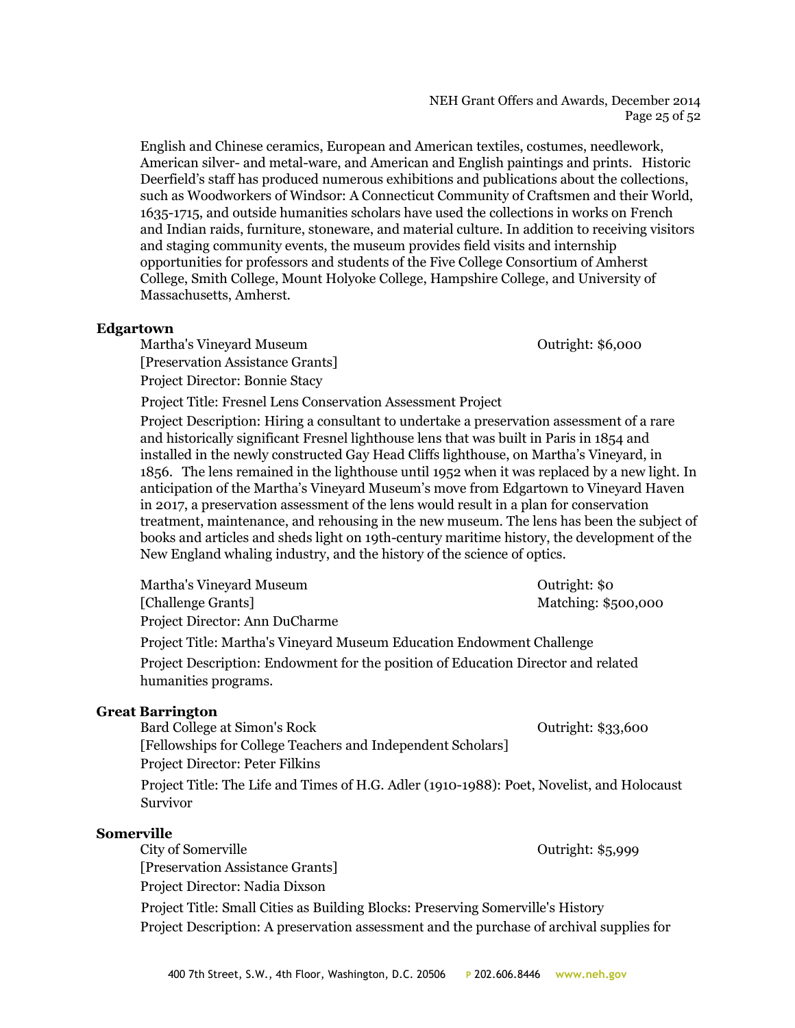English and Chinese ceramics, European and American textiles, costumes, needlework, American silver- and metal-ware, and American and English paintings and prints. Historic Deerfield's staff has produced numerous exhibitions and publications about the collections, such as Woodworkers of Windsor: A Connecticut Community of Craftsmen and their World, 1635-1715, and outside humanities scholars have used the collections in works on French and Indian raids, furniture, stoneware, and material culture. In addition to receiving visitors and staging community events, the museum provides field visits and internship opportunities for professors and students of the Five College Consortium of Amherst College, Smith College, Mount Holyoke College, Hampshire College, and University of Massachusetts, Amherst.

**Edgartown**

Martha's Vineyard Museum — Outright: $6,000
[Preservation Assistance Grants]
Project Director: Bonnie Stacy

Project Title: Fresnel Lens Conservation Assessment Project

Project Description: Hiring a consultant to undertake a preservation assessment of a rare and historically significant Fresnel lighthouse lens that was built in Paris in 1854 and installed in the newly constructed Gay Head Cliffs lighthouse, on Martha's Vineyard, in 1856. The lens remained in the lighthouse until 1952 when it was replaced by a new light. In anticipation of the Martha's Vineyard Museum's move from Edgartown to Vineyard Haven in 2017, a preservation assessment of the lens would result in a plan for conservation treatment, maintenance, and rehousing in the new museum. The lens has been the subject of books and articles and sheds light on 19th-century maritime history, the development of the New England whaling industry, and the history of the science of optics.

Martha's Vineyard Museum — Outright: $0
[Challenge Grants] — Matching: $500,000
Project Director: Ann DuCharme

Project Title: Martha's Vineyard Museum Education Endowment Challenge

Project Description: Endowment for the position of Education Director and related humanities programs.

**Great Barrington**

Bard College at Simon's Rock — Outright: $33,600
[Fellowships for College Teachers and Independent Scholars]
Project Director: Peter Filkins

Project Title: The Life and Times of H.G. Adler (1910-1988): Poet, Novelist, and Holocaust Survivor

**Somerville**

City of Somerville — Outright: $5,999
[Preservation Assistance Grants]
Project Director: Nadia Dixson

Project Title: Small Cities as Building Blocks: Preserving Somerville's History

Project Description: A preservation assessment and the purchase of archival supplies for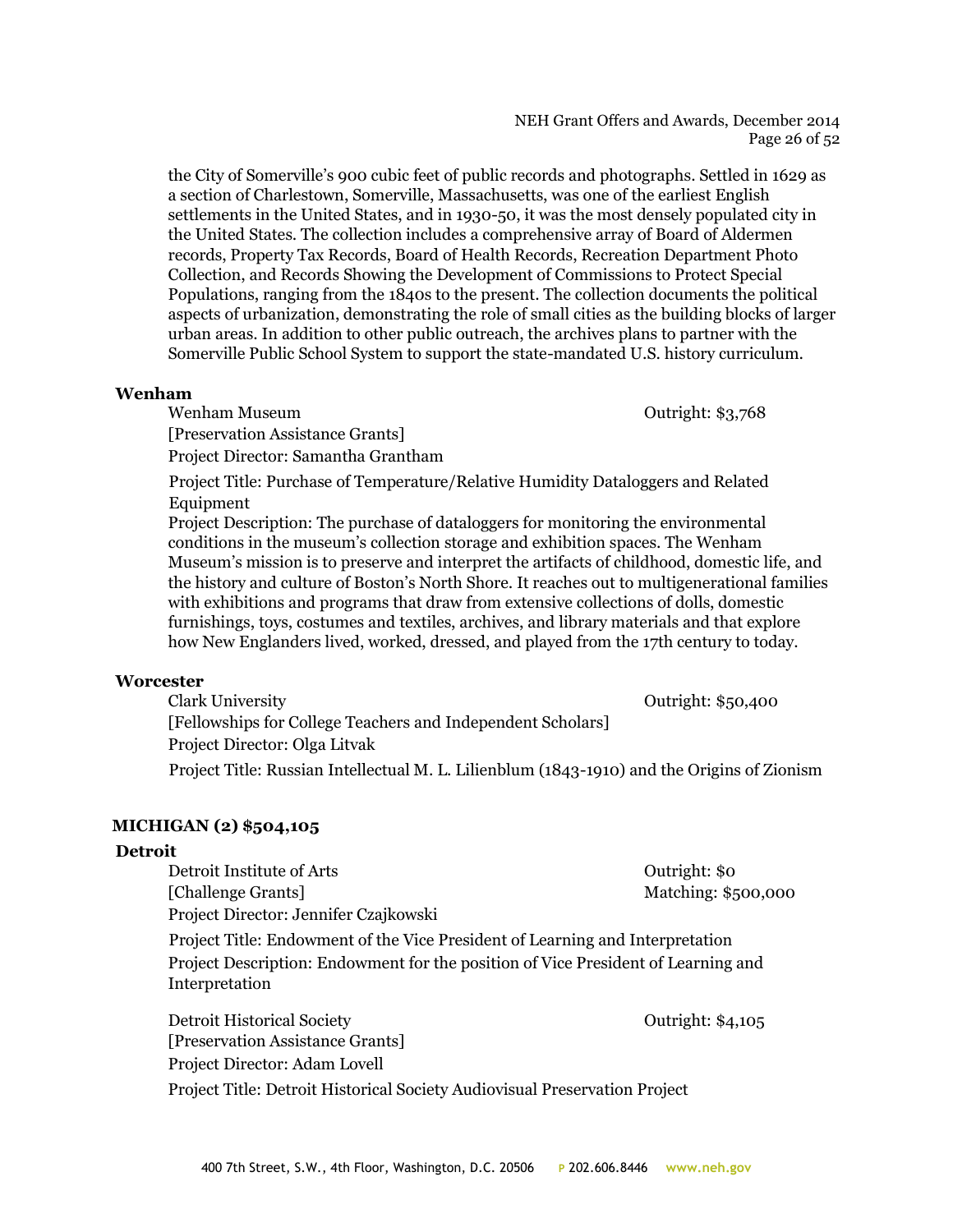the City of Somerville's 900 cubic feet of public records and photographs. Settled in 1629 as a section of Charlestown, Somerville, Massachusetts, was one of the earliest English settlements in the United States, and in 1930-50, it was the most densely populated city in the United States. The collection includes a comprehensive array of Board of Aldermen records, Property Tax Records, Board of Health Records, Recreation Department Photo Collection, and Records Showing the Development of Commissions to Protect Special Populations, ranging from the 1840s to the present. The collection documents the political aspects of urbanization, demonstrating the role of small cities as the building blocks of larger urban areas. In addition to other public outreach, the archives plans to partner with the Somerville Public School System to support the state-mandated U.S. history curriculum.

**Wenham**

Wenham Museum — Outright: $3,768
[Preservation Assistance Grants]
Project Director: Samantha Grantham

Project Title: Purchase of Temperature/Relative Humidity Dataloggers and Related Equipment
Project Description: The purchase of dataloggers for monitoring the environmental conditions in the museum's collection storage and exhibition spaces. The Wenham Museum's mission is to preserve and interpret the artifacts of childhood, domestic life, and the history and culture of Boston's North Shore. It reaches out to multigenerational families with exhibitions and programs that draw from extensive collections of dolls, domestic furnishings, toys, costumes and textiles, archives, and library materials and that explore how New Englanders lived, worked, dressed, and played from the 17th century to today.

**Worcester**

Clark University — Outright: $50,400
[Fellowships for College Teachers and Independent Scholars]
Project Director: Olga Litvak

Project Title: Russian Intellectual M. L. Lilienblum (1843-1910) and the Origins of Zionism

## MICHIGAN (2) $504,105

**Detroit**

Detroit Institute of Arts — Outright: $0 — Matching: $500,000
[Challenge Grants]
Project Director: Jennifer Czajkowski

Project Title: Endowment of the Vice President of Learning and Interpretation
Project Description: Endowment for the position of Vice President of Learning and Interpretation

Detroit Historical Society — Outright: $4,105
[Preservation Assistance Grants]
Project Director: Adam Lovell

Project Title: Detroit Historical Society Audiovisual Preservation Project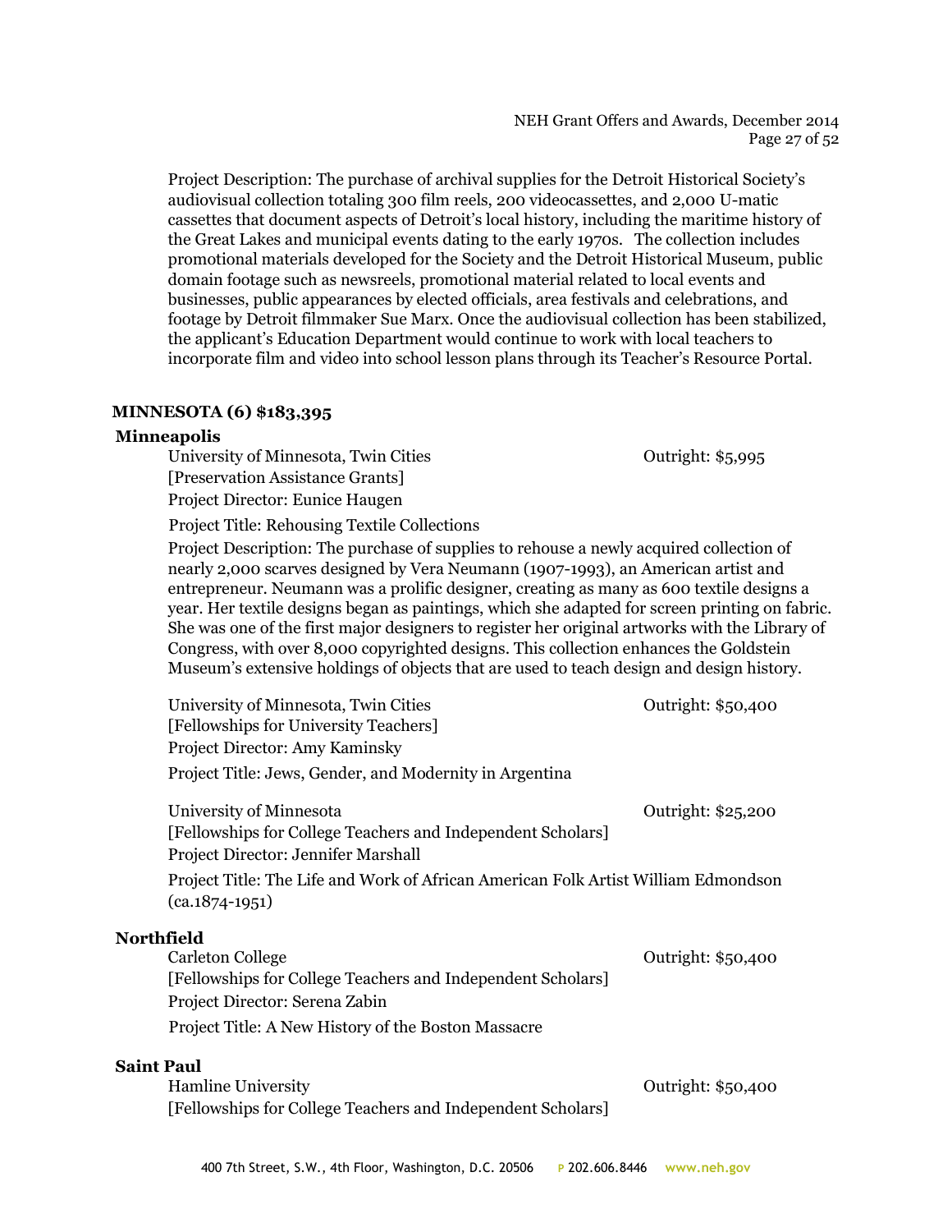Project Description: The purchase of archival supplies for the Detroit Historical Society's audiovisual collection totaling 300 film reels, 200 videocassettes, and 2,000 U-matic cassettes that document aspects of Detroit's local history, including the maritime history of the Great Lakes and municipal events dating to the early 1970s. The collection includes promotional materials developed for the Society and the Detroit Historical Museum, public domain footage such as newsreels, promotional material related to local events and businesses, public appearances by elected officials, area festivals and celebrations, and footage by Detroit filmmaker Sue Marx. Once the audiovisual collection has been stabilized, the applicant's Education Department would continue to work with local teachers to incorporate film and video into school lesson plans through its Teacher's Resource Portal.

**MINNESOTA (6) $183,395**

**Minneapolis**

University of Minnesota, Twin Cities — Outright: $5,995
[Preservation Assistance Grants]
Project Director: Eunice Haugen
Project Title: Rehousing Textile Collections
Project Description: The purchase of supplies to rehouse a newly acquired collection of nearly 2,000 scarves designed by Vera Neumann (1907-1993), an American artist and entrepreneur. Neumann was a prolific designer, creating as many as 600 textile designs a year. Her textile designs began as paintings, which she adapted for screen printing on fabric. She was one of the first major designers to register her original artworks with the Library of Congress, with over 8,000 copyrighted designs. This collection enhances the Goldstein Museum's extensive holdings of objects that are used to teach design and design history.

University of Minnesota, Twin Cities — Outright: $50,400
[Fellowships for University Teachers]
Project Director: Amy Kaminsky
Project Title: Jews, Gender, and Modernity in Argentina

University of Minnesota — Outright: $25,200
[Fellowships for College Teachers and Independent Scholars]
Project Director: Jennifer Marshall
Project Title: The Life and Work of African American Folk Artist William Edmondson (ca.1874-1951)

**Northfield**

Carleton College — Outright: $50,400
[Fellowships for College Teachers and Independent Scholars]
Project Director: Serena Zabin
Project Title: A New History of the Boston Massacre

**Saint Paul**

Hamline University — Outright: $50,400
[Fellowships for College Teachers and Independent Scholars]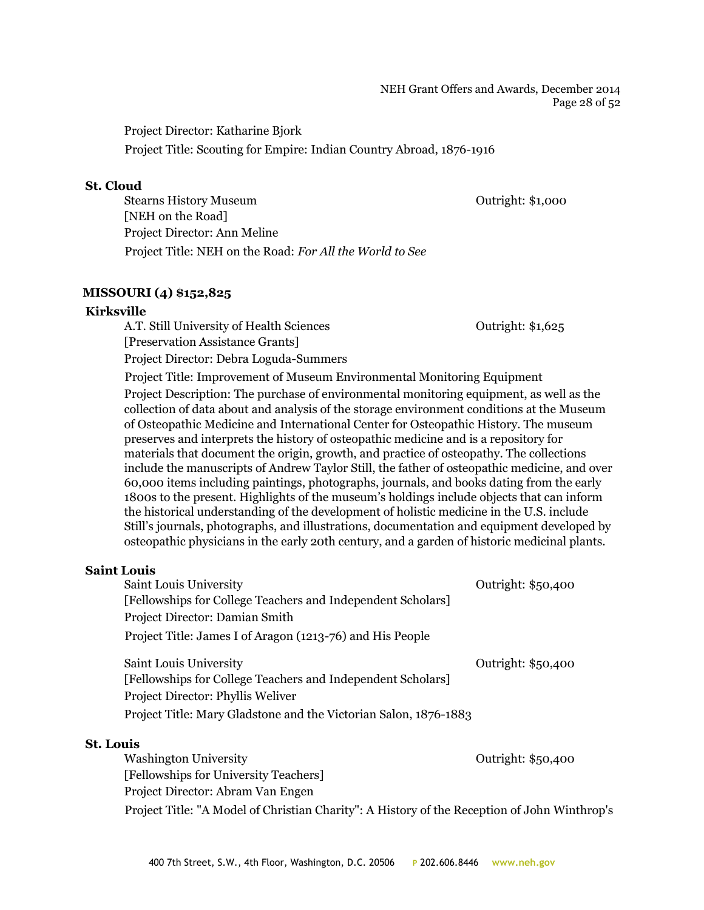Project Director: Katharine Bjork

Project Title: Scouting for Empire: Indian Country Abroad, 1876-1916

**St. Cloud**

Stearns History Museum — Outright: $1,000
[NEH on the Road]
Project Director: Ann Meline
Project Title: NEH on the Road: *For All the World to See*

## MISSOURI (4) $152,825

**Kirksville**

A.T. Still University of Health Sciences — Outright: $1,625
[Preservation Assistance Grants]
Project Director: Debra Loguda-Summers
Project Title: Improvement of Museum Environmental Monitoring Equipment
Project Description: The purchase of environmental monitoring equipment, as well as the collection of data about and analysis of the storage environment conditions at the Museum of Osteopathic Medicine and International Center for Osteopathic History. The museum preserves and interprets the history of osteopathic medicine and is a repository for materials that document the origin, growth, and practice of osteopathy. The collections include the manuscripts of Andrew Taylor Still, the father of osteopathic medicine, and over 60,000 items including paintings, photographs, journals, and books dating from the early 1800s to the present. Highlights of the museum's holdings include objects that can inform the historical understanding of the development of holistic medicine in the U.S. include Still's journals, photographs, and illustrations, documentation and equipment developed by osteopathic physicians in the early 20th century, and a garden of historic medicinal plants.

**Saint Louis**

Saint Louis University — Outright: $50,400
[Fellowships for College Teachers and Independent Scholars]
Project Director: Damian Smith
Project Title: James I of Aragon (1213-76) and His People

Saint Louis University — Outright: $50,400
[Fellowships for College Teachers and Independent Scholars]
Project Director: Phyllis Weliver
Project Title: Mary Gladstone and the Victorian Salon, 1876-1883

**St. Louis**

Washington University — Outright: $50,400
[Fellowships for University Teachers]
Project Director: Abram Van Engen
Project Title: "A Model of Christian Charity": A History of the Reception of John Winthrop's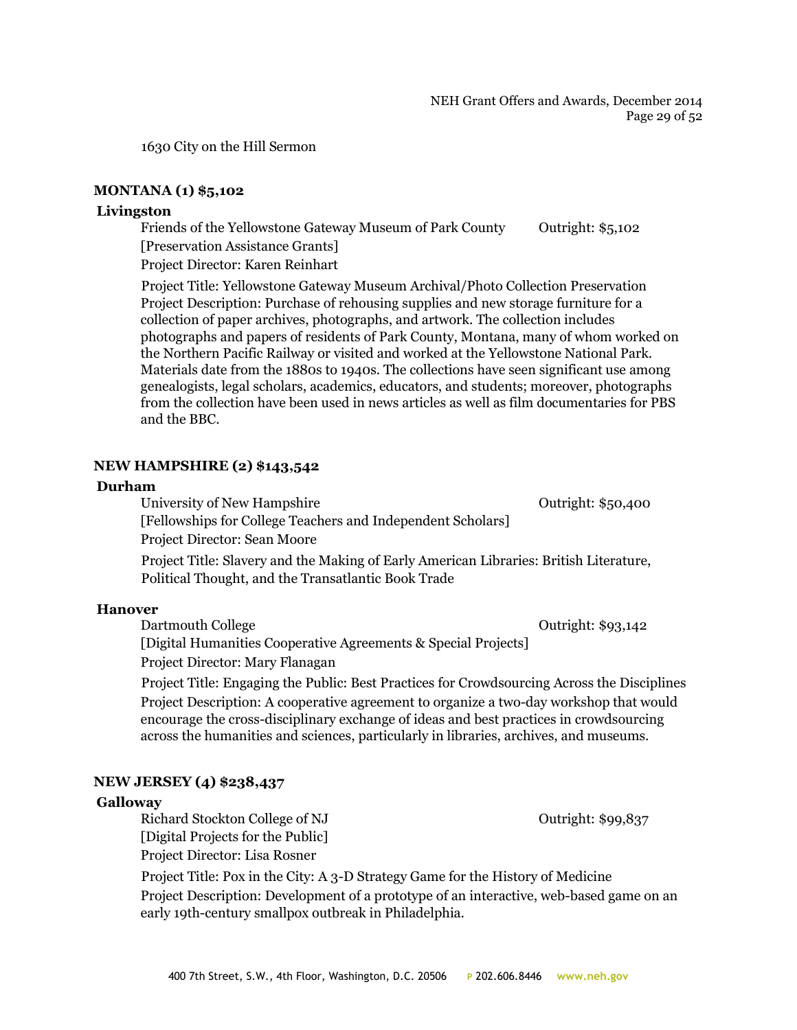1630 City on the Hill Sermon

## MONTANA (1) $5,102

### Livingston

Friends of the Yellowstone Gateway Museum of Park County — Outright: $5,102
[Preservation Assistance Grants]
Project Director: Karen Reinhart

Project Title: Yellowstone Gateway Museum Archival/Photo Collection Preservation
Project Description: Purchase of rehousing supplies and new storage furniture for a collection of paper archives, photographs, and artwork. The collection includes photographs and papers of residents of Park County, Montana, many of whom worked on the Northern Pacific Railway or visited and worked at the Yellowstone National Park. Materials date from the 1880s to 1940s. The collections have seen significant use among genealogists, legal scholars, academics, educators, and students; moreover, photographs from the collection have been used in news articles as well as film documentaries for PBS and the BBC.

## NEW HAMPSHIRE (2) $143,542

### Durham

University of New Hampshire — Outright: $50,400
[Fellowships for College Teachers and Independent Scholars]
Project Director: Sean Moore

Project Title: Slavery and the Making of Early American Libraries: British Literature, Political Thought, and the Transatlantic Book Trade

### Hanover

Dartmouth College — Outright: $93,142
[Digital Humanities Cooperative Agreements & Special Projects]
Project Director: Mary Flanagan

Project Title: Engaging the Public: Best Practices for Crowdsourcing Across the Disciplines
Project Description: A cooperative agreement to organize a two-day workshop that would encourage the cross-disciplinary exchange of ideas and best practices in crowdsourcing across the humanities and sciences, particularly in libraries, archives, and museums.

## NEW JERSEY (4) $238,437

### Galloway

Richard Stockton College of NJ — Outright: $99,837
[Digital Projects for the Public]
Project Director: Lisa Rosner

Project Title: Pox in the City: A 3-D Strategy Game for the History of Medicine
Project Description: Development of a prototype of an interactive, web-based game on an early 19th-century smallpox outbreak in Philadelphia.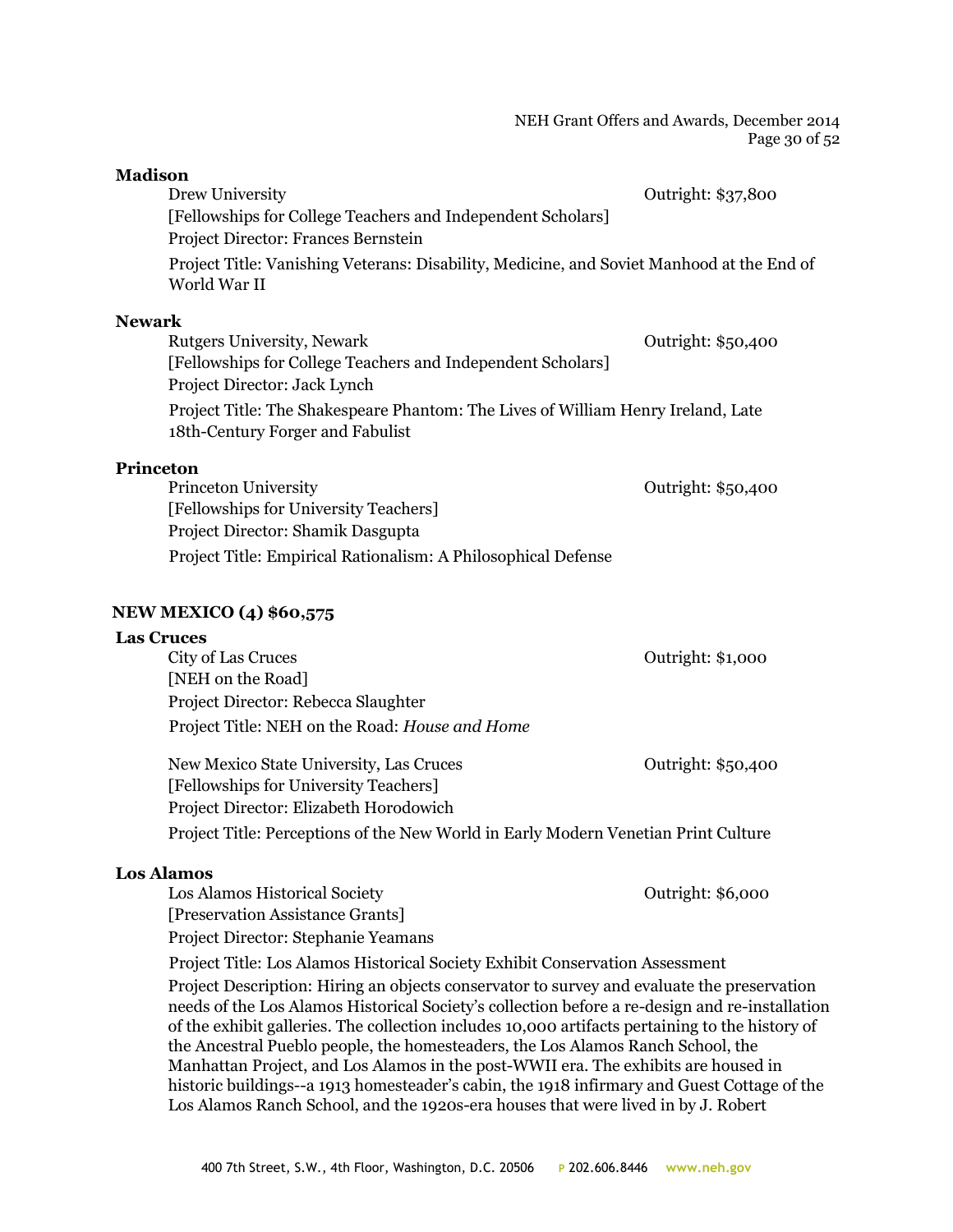**Madison**

Drew University — Outright: $37,800

[Fellowships for College Teachers and Independent Scholars]

Project Director: Frances Bernstein

Project Title: Vanishing Veterans: Disability, Medicine, and Soviet Manhood at the End of World War II

**Newark**

Rutgers University, Newark — Outright: $50,400

[Fellowships for College Teachers and Independent Scholars]

Project Director: Jack Lynch

Project Title: The Shakespeare Phantom: The Lives of William Henry Ireland, Late 18th-Century Forger and Fabulist

**Princeton**

Princeton University — Outright: $50,400

[Fellowships for University Teachers]

Project Director: Shamik Dasgupta

Project Title: Empirical Rationalism: A Philosophical Defense

## NEW MEXICO (4) $60,575

**Las Cruces**

City of Las Cruces — Outright: $1,000

[NEH on the Road]

Project Director: Rebecca Slaughter

Project Title: NEH on the Road: *House and Home*

New Mexico State University, Las Cruces — Outright: $50,400

[Fellowships for University Teachers]

Project Director: Elizabeth Horodowich

Project Title: Perceptions of the New World in Early Modern Venetian Print Culture

**Los Alamos**

Los Alamos Historical Society — Outright: $6,000

[Preservation Assistance Grants]

Project Director: Stephanie Yeamans

Project Title: Los Alamos Historical Society Exhibit Conservation Assessment

Project Description: Hiring an objects conservator to survey and evaluate the preservation needs of the Los Alamos Historical Society's collection before a re-design and re-installation of the exhibit galleries. The collection includes 10,000 artifacts pertaining to the history of the Ancestral Pueblo people, the homesteaders, the Los Alamos Ranch School, the Manhattan Project, and Los Alamos in the post-WWII era. The exhibits are housed in historic buildings--a 1913 homesteader's cabin, the 1918 infirmary and Guest Cottage of the Los Alamos Ranch School, and the 1920s-era houses that were lived in by J. Robert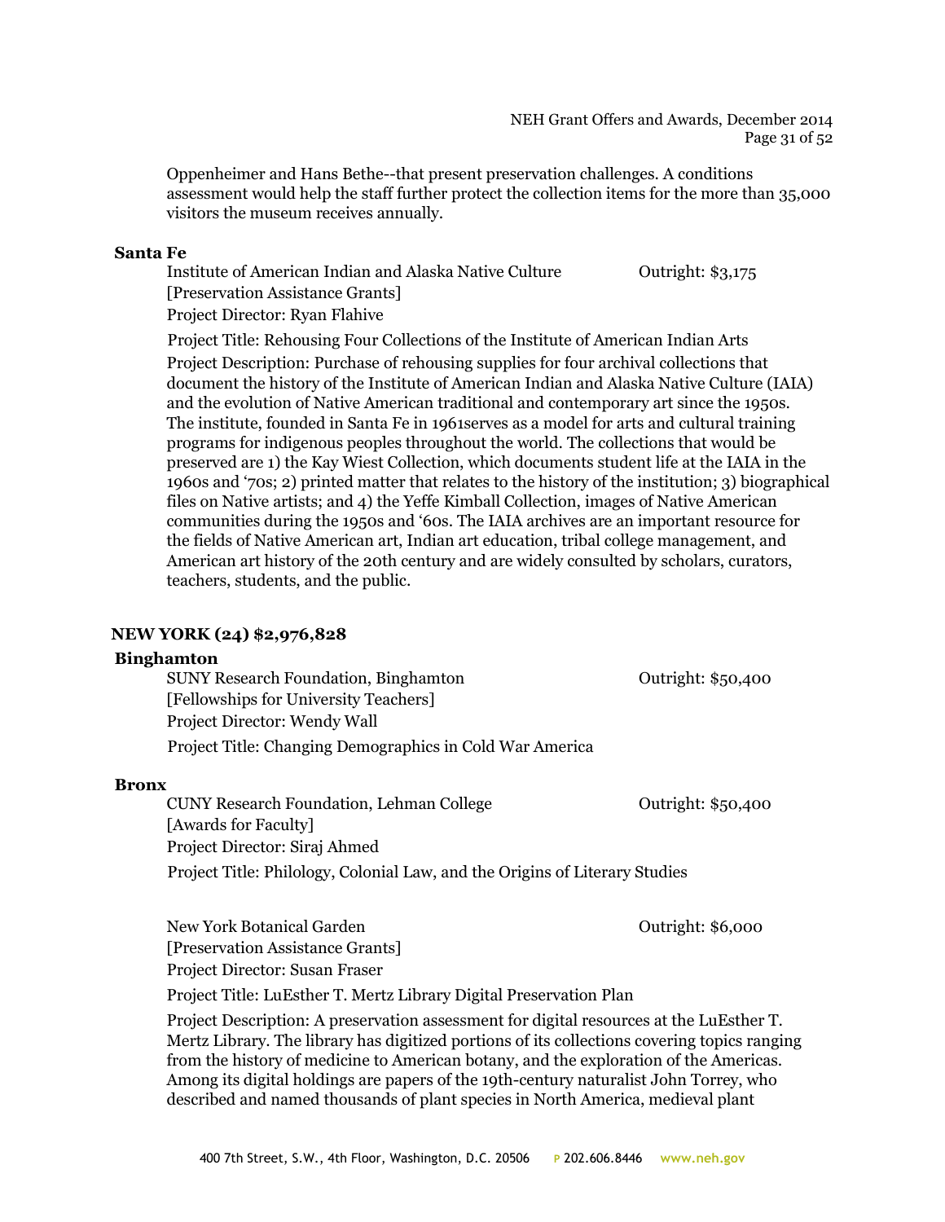Oppenheimer and Hans Bethe--that present preservation challenges. A conditions assessment would help the staff further protect the collection items for the more than 35,000 visitors the museum receives annually.

**Santa Fe**

Institute of American Indian and Alaska Native Culture — Outright: $3,175
[Preservation Assistance Grants]
Project Director: Ryan Flahive

Project Title: Rehousing Four Collections of the Institute of American Indian Arts

Project Description: Purchase of rehousing supplies for four archival collections that document the history of the Institute of American Indian and Alaska Native Culture (IAIA) and the evolution of Native American traditional and contemporary art since the 1950s. The institute, founded in Santa Fe in 1961serves as a model for arts and cultural training programs for indigenous peoples throughout the world. The collections that would be preserved are 1) the Kay Wiest Collection, which documents student life at the IAIA in the 1960s and '70s; 2) printed matter that relates to the history of the institution; 3) biographical files on Native artists; and 4) the Yeffe Kimball Collection, images of Native American communities during the 1950s and '60s. The IAIA archives are an important resource for the fields of Native American art, Indian art education, tribal college management, and American art history of the 20th century and are widely consulted by scholars, curators, teachers, students, and the public.

## NEW YORK (24) $2,976,828

**Binghamton**

SUNY Research Foundation, Binghamton — Outright: $50,400
[Fellowships for University Teachers]
Project Director: Wendy Wall

Project Title: Changing Demographics in Cold War America

**Bronx**

CUNY Research Foundation, Lehman College — Outright: $50,400
[Awards for Faculty]
Project Director: Siraj Ahmed

Project Title: Philology, Colonial Law, and the Origins of Literary Studies

New York Botanical Garden — Outright: $6,000
[Preservation Assistance Grants]
Project Director: Susan Fraser

Project Title: LuEsther T. Mertz Library Digital Preservation Plan

Project Description: A preservation assessment for digital resources at the LuEsther T. Mertz Library. The library has digitized portions of its collections covering topics ranging from the history of medicine to American botany, and the exploration of the Americas. Among its digital holdings are papers of the 19th-century naturalist John Torrey, who described and named thousands of plant species in North America, medieval plant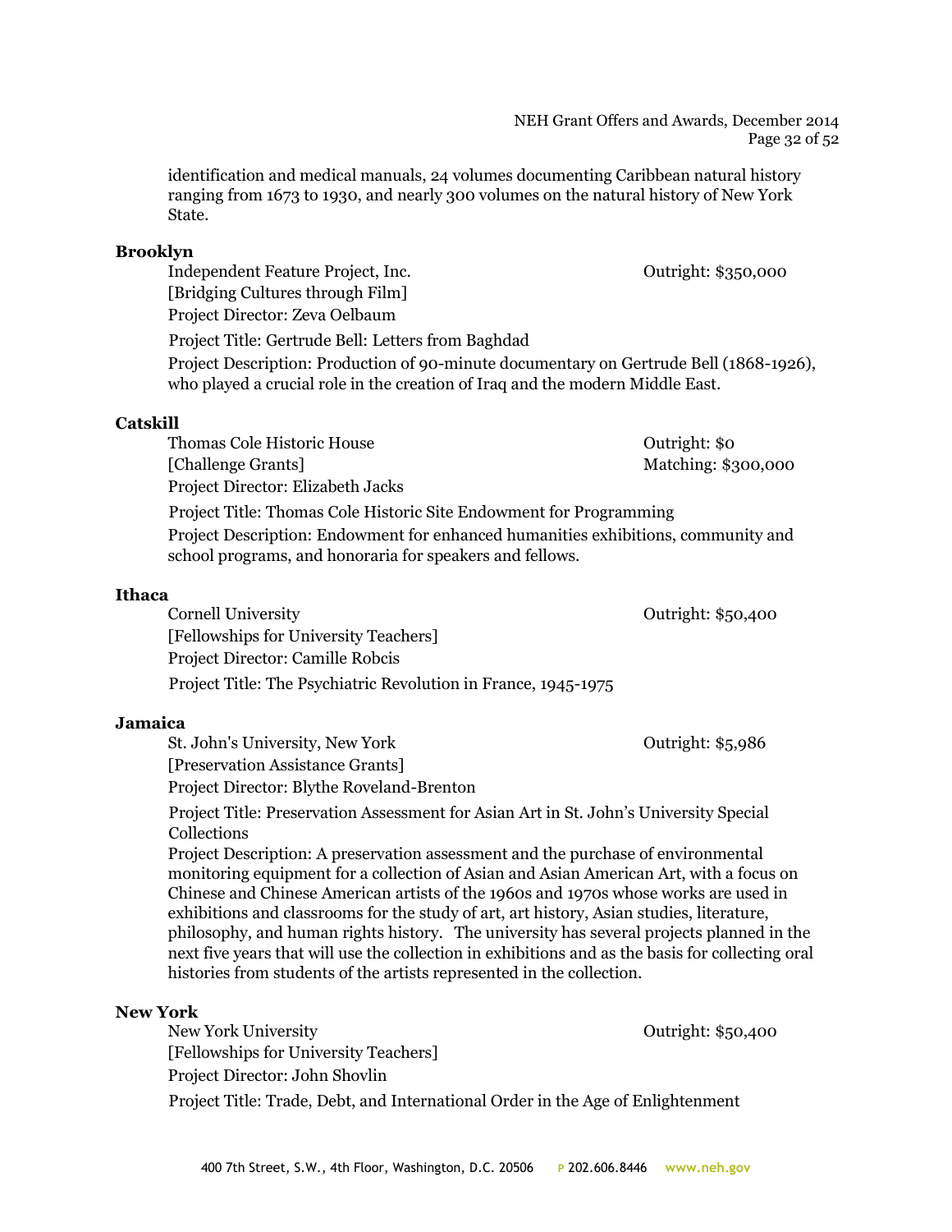identification and medical manuals, 24 volumes documenting Caribbean natural history ranging from 1673 to 1930, and nearly 300 volumes on the natural history of New York State.

**Brooklyn**

Independent Feature Project, Inc. — Outright: $350,000
[Bridging Cultures through Film]
Project Director: Zeva Oelbaum

Project Title: Gertrude Bell: Letters from Baghdad

Project Description: Production of 90-minute documentary on Gertrude Bell (1868-1926), who played a crucial role in the creation of Iraq and the modern Middle East.

**Catskill**

Thomas Cole Historic House — Outright: $0
[Challenge Grants] — Matching: $300,000
Project Director: Elizabeth Jacks

Project Title: Thomas Cole Historic Site Endowment for Programming

Project Description: Endowment for enhanced humanities exhibitions, community and school programs, and honoraria for speakers and fellows.

**Ithaca**

Cornell University — Outright: $50,400
[Fellowships for University Teachers]
Project Director: Camille Robcis

Project Title: The Psychiatric Revolution in France, 1945-1975

**Jamaica**

St. John's University, New York — Outright: $5,986
[Preservation Assistance Grants]
Project Director: Blythe Roveland-Brenton

Project Title: Preservation Assessment for Asian Art in St. John's University Special Collections

Project Description: A preservation assessment and the purchase of environmental monitoring equipment for a collection of Asian and Asian American Art, with a focus on Chinese and Chinese American artists of the 1960s and 1970s whose works are used in exhibitions and classrooms for the study of art, art history, Asian studies, literature, philosophy, and human rights history. The university has several projects planned in the next five years that will use the collection in exhibitions and as the basis for collecting oral histories from students of the artists represented in the collection.

**New York**

New York University — Outright: $50,400
[Fellowships for University Teachers]
Project Director: John Shovlin

Project Title: Trade, Debt, and International Order in the Age of Enlightenment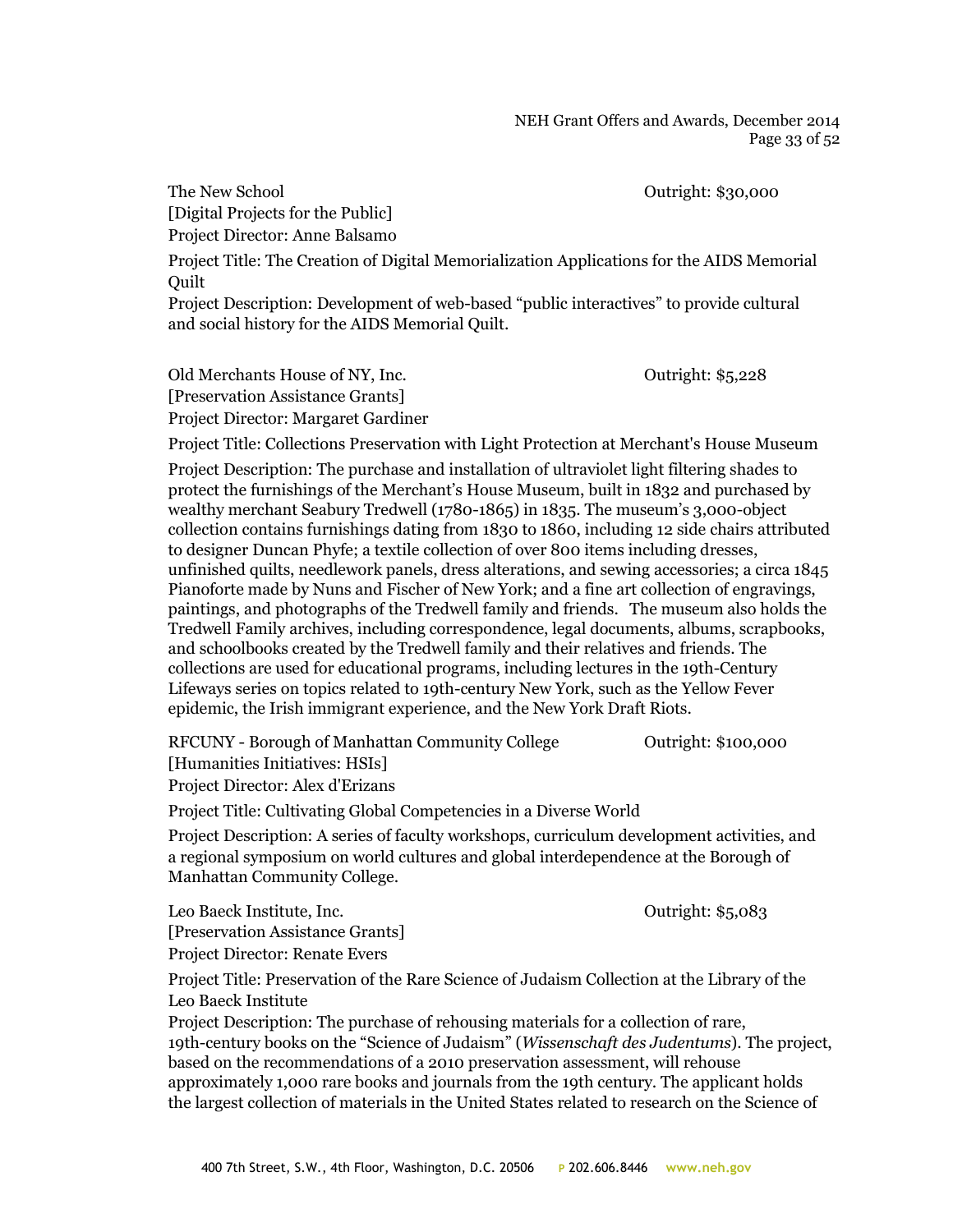The New School — Outright: $30,000
[Digital Projects for the Public]
Project Director: Anne Balsamo

Project Title: The Creation of Digital Memorialization Applications for the AIDS Memorial Quilt
Project Description: Development of web-based "public interactives" to provide cultural and social history for the AIDS Memorial Quilt.

Old Merchants House of NY, Inc. — Outright: $5,228
[Preservation Assistance Grants]
Project Director: Margaret Gardiner

Project Title: Collections Preservation with Light Protection at Merchant's House Museum

Project Description: The purchase and installation of ultraviolet light filtering shades to protect the furnishings of the Merchant's House Museum, built in 1832 and purchased by wealthy merchant Seabury Tredwell (1780-1865) in 1835. The museum's 3,000-object collection contains furnishings dating from 1830 to 1860, including 12 side chairs attributed to designer Duncan Phyfe; a textile collection of over 800 items including dresses, unfinished quilts, needlework panels, dress alterations, and sewing accessories; a circa 1845 Pianoforte made by Nuns and Fischer of New York; and a fine art collection of engravings, paintings, and photographs of the Tredwell family and friends. The museum also holds the Tredwell Family archives, including correspondence, legal documents, albums, scrapbooks, and schoolbooks created by the Tredwell family and their relatives and friends. The collections are used for educational programs, including lectures in the 19th-Century Lifeways series on topics related to 19th-century New York, such as the Yellow Fever epidemic, the Irish immigrant experience, and the New York Draft Riots.

RFCUNY - Borough of Manhattan Community College — Outright: $100,000
[Humanities Initiatives: HSIs]
Project Director: Alex d'Erizans

Project Title: Cultivating Global Competencies in a Diverse World

Project Description: A series of faculty workshops, curriculum development activities, and a regional symposium on world cultures and global interdependence at the Borough of Manhattan Community College.

Leo Baeck Institute, Inc. — Outright: $5,083
[Preservation Assistance Grants]
Project Director: Renate Evers

Project Title: Preservation of the Rare Science of Judaism Collection at the Library of the Leo Baeck Institute
Project Description: The purchase of rehousing materials for a collection of rare, 19th-century books on the "Science of Judaism" (*Wissenschaft des Judentums*). The project, based on the recommendations of a 2010 preservation assessment, will rehouse approximately 1,000 rare books and journals from the 19th century. The applicant holds the largest collection of materials in the United States related to research on the Science of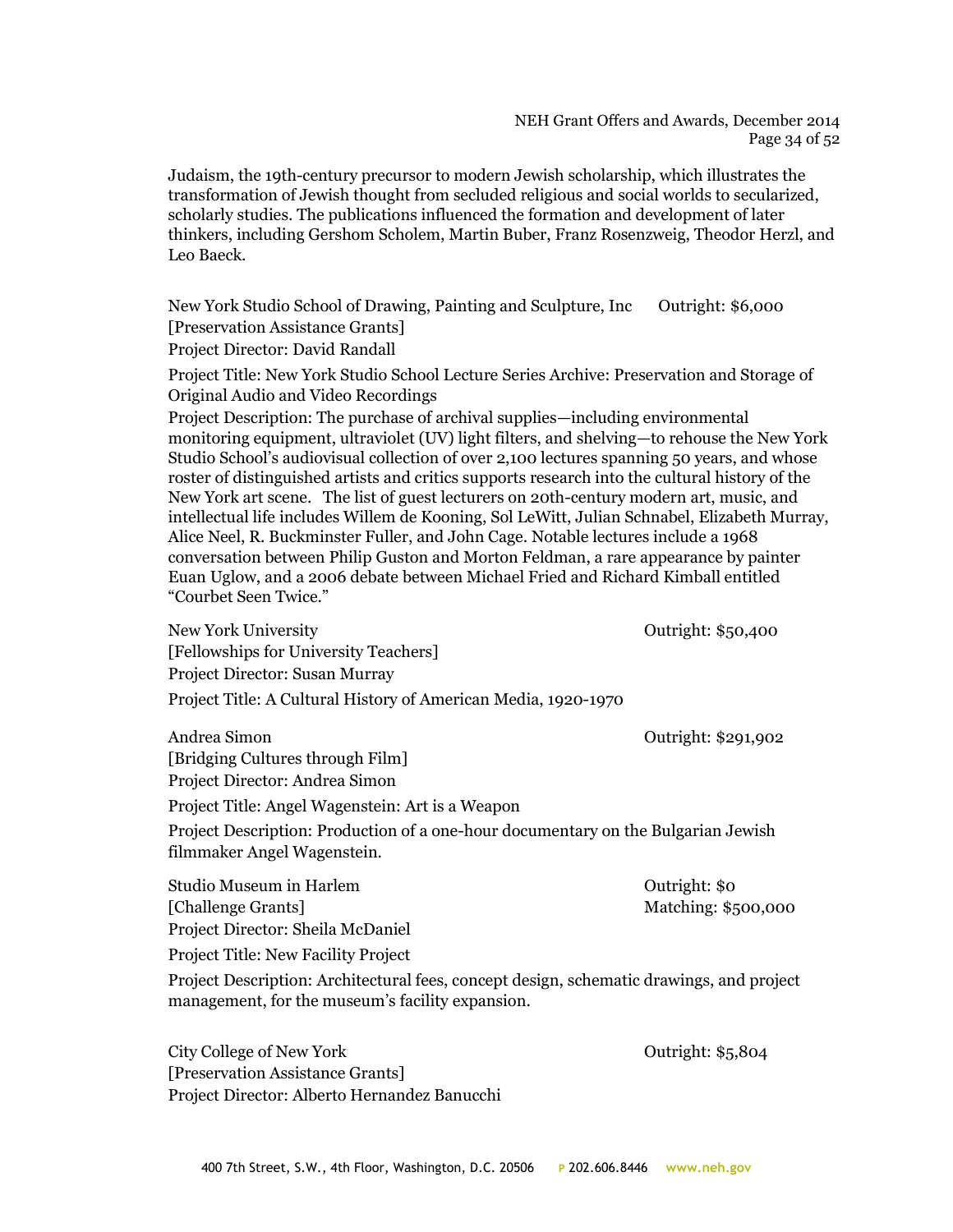Judaism, the 19th-century precursor to modern Jewish scholarship, which illustrates the transformation of Jewish thought from secluded religious and social worlds to secularized, scholarly studies. The publications influenced the formation and development of later thinkers, including Gershom Scholem, Martin Buber, Franz Rosenzweig, Theodor Herzl, and Leo Baeck.

New York Studio School of Drawing, Painting and Sculpture, Inc — Outright: $6,000
[Preservation Assistance Grants]
Project Director: David Randall

Project Title: New York Studio School Lecture Series Archive: Preservation and Storage of Original Audio and Video Recordings

Project Description: The purchase of archival supplies—including environmental monitoring equipment, ultraviolet (UV) light filters, and shelving—to rehouse the New York Studio School's audiovisual collection of over 2,100 lectures spanning 50 years, and whose roster of distinguished artists and critics supports research into the cultural history of the New York art scene. The list of guest lecturers on 20th-century modern art, music, and intellectual life includes Willem de Kooning, Sol LeWitt, Julian Schnabel, Elizabeth Murray, Alice Neel, R. Buckminster Fuller, and John Cage. Notable lectures include a 1968 conversation between Philip Guston and Morton Feldman, a rare appearance by painter Euan Uglow, and a 2006 debate between Michael Fried and Richard Kimball entitled "Courbet Seen Twice."

New York University — Outright: $50,400
[Fellowships for University Teachers]
Project Director: Susan Murray

Project Title: A Cultural History of American Media, 1920-1970

Andrea Simon — Outright: $291,902
[Bridging Cultures through Film]
Project Director: Andrea Simon

Project Title: Angel Wagenstein: Art is a Weapon

Project Description: Production of a one-hour documentary on the Bulgarian Jewish filmmaker Angel Wagenstein.

Studio Museum in Harlem — Outright: $0
[Challenge Grants] — Matching: $500,000
Project Director: Sheila McDaniel

Project Title: New Facility Project

Project Description: Architectural fees, concept design, schematic drawings, and project management, for the museum's facility expansion.

City College of New York — Outright: $5,804
[Preservation Assistance Grants]
Project Director: Alberto Hernandez Banucchi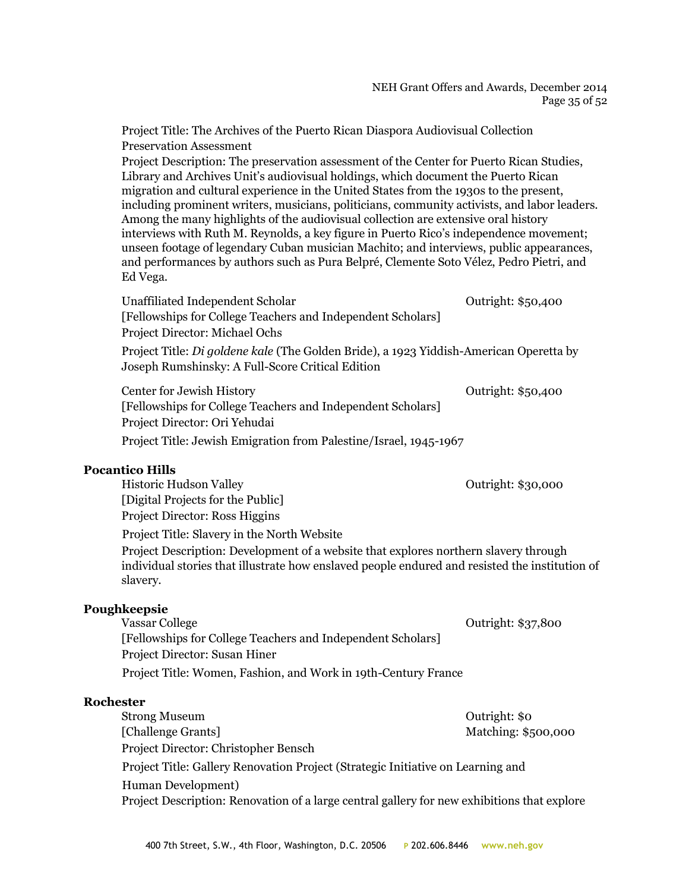Project Title: The Archives of the Puerto Rican Diaspora Audiovisual Collection Preservation Assessment
Project Description: The preservation assessment of the Center for Puerto Rican Studies, Library and Archives Unit's audiovisual holdings, which document the Puerto Rican migration and cultural experience in the United States from the 1930s to the present, including prominent writers, musicians, politicians, community activists, and labor leaders. Among the many highlights of the audiovisual collection are extensive oral history interviews with Ruth M. Reynolds, a key figure in Puerto Rico's independence movement; unseen footage of legendary Cuban musician Machito; and interviews, public appearances, and performances by authors such as Pura Belpré, Clemente Soto Vélez, Pedro Pietri, and Ed Vega.

Unaffiliated Independent Scholar — Outright: $50,400
[Fellowships for College Teachers and Independent Scholars]
Project Director: Michael Ochs
Project Title: *Di goldene kale* (The Golden Bride), a 1923 Yiddish-American Operetta by Joseph Rumshinsky: A Full-Score Critical Edition

Center for Jewish History — Outright: $50,400
[Fellowships for College Teachers and Independent Scholars]
Project Director: Ori Yehudai
Project Title: Jewish Emigration from Palestine/Israel, 1945-1967

**Pocantico Hills**

Historic Hudson Valley — Outright: $30,000
[Digital Projects for the Public]
Project Director: Ross Higgins
Project Title: Slavery in the North Website
Project Description: Development of a website that explores northern slavery through individual stories that illustrate how enslaved people endured and resisted the institution of slavery.

**Poughkeepsie**

Vassar College — Outright: $37,800
[Fellowships for College Teachers and Independent Scholars]
Project Director: Susan Hiner
Project Title: Women, Fashion, and Work in 19th-Century France

**Rochester**

Strong Museum — Outright: $0; Matching: $500,000
[Challenge Grants]
Project Director: Christopher Bensch
Project Title: Gallery Renovation Project (Strategic Initiative on Learning and Human Development)
Project Description: Renovation of a large central gallery for new exhibitions that explore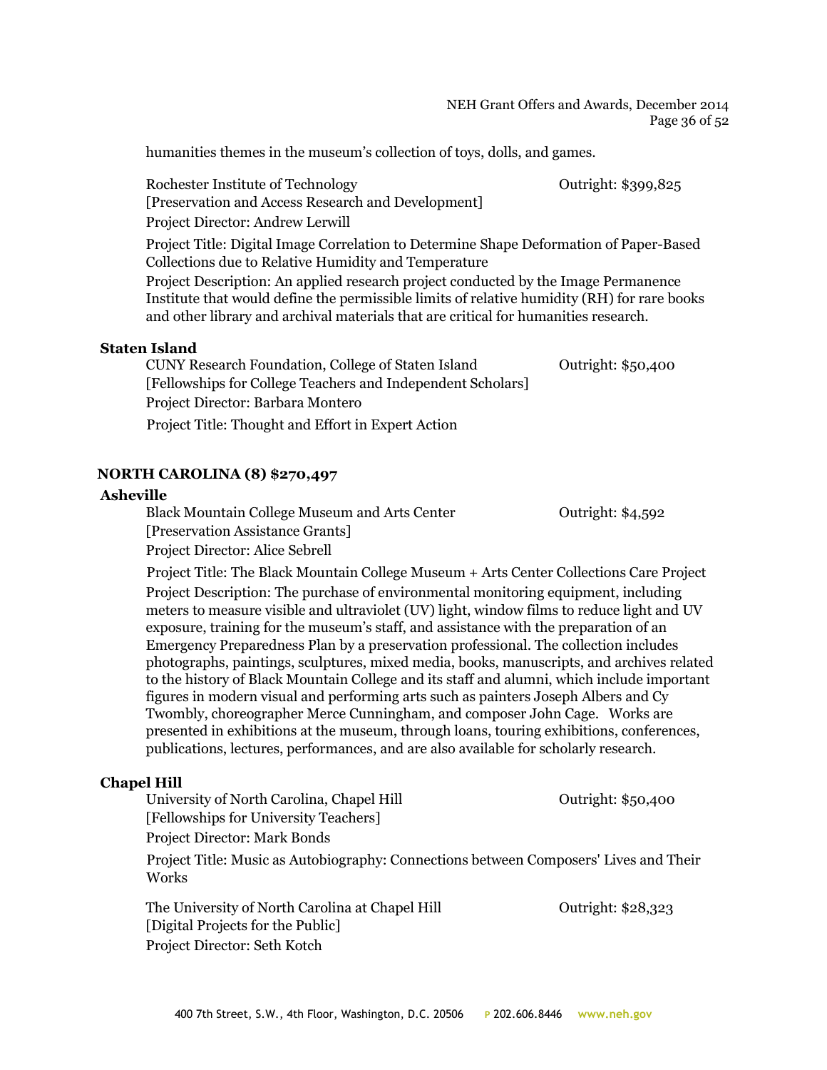humanities themes in the museum's collection of toys, dolls, and games.

Rochester Institute of Technology — Outright: $399,825
[Preservation and Access Research and Development]
Project Director: Andrew Lerwill
Project Title: Digital Image Correlation to Determine Shape Deformation of Paper-Based Collections due to Relative Humidity and Temperature
Project Description: An applied research project conducted by the Image Permanence Institute that would define the permissible limits of relative humidity (RH) for rare books and other library and archival materials that are critical for humanities research.

### Staten Island

CUNY Research Foundation, College of Staten Island — Outright: $50,400
[Fellowships for College Teachers and Independent Scholars]
Project Director: Barbara Montero
Project Title: Thought and Effort in Expert Action

## NORTH CAROLINA (8) $270,497

### Asheville

Black Mountain College Museum and Arts Center — Outright: $4,592
[Preservation Assistance Grants]
Project Director: Alice Sebrell
Project Title: The Black Mountain College Museum + Arts Center Collections Care Project
Project Description: The purchase of environmental monitoring equipment, including meters to measure visible and ultraviolet (UV) light, window films to reduce light and UV exposure, training for the museum's staff, and assistance with the preparation of an Emergency Preparedness Plan by a preservation professional. The collection includes photographs, paintings, sculptures, mixed media, books, manuscripts, and archives related to the history of Black Mountain College and its staff and alumni, which include important figures in modern visual and performing arts such as painters Joseph Albers and Cy Twombly, choreographer Merce Cunningham, and composer John Cage. Works are presented in exhibitions at the museum, through loans, touring exhibitions, conferences, publications, lectures, performances, and are also available for scholarly research.

### Chapel Hill

University of North Carolina, Chapel Hill — Outright: $50,400
[Fellowships for University Teachers]
Project Director: Mark Bonds
Project Title: Music as Autobiography: Connections between Composers' Lives and Their Works

The University of North Carolina at Chapel Hill — Outright: $28,323
[Digital Projects for the Public]
Project Director: Seth Kotch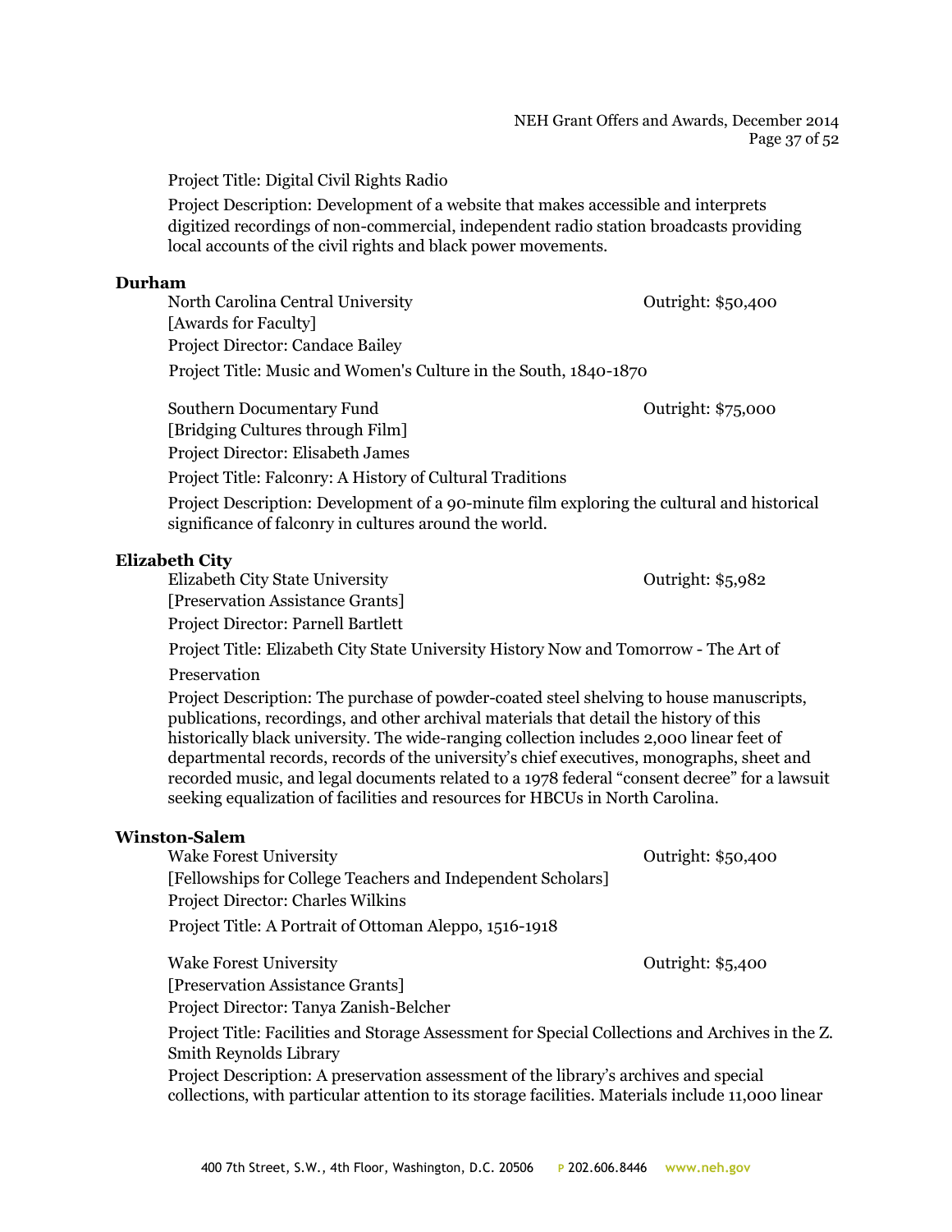Project Title: Digital Civil Rights Radio

Project Description: Development of a website that makes accessible and interprets digitized recordings of non-commercial, independent radio station broadcasts providing local accounts of the civil rights and black power movements.

**Durham**

North Carolina Central University — Outright: $50,400
[Awards for Faculty]
Project Director: Candace Bailey
Project Title: Music and Women's Culture in the South, 1840-1870

Southern Documentary Fund — Outright: $75,000
[Bridging Cultures through Film]
Project Director: Elisabeth James
Project Title: Falconry: A History of Cultural Traditions
Project Description: Development of a 90-minute film exploring the cultural and historical significance of falconry in cultures around the world.

**Elizabeth City**

Elizabeth City State University — Outright: $5,982
[Preservation Assistance Grants]
Project Director: Parnell Bartlett
Project Title: Elizabeth City State University History Now and Tomorrow - The Art of Preservation
Project Description: The purchase of powder-coated steel shelving to house manuscripts, publications, recordings, and other archival materials that detail the history of this historically black university. The wide-ranging collection includes 2,000 linear feet of departmental records, records of the university's chief executives, monographs, sheet and recorded music, and legal documents related to a 1978 federal "consent decree" for a lawsuit seeking equalization of facilities and resources for HBCUs in North Carolina.

**Winston-Salem**

Wake Forest University — Outright: $50,400
[Fellowships for College Teachers and Independent Scholars]
Project Director: Charles Wilkins
Project Title: A Portrait of Ottoman Aleppo, 1516-1918

Wake Forest University — Outright: $5,400
[Preservation Assistance Grants]
Project Director: Tanya Zanish-Belcher
Project Title: Facilities and Storage Assessment for Special Collections and Archives in the Z. Smith Reynolds Library
Project Description: A preservation assessment of the library's archives and special collections, with particular attention to its storage facilities. Materials include 11,000 linear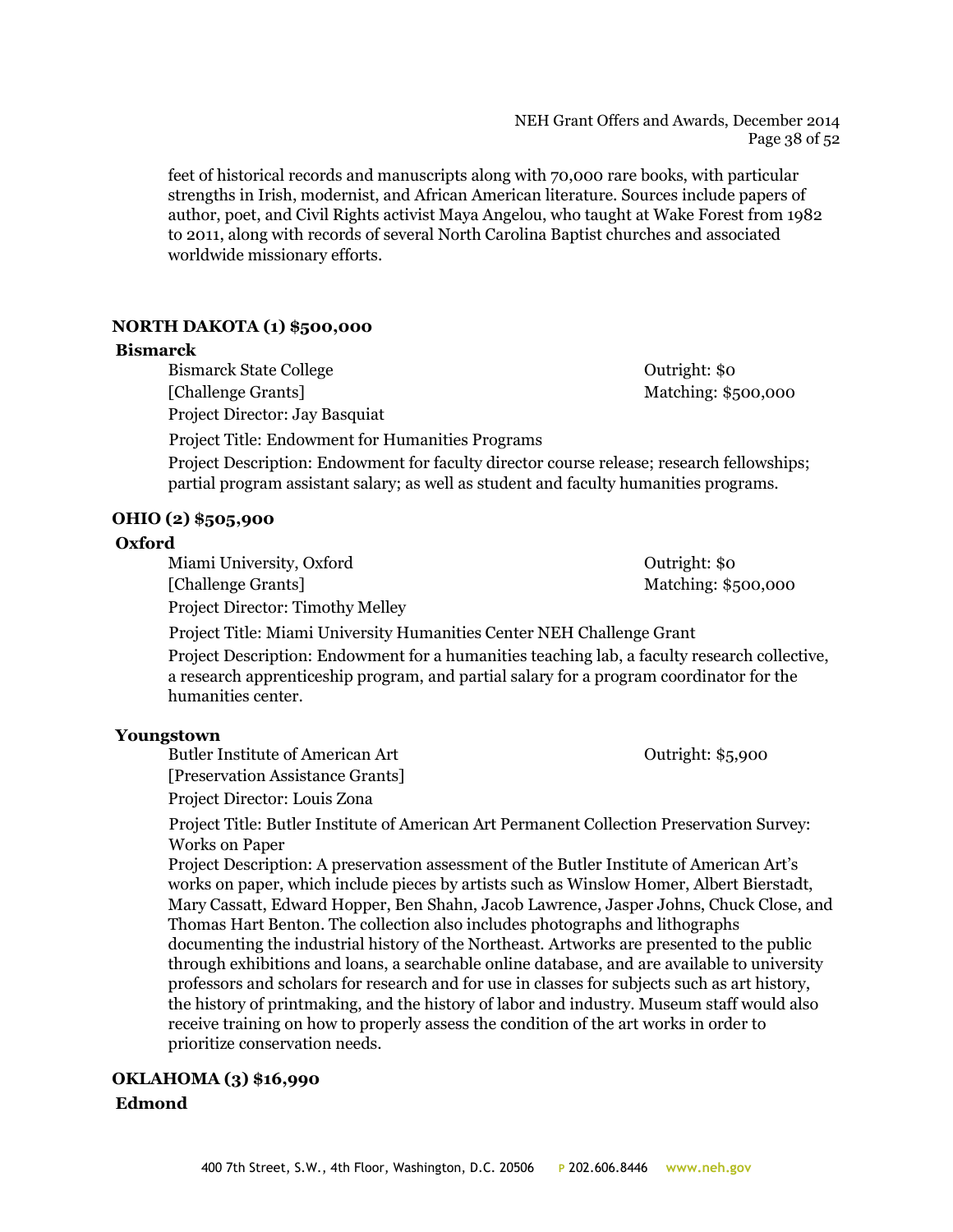feet of historical records and manuscripts along with 70,000 rare books, with particular strengths in Irish, modernist, and African American literature. Sources include papers of author, poet, and Civil Rights activist Maya Angelou, who taught at Wake Forest from 1982 to 2011, along with records of several North Carolina Baptist churches and associated worldwide missionary efforts.

## NORTH DAKOTA (1) $500,000

### Bismarck

Bismarck State College — Outright: $0
[Challenge Grants] — Matching: $500,000
Project Director: Jay Basquiat

Project Title: Endowment for Humanities Programs

Project Description: Endowment for faculty director course release; research fellowships; partial program assistant salary; as well as student and faculty humanities programs.

## OHIO (2) $505,900

### Oxford

Miami University, Oxford — Outright: $0
[Challenge Grants] — Matching: $500,000
Project Director: Timothy Melley

Project Title: Miami University Humanities Center NEH Challenge Grant

Project Description: Endowment for a humanities teaching lab, a faculty research collective, a research apprenticeship program, and partial salary for a program coordinator for the humanities center.

### Youngstown

Butler Institute of American Art — Outright: $5,900
[Preservation Assistance Grants]
Project Director: Louis Zona

Project Title: Butler Institute of American Art Permanent Collection Preservation Survey: Works on Paper

Project Description: A preservation assessment of the Butler Institute of American Art's works on paper, which include pieces by artists such as Winslow Homer, Albert Bierstadt, Mary Cassatt, Edward Hopper, Ben Shahn, Jacob Lawrence, Jasper Johns, Chuck Close, and Thomas Hart Benton. The collection also includes photographs and lithographs documenting the industrial history of the Northeast. Artworks are presented to the public through exhibitions and loans, a searchable online database, and are available to university professors and scholars for research and for use in classes for subjects such as art history, the history of printmaking, and the history of labor and industry. Museum staff would also receive training on how to properly assess the condition of the art works in order to prioritize conservation needs.

## OKLAHOMA (3) $16,990

### Edmond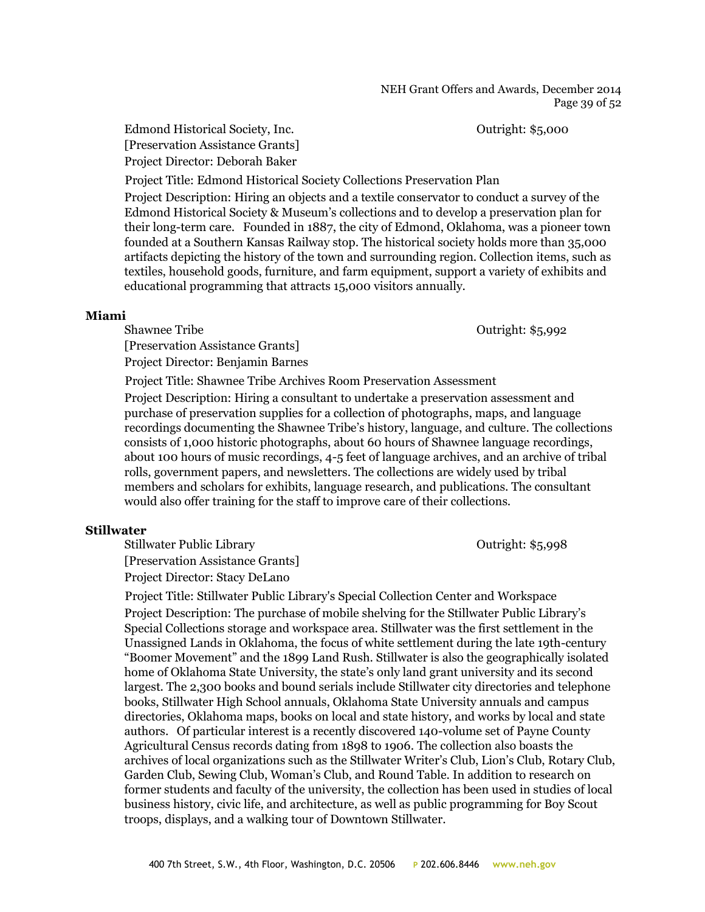Edmond Historical Society, Inc. — Outright: $5,000
[Preservation Assistance Grants]
Project Director: Deborah Baker

Project Title: Edmond Historical Society Collections Preservation Plan

Project Description: Hiring an objects and a textile conservator to conduct a survey of the Edmond Historical Society & Museum's collections and to develop a preservation plan for their long-term care. Founded in 1887, the city of Edmond, Oklahoma, was a pioneer town founded at a Southern Kansas Railway stop. The historical society holds more than 35,000 artifacts depicting the history of the town and surrounding region. Collection items, such as textiles, household goods, furniture, and farm equipment, support a variety of exhibits and educational programming that attracts 15,000 visitors annually.

**Miami**

Shawnee Tribe — Outright: $5,992
[Preservation Assistance Grants]
Project Director: Benjamin Barnes

Project Title: Shawnee Tribe Archives Room Preservation Assessment

Project Description: Hiring a consultant to undertake a preservation assessment and purchase of preservation supplies for a collection of photographs, maps, and language recordings documenting the Shawnee Tribe's history, language, and culture. The collections consists of 1,000 historic photographs, about 60 hours of Shawnee language recordings, about 100 hours of music recordings, 4-5 feet of language archives, and an archive of tribal rolls, government papers, and newsletters. The collections are widely used by tribal members and scholars for exhibits, language research, and publications. The consultant would also offer training for the staff to improve care of their collections.

**Stillwater**

Stillwater Public Library — Outright: $5,998
[Preservation Assistance Grants]
Project Director: Stacy DeLano

Project Title: Stillwater Public Library's Special Collection Center and Workspace

Project Description: The purchase of mobile shelving for the Stillwater Public Library's Special Collections storage and workspace area. Stillwater was the first settlement in the Unassigned Lands in Oklahoma, the focus of white settlement during the late 19th-century "Boomer Movement" and the 1899 Land Rush. Stillwater is also the geographically isolated home of Oklahoma State University, the state's only land grant university and its second largest. The 2,300 books and bound serials include Stillwater city directories and telephone books, Stillwater High School annuals, Oklahoma State University annuals and campus directories, Oklahoma maps, books on local and state history, and works by local and state authors. Of particular interest is a recently discovered 140-volume set of Payne County Agricultural Census records dating from 1898 to 1906. The collection also boasts the archives of local organizations such as the Stillwater Writer's Club, Lion's Club, Rotary Club, Garden Club, Sewing Club, Woman's Club, and Round Table. In addition to research on former students and faculty of the university, the collection has been used in studies of local business history, civic life, and architecture, as well as public programming for Boy Scout troops, displays, and a walking tour of Downtown Stillwater.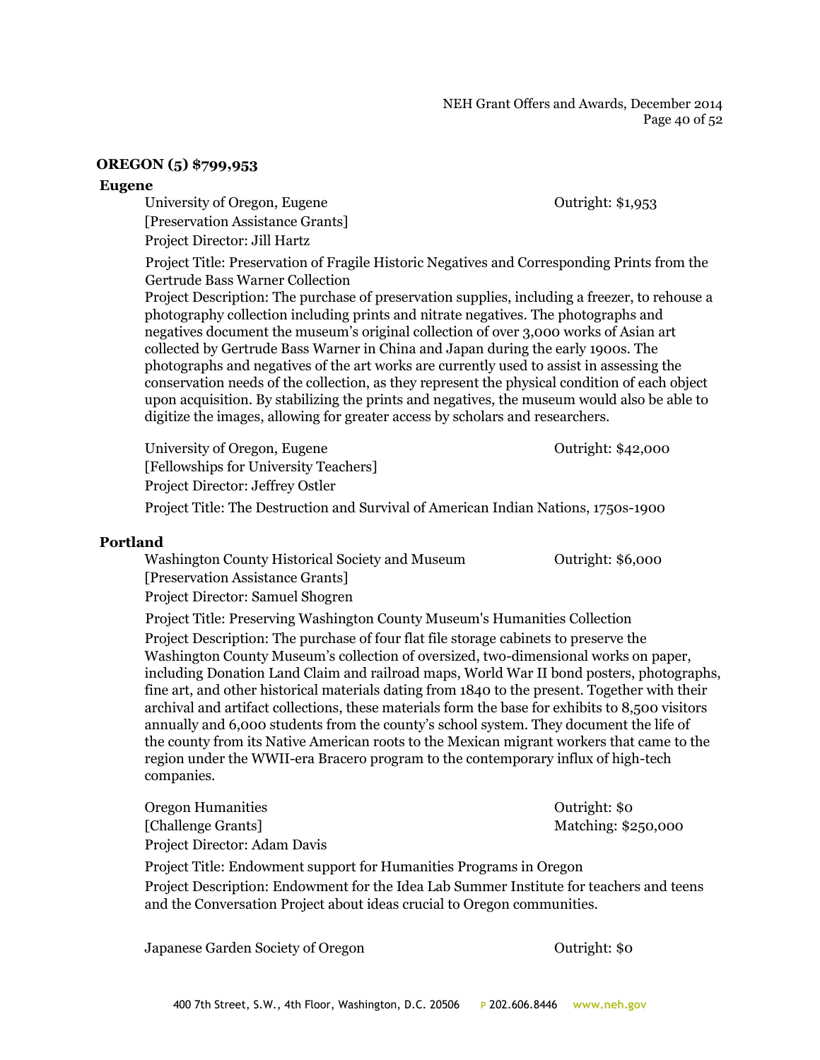## OREGON (5) $799,953

### Eugene

University of Oregon, Eugene — Outright: $1,953
[Preservation Assistance Grants]
Project Director: Jill Hartz

Project Title: Preservation of Fragile Historic Negatives and Corresponding Prints from the Gertrude Bass Warner Collection
Project Description: The purchase of preservation supplies, including a freezer, to rehouse a photography collection including prints and nitrate negatives. The photographs and negatives document the museum's original collection of over 3,000 works of Asian art collected by Gertrude Bass Warner in China and Japan during the early 1900s. The photographs and negatives of the art works are currently used to assist in assessing the conservation needs of the collection, as they represent the physical condition of each object upon acquisition. By stabilizing the prints and negatives, the museum would also be able to digitize the images, allowing for greater access by scholars and researchers.

University of Oregon, Eugene — Outright: $42,000
[Fellowships for University Teachers]
Project Director: Jeffrey Ostler

Project Title: The Destruction and Survival of American Indian Nations, 1750s-1900

### Portland

Washington County Historical Society and Museum — Outright: $6,000
[Preservation Assistance Grants]
Project Director: Samuel Shogren

Project Title: Preserving Washington County Museum's Humanities Collection
Project Description: The purchase of four flat file storage cabinets to preserve the Washington County Museum's collection of oversized, two-dimensional works on paper, including Donation Land Claim and railroad maps, World War II bond posters, photographs, fine art, and other historical materials dating from 1840 to the present. Together with their archival and artifact collections, these materials form the base for exhibits to 8,500 visitors annually and 6,000 students from the county's school system. They document the life of the county from its Native American roots to the Mexican migrant workers that came to the region under the WWII-era Bracero program to the contemporary influx of high-tech companies.

Oregon Humanities — Outright: $0
[Challenge Grants] — Matching: $250,000
Project Director: Adam Davis

Project Title: Endowment support for Humanities Programs in Oregon
Project Description: Endowment for the Idea Lab Summer Institute for teachers and teens and the Conversation Project about ideas crucial to Oregon communities.

Japanese Garden Society of Oregon — Outright: $0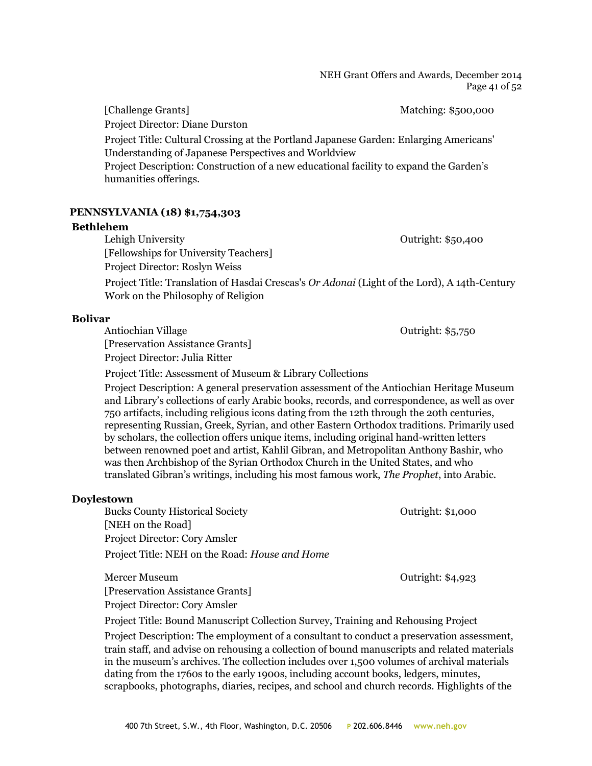[Challenge Grants] Matching: $500,000

Project Director: Diane Durston

Project Title: Cultural Crossing at the Portland Japanese Garden: Enlarging Americans' Understanding of Japanese Perspectives and Worldview

Project Description: Construction of a new educational facility to expand the Garden's humanities offerings.

## PENNSYLVANIA (18) $1,754,303

### Bethlehem

Lehigh University Outright: $50,400

[Fellowships for University Teachers]

Project Director: Roslyn Weiss

Project Title: Translation of Hasdai Crescas's *Or Adonai* (Light of the Lord), A 14th-Century Work on the Philosophy of Religion

### Bolivar

Antiochian Village Outright: $5,750

[Preservation Assistance Grants]

Project Director: Julia Ritter

Project Title: Assessment of Museum & Library Collections

Project Description: A general preservation assessment of the Antiochian Heritage Museum and Library's collections of early Arabic books, records, and correspondence, as well as over 750 artifacts, including religious icons dating from the 12th through the 20th centuries, representing Russian, Greek, Syrian, and other Eastern Orthodox traditions. Primarily used by scholars, the collection offers unique items, including original hand-written letters between renowned poet and artist, Kahlil Gibran, and Metropolitan Anthony Bashir, who was then Archbishop of the Syrian Orthodox Church in the United States, and who translated Gibran's writings, including his most famous work, *The Prophet*, into Arabic.

### Doylestown

Bucks County Historical Society Outright: $1,000

[NEH on the Road]

Project Director: Cory Amsler

Project Title: NEH on the Road: *House and Home*

Mercer Museum Outright: $4,923

[Preservation Assistance Grants]

Project Director: Cory Amsler

Project Title: Bound Manuscript Collection Survey, Training and Rehousing Project

Project Description: The employment of a consultant to conduct a preservation assessment, train staff, and advise on rehousing a collection of bound manuscripts and related materials in the museum's archives. The collection includes over 1,500 volumes of archival materials dating from the 1760s to the early 1900s, including account books, ledgers, minutes, scrapbooks, photographs, diaries, recipes, and school and church records. Highlights of the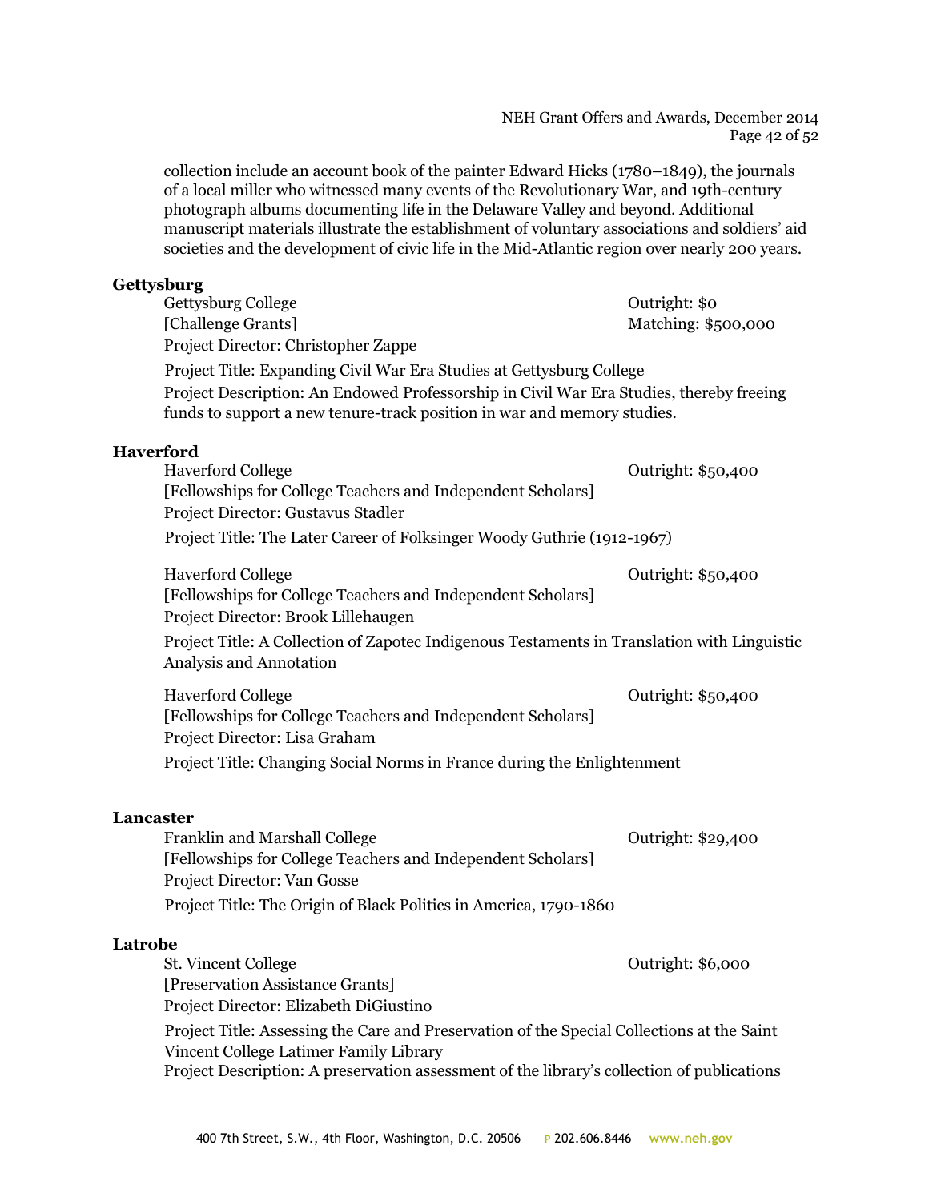collection include an account book of the painter Edward Hicks (1780–1849), the journals of a local miller who witnessed many events of the Revolutionary War, and 19th-century photograph albums documenting life in the Delaware Valley and beyond. Additional manuscript materials illustrate the establishment of voluntary associations and soldiers' aid societies and the development of civic life in the Mid-Atlantic region over nearly 200 years.

**Gettysburg**

Gettysburg College — Outright: $0; Matching: $500,000
[Challenge Grants]
Project Director: Christopher Zappe
Project Title: Expanding Civil War Era Studies at Gettysburg College
Project Description: An Endowed Professorship in Civil War Era Studies, thereby freeing funds to support a new tenure-track position in war and memory studies.

**Haverford**

Haverford College — Outright: $50,400
[Fellowships for College Teachers and Independent Scholars]
Project Director: Gustavus Stadler
Project Title: The Later Career of Folksinger Woody Guthrie (1912-1967)

Haverford College — Outright: $50,400
[Fellowships for College Teachers and Independent Scholars]
Project Director: Brook Lillehaugen
Project Title: A Collection of Zapotec Indigenous Testaments in Translation with Linguistic Analysis and Annotation

Haverford College — Outright: $50,400
[Fellowships for College Teachers and Independent Scholars]
Project Director: Lisa Graham
Project Title: Changing Social Norms in France during the Enlightenment

**Lancaster**

Franklin and Marshall College — Outright: $29,400
[Fellowships for College Teachers and Independent Scholars]
Project Director: Van Gosse
Project Title: The Origin of Black Politics in America, 1790-1860

**Latrobe**

St. Vincent College — Outright: $6,000
[Preservation Assistance Grants]
Project Director: Elizabeth DiGiustino
Project Title: Assessing the Care and Preservation of the Special Collections at the Saint Vincent College Latimer Family Library
Project Description: A preservation assessment of the library's collection of publications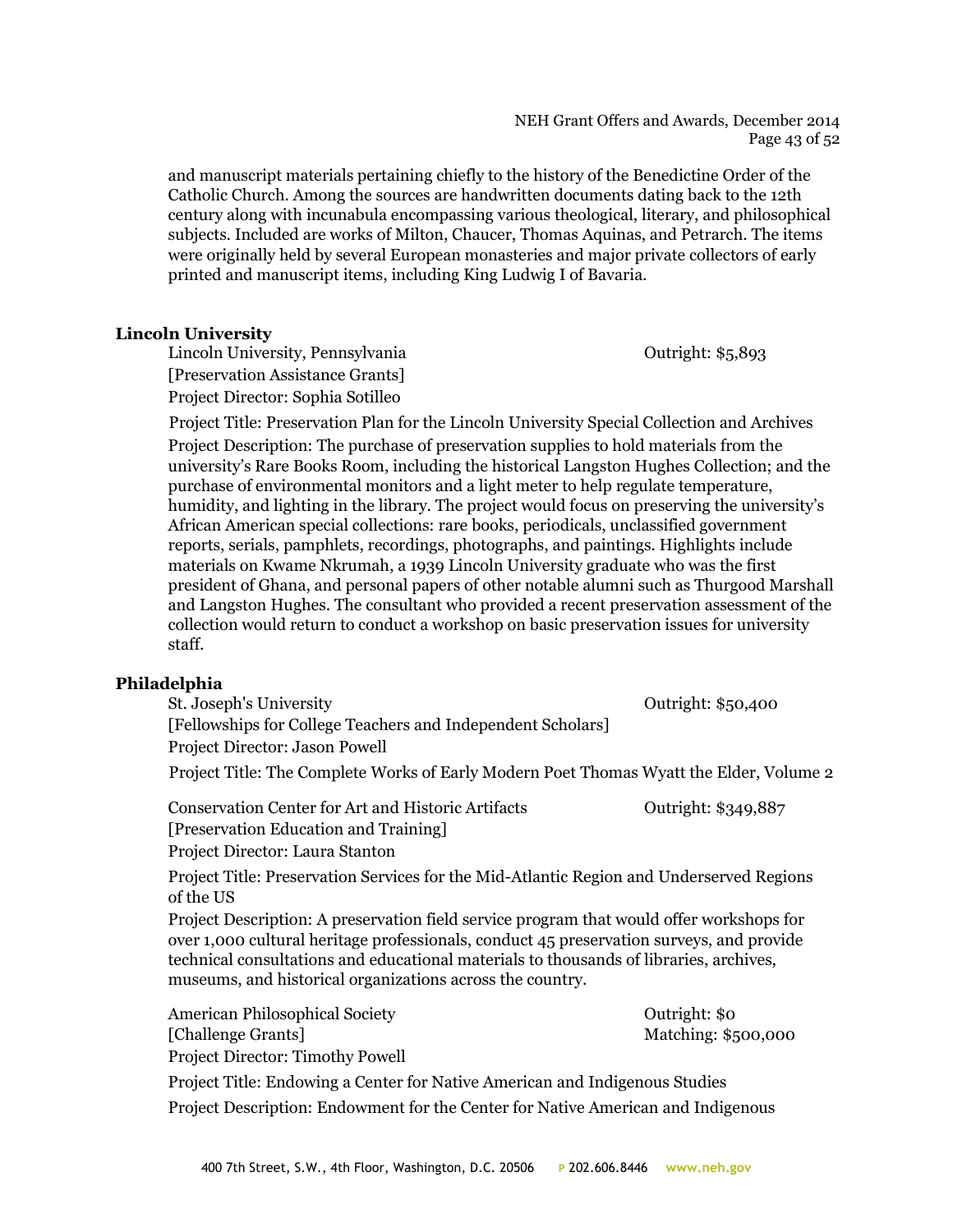and manuscript materials pertaining chiefly to the history of the Benedictine Order of the Catholic Church. Among the sources are handwritten documents dating back to the 12th century along with incunabula encompassing various theological, literary, and philosophical subjects. Included are works of Milton, Chaucer, Thomas Aquinas, and Petrarch. The items were originally held by several European monasteries and major private collectors of early printed and manuscript items, including King Ludwig I of Bavaria.

### Lincoln University

Lincoln University, Pennsylvania — Outright: $5,893
[Preservation Assistance Grants]
Project Director: Sophia Sotilleo

Project Title: Preservation Plan for the Lincoln University Special Collection and Archives
Project Description: The purchase of preservation supplies to hold materials from the university's Rare Books Room, including the historical Langston Hughes Collection; and the purchase of environmental monitors and a light meter to help regulate temperature, humidity, and lighting in the library. The project would focus on preserving the university's African American special collections: rare books, periodicals, unclassified government reports, serials, pamphlets, recordings, photographs, and paintings. Highlights include materials on Kwame Nkrumah, a 1939 Lincoln University graduate who was the first president of Ghana, and personal papers of other notable alumni such as Thurgood Marshall and Langston Hughes. The consultant who provided a recent preservation assessment of the collection would return to conduct a workshop on basic preservation issues for university staff.

### Philadelphia

St. Joseph's University — Outright: $50,400
[Fellowships for College Teachers and Independent Scholars]
Project Director: Jason Powell

Project Title: The Complete Works of Early Modern Poet Thomas Wyatt the Elder, Volume 2

Conservation Center for Art and Historic Artifacts — Outright: $349,887
[Preservation Education and Training]
Project Director: Laura Stanton

Project Title: Preservation Services for the Mid-Atlantic Region and Underserved Regions of the US
Project Description: A preservation field service program that would offer workshops for over 1,000 cultural heritage professionals, conduct 45 preservation surveys, and provide technical consultations and educational materials to thousands of libraries, archives, museums, and historical organizations across the country.

American Philosophical Society — Outright: $0; Matching: $500,000
[Challenge Grants]
Project Director: Timothy Powell

Project Title: Endowing a Center for Native American and Indigenous Studies
Project Description: Endowment for the Center for Native American and Indigenous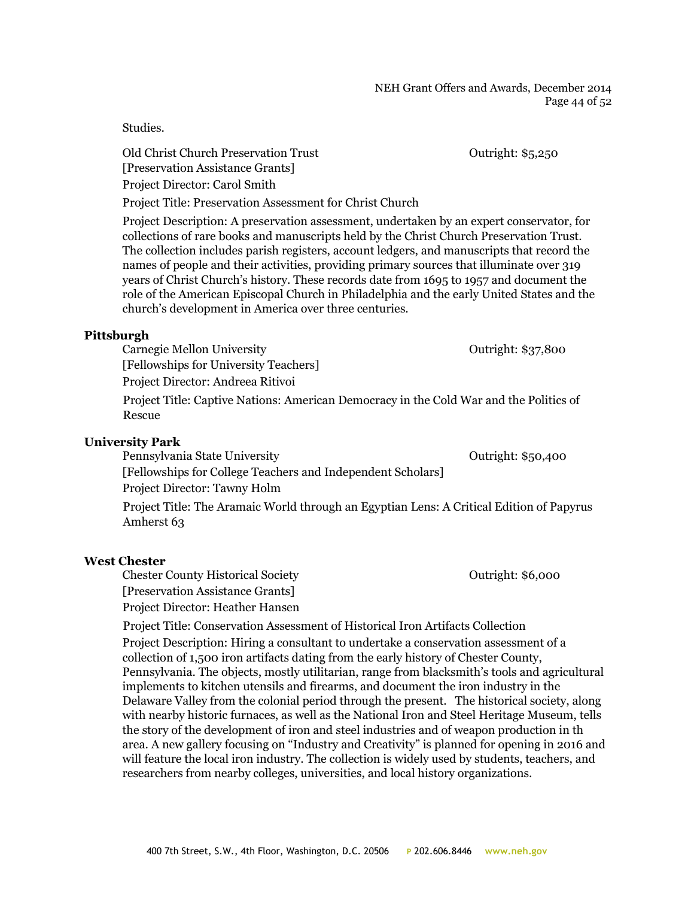Studies.

Old Christ Church Preservation Trust — Outright: $5,250
[Preservation Assistance Grants]
Project Director: Carol Smith
Project Title: Preservation Assessment for Christ Church

Project Description: A preservation assessment, undertaken by an expert conservator, for collections of rare books and manuscripts held by the Christ Church Preservation Trust. The collection includes parish registers, account ledgers, and manuscripts that record the names of people and their activities, providing primary sources that illuminate over 319 years of Christ Church's history. These records date from 1695 to 1957 and document the role of the American Episcopal Church in Philadelphia and the early United States and the church's development in America over three centuries.

**Pittsburgh**

Carnegie Mellon University — Outright: $37,800
[Fellowships for University Teachers]
Project Director: Andreea Ritivoi
Project Title: Captive Nations: American Democracy in the Cold War and the Politics of Rescue

**University Park**

Pennsylvania State University — Outright: $50,400
[Fellowships for College Teachers and Independent Scholars]
Project Director: Tawny Holm
Project Title: The Aramaic World through an Egyptian Lens: A Critical Edition of Papyrus Amherst 63

**West Chester**

Chester County Historical Society — Outright: $6,000
[Preservation Assistance Grants]
Project Director: Heather Hansen
Project Title: Conservation Assessment of Historical Iron Artifacts Collection

Project Description: Hiring a consultant to undertake a conservation assessment of a collection of 1,500 iron artifacts dating from the early history of Chester County, Pennsylvania. The objects, mostly utilitarian, range from blacksmith's tools and agricultural implements to kitchen utensils and firearms, and document the iron industry in the Delaware Valley from the colonial period through the present. The historical society, along with nearby historic furnaces, as well as the National Iron and Steel Heritage Museum, tells the story of the development of iron and steel industries and of weapon production in th area. A new gallery focusing on "Industry and Creativity" is planned for opening in 2016 and will feature the local iron industry. The collection is widely used by students, teachers, and researchers from nearby colleges, universities, and local history organizations.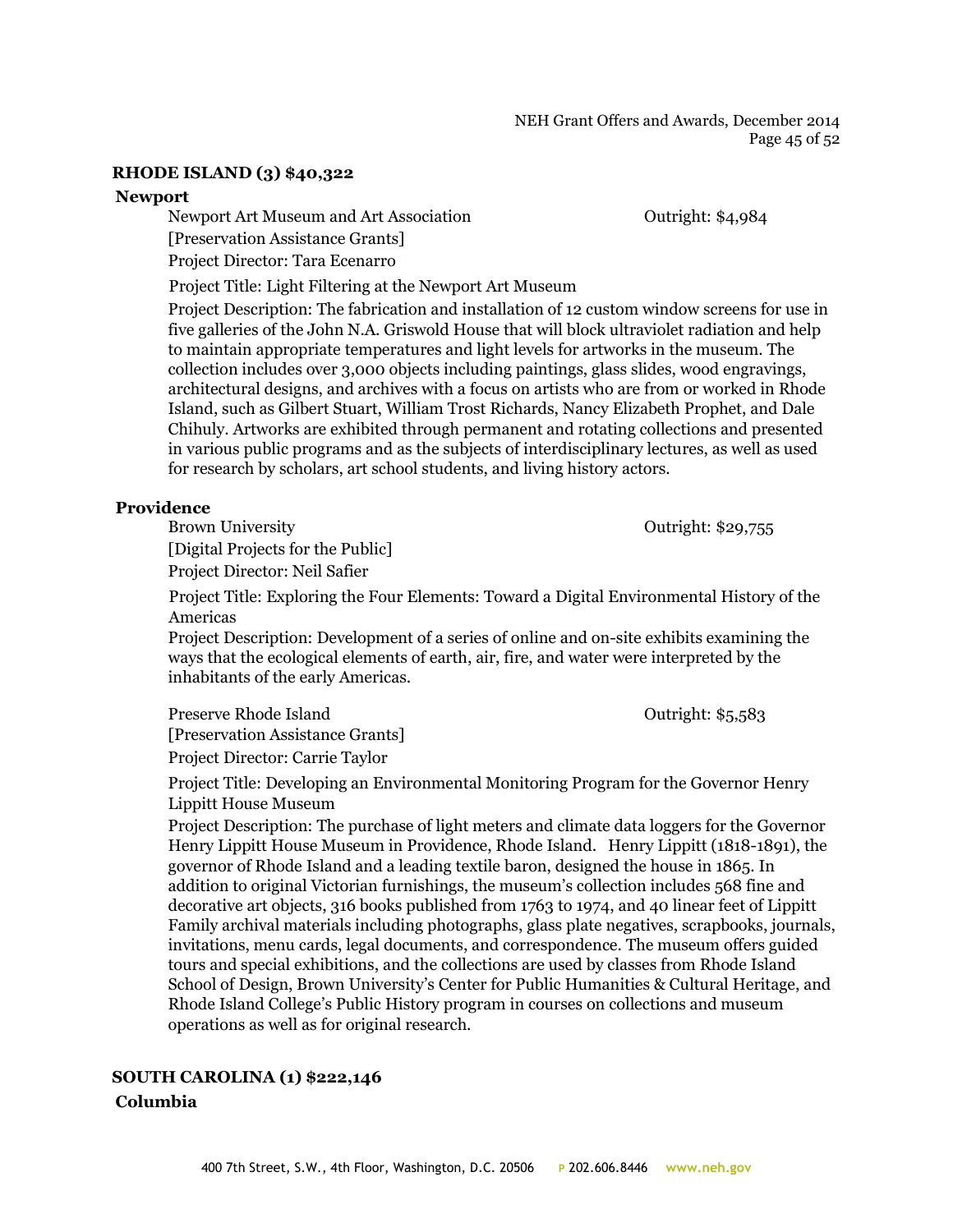## RHODE ISLAND (3) $40,322

### Newport

Newport Art Museum and Art Association — Outright: $4,984
[Preservation Assistance Grants]
Project Director: Tara Ecenarro

Project Title: Light Filtering at the Newport Art Museum

Project Description: The fabrication and installation of 12 custom window screens for use in five galleries of the John N.A. Griswold House that will block ultraviolet radiation and help to maintain appropriate temperatures and light levels for artworks in the museum. The collection includes over 3,000 objects including paintings, glass slides, wood engravings, architectural designs, and archives with a focus on artists who are from or worked in Rhode Island, such as Gilbert Stuart, William Trost Richards, Nancy Elizabeth Prophet, and Dale Chihuly. Artworks are exhibited through permanent and rotating collections and presented in various public programs and as the subjects of interdisciplinary lectures, as well as used for research by scholars, art school students, and living history actors.

### Providence

Brown University — Outright: $29,755
[Digital Projects for the Public]
Project Director: Neil Safier

Project Title: Exploring the Four Elements: Toward a Digital Environmental History of the Americas

Project Description: Development of a series of online and on-site exhibits examining the ways that the ecological elements of earth, air, fire, and water were interpreted by the inhabitants of the early Americas.

Preserve Rhode Island — Outright: $5,583
[Preservation Assistance Grants]
Project Director: Carrie Taylor

Project Title: Developing an Environmental Monitoring Program for the Governor Henry Lippitt House Museum

Project Description: The purchase of light meters and climate data loggers for the Governor Henry Lippitt House Museum in Providence, Rhode Island. Henry Lippitt (1818-1891), the governor of Rhode Island and a leading textile baron, designed the house in 1865. In addition to original Victorian furnishings, the museum's collection includes 568 fine and decorative art objects, 316 books published from 1763 to 1974, and 40 linear feet of Lippitt Family archival materials including photographs, glass plate negatives, scrapbooks, journals, invitations, menu cards, legal documents, and correspondence. The museum offers guided tours and special exhibitions, and the collections are used by classes from Rhode Island School of Design, Brown University's Center for Public Humanities & Cultural Heritage, and Rhode Island College's Public History program in courses on collections and museum operations as well as for original research.

## SOUTH CAROLINA (1) $222,146

### Columbia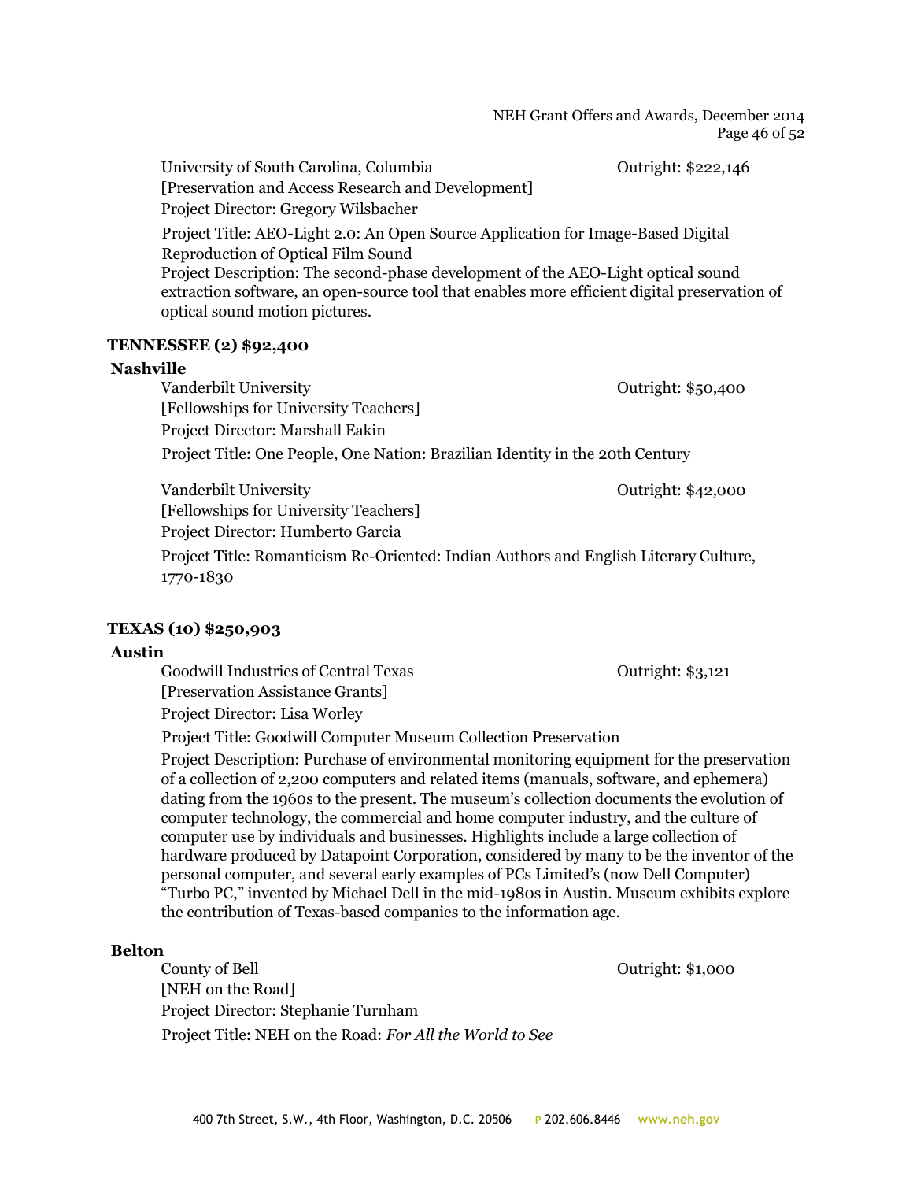University of South Carolina, Columbia — Outright: $222,146
[Preservation and Access Research and Development]
Project Director: Gregory Wilsbacher
Project Title: AEO-Light 2.0: An Open Source Application for Image-Based Digital Reproduction of Optical Film Sound
Project Description: The second-phase development of the AEO-Light optical sound extraction software, an open-source tool that enables more efficient digital preservation of optical sound motion pictures.

## TENNESSEE (2) $92,400

### Nashville

Vanderbilt University — Outright: $50,400
[Fellowships for University Teachers]
Project Director: Marshall Eakin
Project Title: One People, One Nation: Brazilian Identity in the 20th Century

Vanderbilt University — Outright: $42,000
[Fellowships for University Teachers]
Project Director: Humberto Garcia
Project Title: Romanticism Re-Oriented: Indian Authors and English Literary Culture, 1770-1830

## TEXAS (10) $250,903

### Austin

Goodwill Industries of Central Texas — Outright: $3,121
[Preservation Assistance Grants]
Project Director: Lisa Worley
Project Title: Goodwill Computer Museum Collection Preservation
Project Description: Purchase of environmental monitoring equipment for the preservation of a collection of 2,200 computers and related items (manuals, software, and ephemera) dating from the 1960s to the present. The museum's collection documents the evolution of computer technology, the commercial and home computer industry, and the culture of computer use by individuals and businesses. Highlights include a large collection of hardware produced by Datapoint Corporation, considered by many to be the inventor of the personal computer, and several early examples of PCs Limited's (now Dell Computer) "Turbo PC," invented by Michael Dell in the mid-1980s in Austin. Museum exhibits explore the contribution of Texas-based companies to the information age.

### Belton

County of Bell — Outright: $1,000
[NEH on the Road]
Project Director: Stephanie Turnham
Project Title: NEH on the Road: *For All the World to See*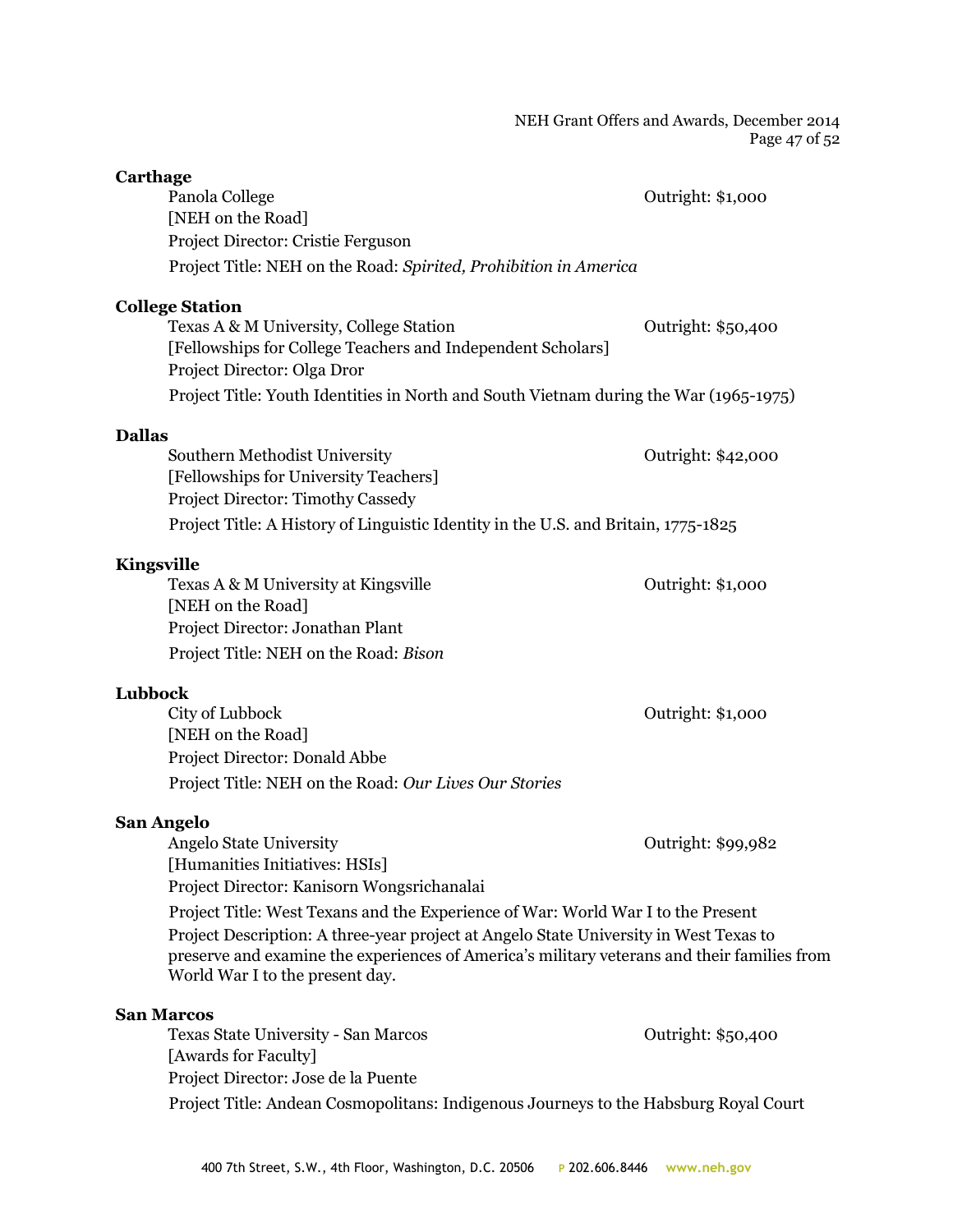**Carthage**

Panola College — Outright: $1,000
[NEH on the Road]
Project Director: Cristie Ferguson
Project Title: NEH on the Road: *Spirited, Prohibition in America*

**College Station**

Texas A & M University, College Station — Outright: $50,400
[Fellowships for College Teachers and Independent Scholars]
Project Director: Olga Dror
Project Title: Youth Identities in North and South Vietnam during the War (1965-1975)

**Dallas**

Southern Methodist University — Outright: $42,000
[Fellowships for University Teachers]
Project Director: Timothy Cassedy
Project Title: A History of Linguistic Identity in the U.S. and Britain, 1775-1825

**Kingsville**

Texas A & M University at Kingsville — Outright: $1,000
[NEH on the Road]
Project Director: Jonathan Plant
Project Title: NEH on the Road: *Bison*

**Lubbock**

City of Lubbock — Outright: $1,000
[NEH on the Road]
Project Director: Donald Abbe
Project Title: NEH on the Road: *Our Lives Our Stories*

**San Angelo**

Angelo State University — Outright: $99,982
[Humanities Initiatives: HSIs]
Project Director: Kanisorn Wongsrichanalai
Project Title: West Texans and the Experience of War: World War I to the Present
Project Description: A three-year project at Angelo State University in West Texas to preserve and examine the experiences of America's military veterans and their families from World War I to the present day.

**San Marcos**

Texas State University - San Marcos — Outright: $50,400
[Awards for Faculty]
Project Director: Jose de la Puente
Project Title: Andean Cosmopolitans: Indigenous Journeys to the Habsburg Royal Court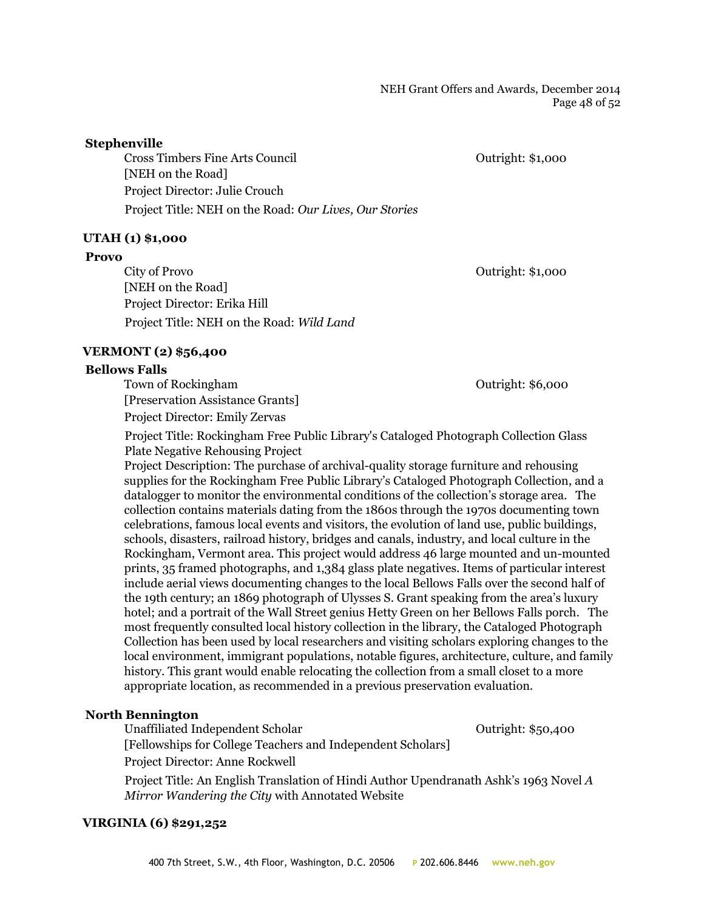**Stephenville**

Cross Timbers Fine Arts Council — Outright: $1,000
[NEH on the Road]
Project Director: Julie Crouch
Project Title: NEH on the Road: *Our Lives, Our Stories*

## UTAH (1) $1,000

**Provo**

City of Provo — Outright: $1,000
[NEH on the Road]
Project Director: Erika Hill
Project Title: NEH on the Road: *Wild Land*

## VERMONT (2) $56,400

**Bellows Falls**

Town of Rockingham — Outright: $6,000
[Preservation Assistance Grants]
Project Director: Emily Zervas

Project Title: Rockingham Free Public Library's Cataloged Photograph Collection Glass Plate Negative Rehousing Project

Project Description: The purchase of archival-quality storage furniture and rehousing supplies for the Rockingham Free Public Library's Cataloged Photograph Collection, and a datalogger to monitor the environmental conditions of the collection's storage area. The collection contains materials dating from the 1860s through the 1970s documenting town celebrations, famous local events and visitors, the evolution of land use, public buildings, schools, disasters, railroad history, bridges and canals, industry, and local culture in the Rockingham, Vermont area. This project would address 46 large mounted and un-mounted prints, 35 framed photographs, and 1,384 glass plate negatives. Items of particular interest include aerial views documenting changes to the local Bellows Falls over the second half of the 19th century; an 1869 photograph of Ulysses S. Grant speaking from the area's luxury hotel; and a portrait of the Wall Street genius Hetty Green on her Bellows Falls porch. The most frequently consulted local history collection in the library, the Cataloged Photograph Collection has been used by local researchers and visiting scholars exploring changes to the local environment, immigrant populations, notable figures, architecture, culture, and family history. This grant would enable relocating the collection from a small closet to a more appropriate location, as recommended in a previous preservation evaluation.

**North Bennington**

Unaffiliated Independent Scholar — Outright: $50,400
[Fellowships for College Teachers and Independent Scholars]
Project Director: Anne Rockwell

Project Title: An English Translation of Hindi Author Upendranath Ashk's 1963 Novel *A Mirror Wandering the City* with Annotated Website

## VIRGINIA (6) $291,252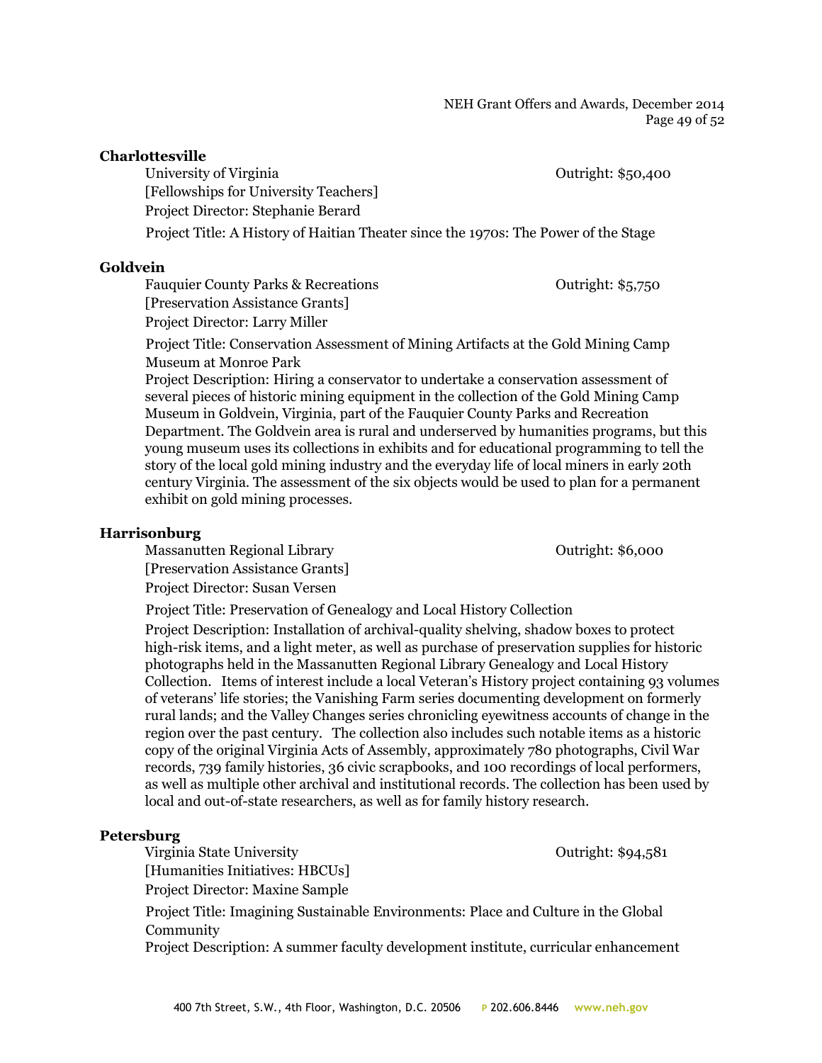**Charlottesville**

University of Virginia — Outright: $50,400
[Fellowships for University Teachers]
Project Director: Stephanie Berard
Project Title: A History of Haitian Theater since the 1970s: The Power of the Stage

**Goldvein**

Fauquier County Parks & Recreations — Outright: $5,750
[Preservation Assistance Grants]
Project Director: Larry Miller
Project Title: Conservation Assessment of Mining Artifacts at the Gold Mining Camp Museum at Monroe Park
Project Description: Hiring a conservator to undertake a conservation assessment of several pieces of historic mining equipment in the collection of the Gold Mining Camp Museum in Goldvein, Virginia, part of the Fauquier County Parks and Recreation Department. The Goldvein area is rural and underserved by humanities programs, but this young museum uses its collections in exhibits and for educational programming to tell the story of the local gold mining industry and the everyday life of local miners in early 20th century Virginia. The assessment of the six objects would be used to plan for a permanent exhibit on gold mining processes.

**Harrisonburg**

Massanutten Regional Library — Outright: $6,000
[Preservation Assistance Grants]
Project Director: Susan Versen
Project Title: Preservation of Genealogy and Local History Collection
Project Description: Installation of archival-quality shelving, shadow boxes to protect high-risk items, and a light meter, as well as purchase of preservation supplies for historic photographs held in the Massanutten Regional Library Genealogy and Local History Collection. Items of interest include a local Veteran's History project containing 93 volumes of veterans' life stories; the Vanishing Farm series documenting development on formerly rural lands; and the Valley Changes series chronicling eyewitness accounts of change in the region over the past century. The collection also includes such notable items as a historic copy of the original Virginia Acts of Assembly, approximately 780 photographs, Civil War records, 739 family histories, 36 civic scrapbooks, and 100 recordings of local performers, as well as multiple other archival and institutional records. The collection has been used by local and out-of-state researchers, as well as for family history research.

**Petersburg**

Virginia State University — Outright: $94,581
[Humanities Initiatives: HBCUs]
Project Director: Maxine Sample
Project Title: Imagining Sustainable Environments: Place and Culture in the Global Community
Project Description: A summer faculty development institute, curricular enhancement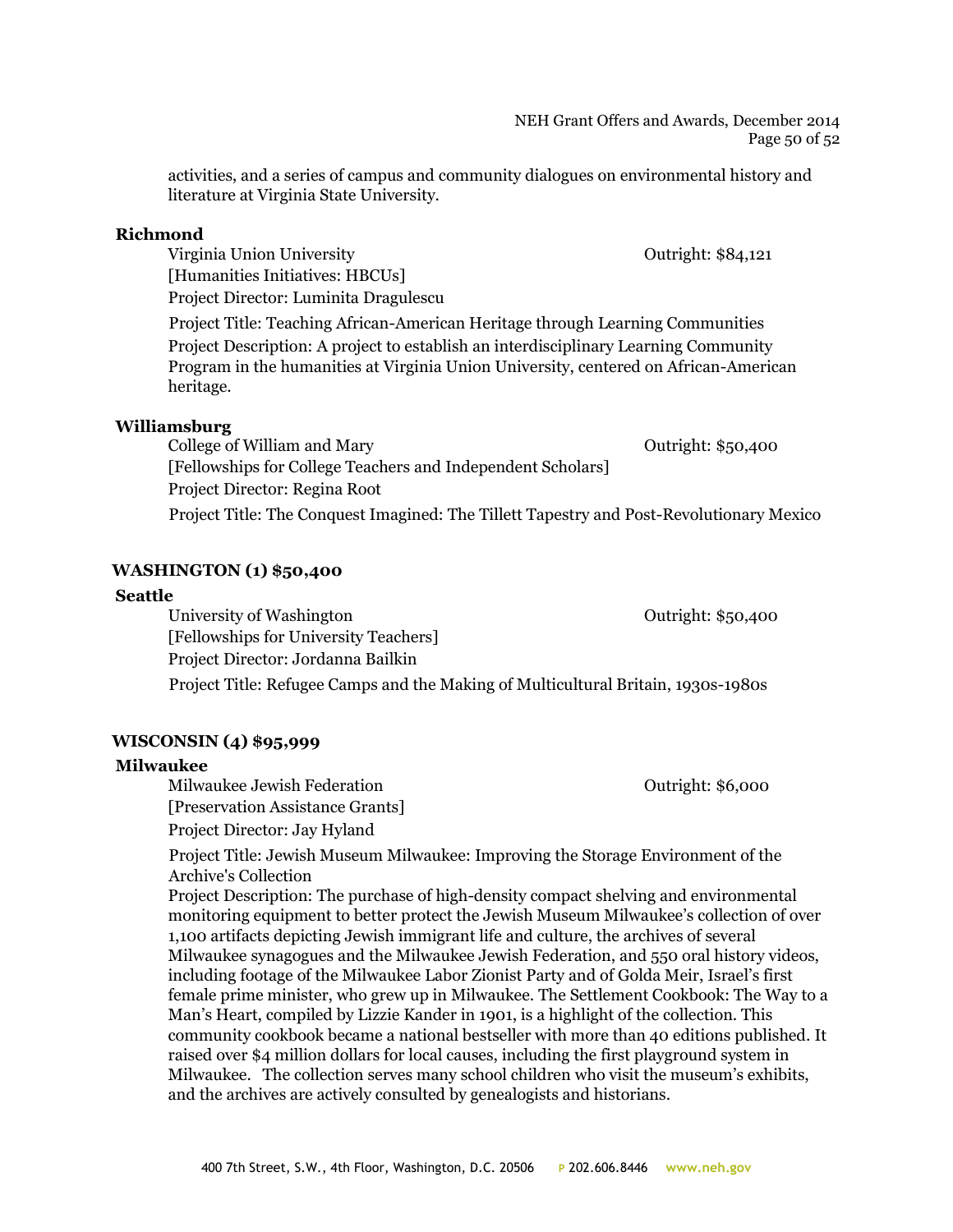activities, and a series of campus and community dialogues on environmental history and literature at Virginia State University.

**Richmond**

Virginia Union University — Outright: $84,121
[Humanities Initiatives: HBCUs]
Project Director: Luminita Dragulescu
Project Title: Teaching African-American Heritage through Learning Communities
Project Description: A project to establish an interdisciplinary Learning Community Program in the humanities at Virginia Union University, centered on African-American heritage.

**Williamsburg**

College of William and Mary — Outright: $50,400
[Fellowships for College Teachers and Independent Scholars]
Project Director: Regina Root
Project Title: The Conquest Imagined: The Tillett Tapestry and Post-Revolutionary Mexico

## WASHINGTON (1) $50,400

**Seattle**

University of Washington — Outright: $50,400
[Fellowships for University Teachers]
Project Director: Jordanna Bailkin
Project Title: Refugee Camps and the Making of Multicultural Britain, 1930s-1980s

## WISCONSIN (4) $95,999

**Milwaukee**

Milwaukee Jewish Federation — Outright: $6,000
[Preservation Assistance Grants]
Project Director: Jay Hyland
Project Title: Jewish Museum Milwaukee: Improving the Storage Environment of the Archive's Collection
Project Description: The purchase of high-density compact shelving and environmental monitoring equipment to better protect the Jewish Museum Milwaukee's collection of over 1,100 artifacts depicting Jewish immigrant life and culture, the archives of several Milwaukee synagogues and the Milwaukee Jewish Federation, and 550 oral history videos, including footage of the Milwaukee Labor Zionist Party and of Golda Meir, Israel's first female prime minister, who grew up in Milwaukee. The Settlement Cookbook: The Way to a Man's Heart, compiled by Lizzie Kander in 1901, is a highlight of the collection. This community cookbook became a national bestseller with more than 40 editions published. It raised over $4 million dollars for local causes, including the first playground system in Milwaukee. The collection serves many school children who visit the museum's exhibits, and the archives are actively consulted by genealogists and historians.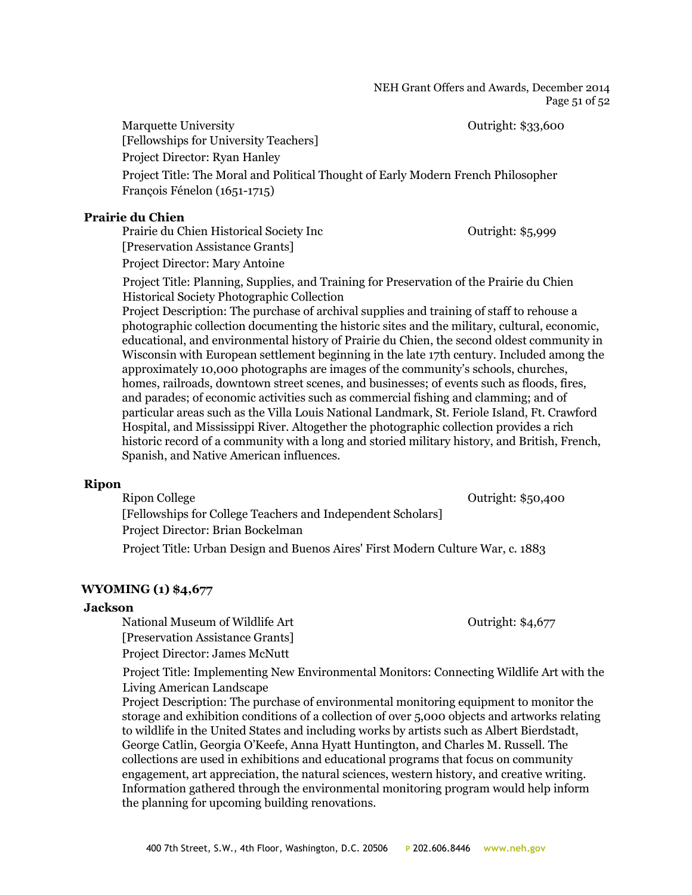Marquette University — Outright: $33,600
[Fellowships for University Teachers]
Project Director: Ryan Hanley
Project Title: The Moral and Political Thought of Early Modern French Philosopher François Fénelon (1651-1715)

**Prairie du Chien**

Prairie du Chien Historical Society Inc — Outright: $5,999
[Preservation Assistance Grants]
Project Director: Mary Antoine
Project Title: Planning, Supplies, and Training for Preservation of the Prairie du Chien Historical Society Photographic Collection
Project Description: The purchase of archival supplies and training of staff to rehouse a photographic collection documenting the historic sites and the military, cultural, economic, educational, and environmental history of Prairie du Chien, the second oldest community in Wisconsin with European settlement beginning in the late 17th century. Included among the approximately 10,000 photographs are images of the community's schools, churches, homes, railroads, downtown street scenes, and businesses; of events such as floods, fires, and parades; of economic activities such as commercial fishing and clamming; and of particular areas such as the Villa Louis National Landmark, St. Feriole Island, Ft. Crawford Hospital, and Mississippi River. Altogether the photographic collection provides a rich historic record of a community with a long and storied military history, and British, French, Spanish, and Native American influences.

**Ripon**

Ripon College — Outright: $50,400
[Fellowships for College Teachers and Independent Scholars]
Project Director: Brian Bockelman
Project Title: Urban Design and Buenos Aires' First Modern Culture War, c. 1883

## WYOMING (1) $4,677

**Jackson**

National Museum of Wildlife Art — Outright: $4,677
[Preservation Assistance Grants]
Project Director: James McNutt
Project Title: Implementing New Environmental Monitors: Connecting Wildlife Art with the Living American Landscape
Project Description: The purchase of environmental monitoring equipment to monitor the storage and exhibition conditions of a collection of over 5,000 objects and artworks relating to wildlife in the United States and including works by artists such as Albert Bierdstadt, George Catlin, Georgia O'Keefe, Anna Hyatt Huntington, and Charles M. Russell. The collections are used in exhibitions and educational programs that focus on community engagement, art appreciation, the natural sciences, western history, and creative writing. Information gathered through the environmental monitoring program would help inform the planning for upcoming building renovations.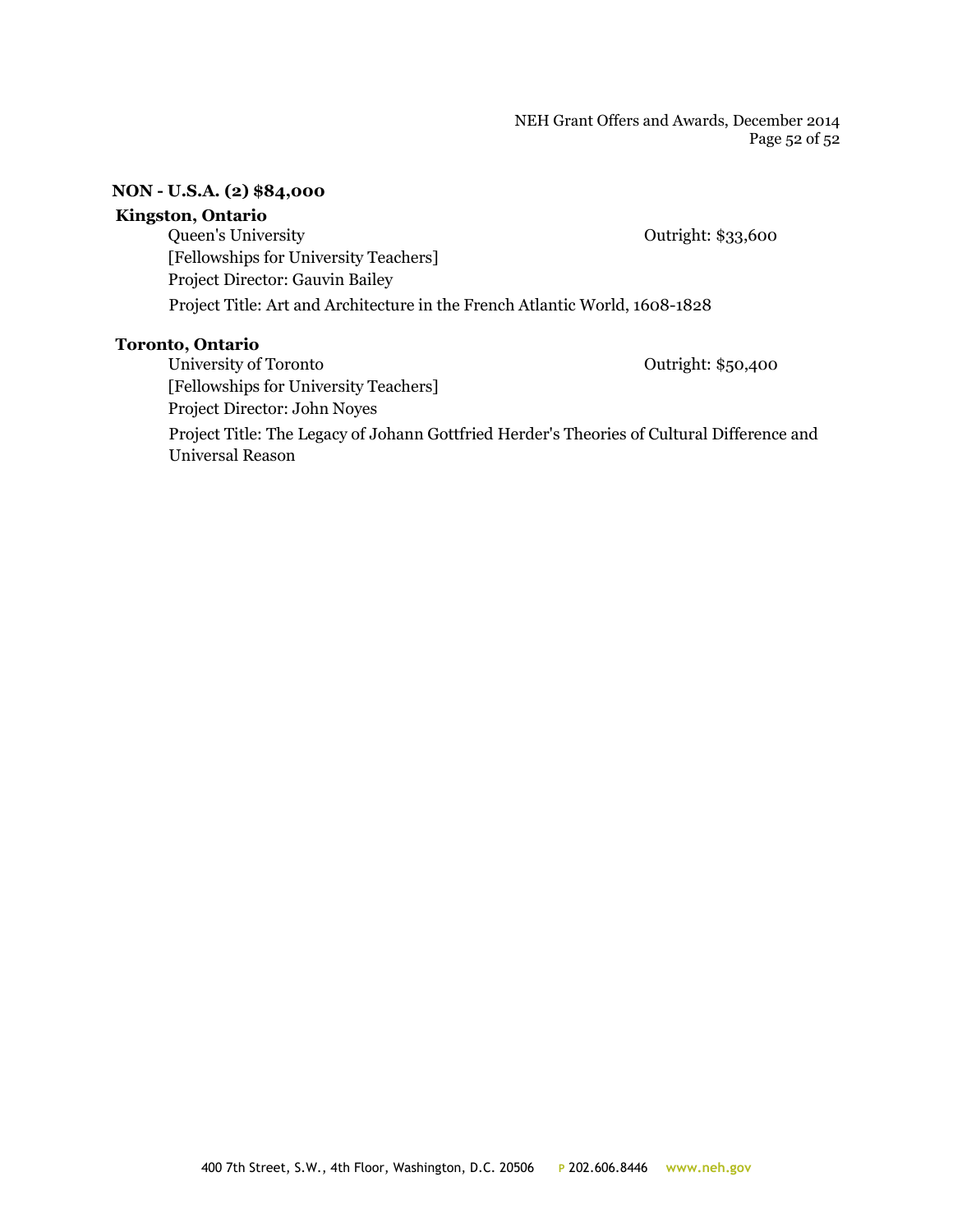**NON - U.S.A. (2) $84,000**

**Kingston, Ontario**

Queen's University — Outright: $33,600

[Fellowships for University Teachers]

Project Director: Gauvin Bailey

Project Title: Art and Architecture in the French Atlantic World, 1608-1828

**Toronto, Ontario**

University of Toronto — Outright: $50,400

[Fellowships for University Teachers]

Project Director: John Noyes

Project Title: The Legacy of Johann Gottfried Herder's Theories of Cultural Difference and Universal Reason